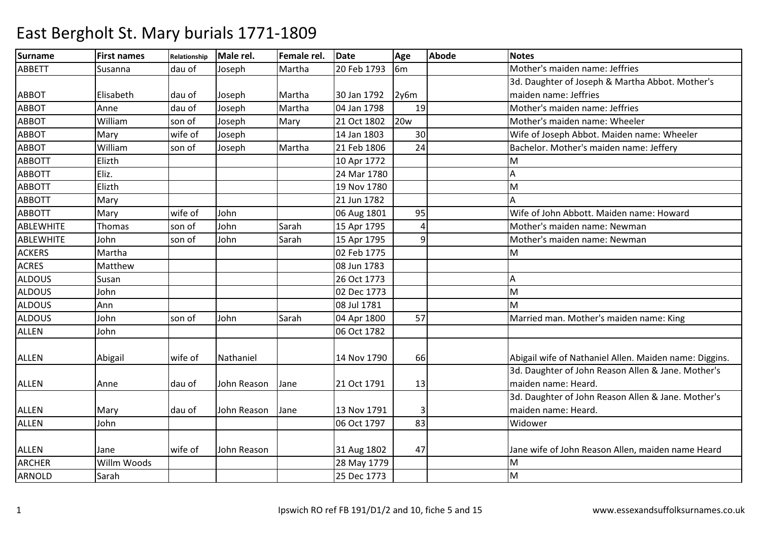# East Bergholt St. Mary burials 1771-1809

| Surname | First names | Relationship | Male rel. | Female rel. | Date | Age | Abode | Notes |
|---|---|---|---|---|---|---|---|---|
| ABBETT | Susanna | dau of | Joseph | Martha | 20 Feb 1793 | 6m | | Mother's maiden name: Jeffries |
| ABBOT | Elisabeth | dau of | Joseph | Martha | 30 Jan 1792 | 2y6m | | 3d. Daughter of Joseph & Martha Abbot. Mother's maiden name: Jeffries |
| ABBOT | Anne | dau of | Joseph | Martha | 04 Jan 1798 | 19 | | Mother's maiden name: Jeffries |
| ABBOT | William | son of | Joseph | Mary | 21 Oct 1802 | 20w | | Mother's maiden name: Wheeler |
| ABBOT | Mary | wife of | Joseph | | 14 Jan 1803 | 30 | | Wife of Joseph Abbot. Maiden name: Wheeler |
| ABBOT | William | son of | Joseph | Martha | 21 Feb 1806 | 24 | | Bachelor. Mother's maiden name: Jeffery |
| ABBOTT | Elizth | | | | 10 Apr 1772 | | | M |
| ABBOTT | Eliz. | | | | 24 Mar 1780 | | | A |
| ABBOTT | Elizth | | | | 19 Nov 1780 | | | M |
| ABBOTT | Mary | | | | 21 Jun 1782 | | | A |
| ABBOTT | Mary | wife of | John | | 06 Aug 1801 | 95 | | Wife of John Abbott. Maiden name: Howard |
| ABLEWHITE | Thomas | son of | John | Sarah | 15 Apr 1795 | 4 | | Mother's maiden name: Newman |
| ABLEWHITE | John | son of | John | Sarah | 15 Apr 1795 | 9 | | Mother's maiden name: Newman |
| ACKERS | Martha | | | | 02 Feb 1775 | | | M |
| ACRES | Matthew | | | | 08 Jun 1783 | | | |
| ALDOUS | Susan | | | | 26 Oct 1773 | | | A |
| ALDOUS | John | | | | 02 Dec 1773 | | | M |
| ALDOUS | Ann | | | | 08 Jul 1781 | | | M |
| ALDOUS | John | son of | John | Sarah | 04 Apr 1800 | 57 | | Married man. Mother's maiden name: King |
| ALLEN | John | | | | 06 Oct 1782 | | | |
| ALLEN | Abigail | wife of | Nathaniel | | 14 Nov 1790 | 66 | | Abigail wife of Nathaniel Allen. Maiden name: Diggins. |
| ALLEN | Anne | dau of | John Reason | Jane | 21 Oct 1791 | 13 | | 3d. Daughter of John Reason Allen & Jane. Mother's maiden name: Heard. |
| ALLEN | Mary | dau of | John Reason | Jane | 13 Nov 1791 | 3 | | 3d. Daughter of John Reason Allen & Jane. Mother's maiden name: Heard. |
| ALLEN | John | | | | 06 Oct 1797 | 83 | | Widower |
| ALLEN | Jane | wife of | John Reason | | 31 Aug 1802 | 47 | | Jane wife of John Reason Allen, maiden name Heard |
| ARCHER | Willm Woods | | | | 28 May 1779 | | | M |
| ARNOLD | Sarah | | | | 25 Dec 1773 | | | M |

Ipswich RO ref FB 191/D1/2 and 10, fiche 5 and 15

www.essexandsuffolksurnames.co.uk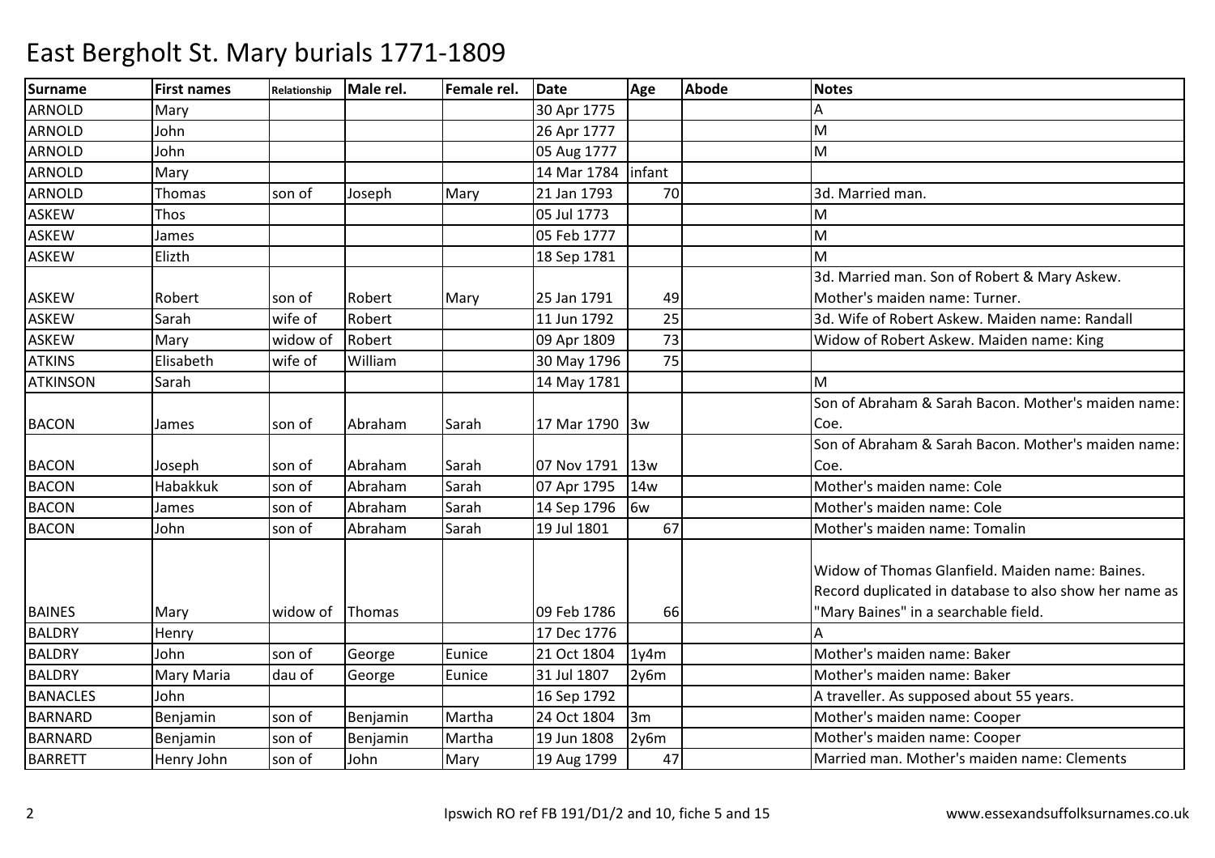# East Bergholt St. Mary burials 1771-1809

| Surname | First names | Relationship | Male rel. | Female rel. | Date | Age | Abode | Notes |
|---|---|---|---|---|---|---|---|---|
| ARNOLD | Mary | | | | 30 Apr 1775 | | | A |
| ARNOLD | John | | | | 26 Apr 1777 | | | M |
| ARNOLD | John | | | | 05 Aug 1777 | | | M |
| ARNOLD | Mary | | | | 14 Mar 1784 | infant | | |
| ARNOLD | Thomas | son of | Joseph | Mary | 21 Jan 1793 | 70 | | 3d. Married man. |
| ASKEW | Thos | | | | 05 Jul 1773 | | | M |
| ASKEW | James | | | | 05 Feb 1777 | | | M |
| ASKEW | Elizth | | | | 18 Sep 1781 | | | M |
| ASKEW | Robert | son of | Robert | Mary | 25 Jan 1791 | 49 | | 3d. Married man. Son of Robert & Mary Askew. Mother's maiden name: Turner. |
| ASKEW | Sarah | wife of | Robert | | 11 Jun 1792 | 25 | | 3d. Wife of Robert Askew. Maiden name: Randall |
| ASKEW | Mary | widow of | Robert | | 09 Apr 1809 | 73 | | Widow of Robert Askew. Maiden name: King |
| ATKINS | Elisabeth | wife of | William | | 30 May 1796 | 75 | | |
| ATKINSON | Sarah | | | | 14 May 1781 | | | M |
| BACON | James | son of | Abraham | Sarah | 17 Mar 1790 | 3w | | Son of Abraham & Sarah Bacon. Mother's maiden name: Coe. |
| BACON | Joseph | son of | Abraham | Sarah | 07 Nov 1791 | 13w | | Son of Abraham & Sarah Bacon. Mother's maiden name: Coe. |
| BACON | Habakkuk | son of | Abraham | Sarah | 07 Apr 1795 | 14w | | Mother's maiden name: Cole |
| BACON | James | son of | Abraham | Sarah | 14 Sep 1796 | 6w | | Mother's maiden name: Cole |
| BACON | John | son of | Abraham | Sarah | 19 Jul 1801 | 67 | | Mother's maiden name: Tomalin |
| BAINES | Mary | widow of | Thomas | | 09 Feb 1786 | 66 | | Widow of Thomas Glanfield. Maiden name: Baines. Record duplicated in database to also show her name as "Mary Baines" in a searchable field. |
| BALDRY | Henry | | | | 17 Dec 1776 | | | A |
| BALDRY | John | son of | George | Eunice | 21 Oct 1804 | 1y4m | | Mother's maiden name: Baker |
| BALDRY | Mary Maria | dau of | George | Eunice | 31 Jul 1807 | 2y6m | | Mother's maiden name: Baker |
| BANACLES | John | | | | 16 Sep 1792 | | | A traveller. As supposed about 55 years. |
| BARNARD | Benjamin | son of | Benjamin | Martha | 24 Oct 1804 | 3m | | Mother's maiden name: Cooper |
| BARNARD | Benjamin | son of | Benjamin | Martha | 19 Jun 1808 | 2y6m | | Mother's maiden name: Cooper |
| BARRETT | Henry John | son of | John | Mary | 19 Aug 1799 | 47 | | Married man. Mother's maiden name: Clements |

Ipswich RO ref FB 191/D1/2 and 10, fiche 5 and 15

www.essexandsuffolksurnames.co.uk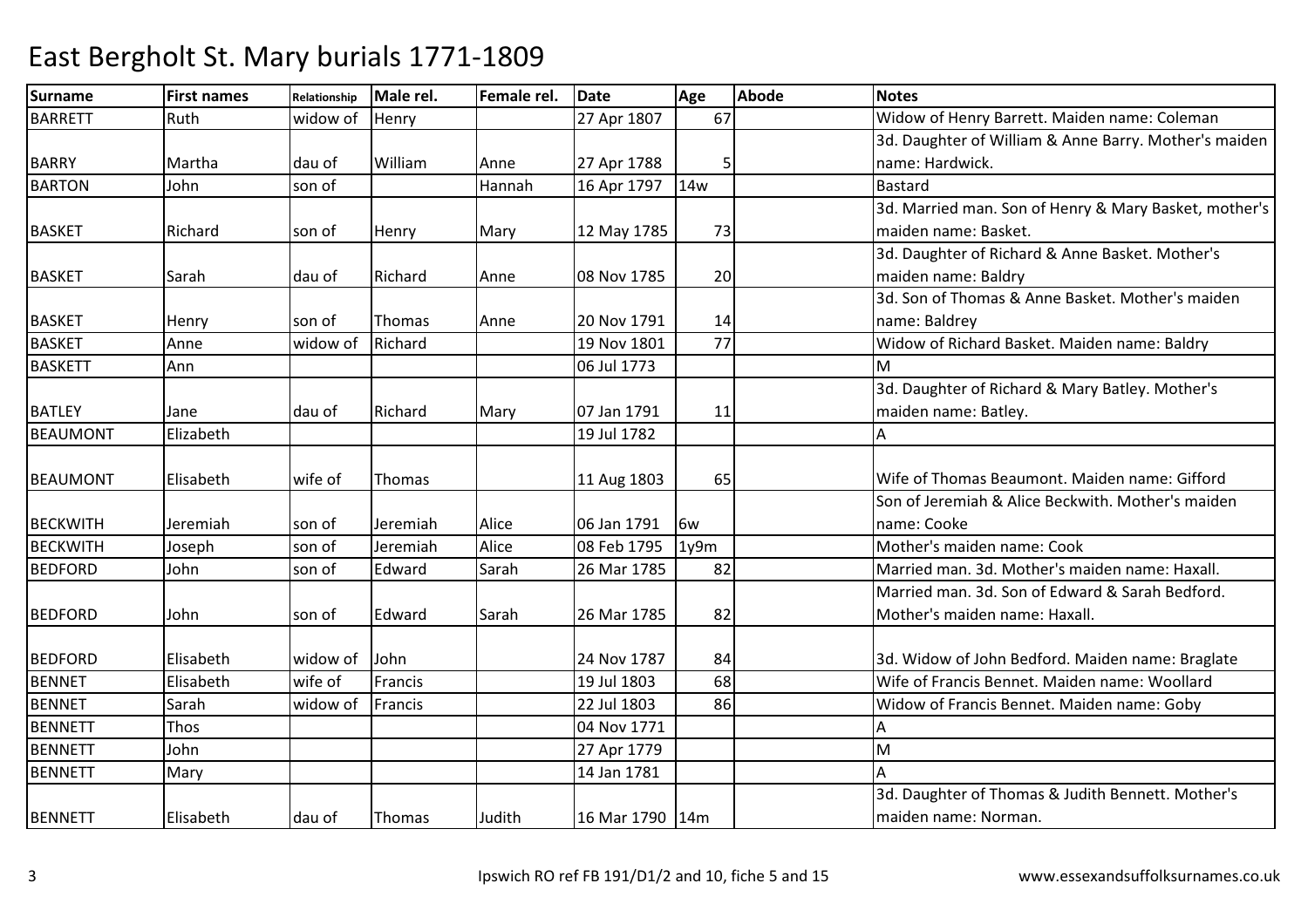# East Bergholt St. Mary burials 1771-1809

| Surname | First names | Relationship | Male rel. | Female rel. | Date | Age | Abode | Notes |
|---|---|---|---|---|---|---|---|---|
| BARRETT | Ruth | widow of | Henry | | 27 Apr 1807 | 67 | | Widow of Henry Barrett. Maiden name: Coleman |
| BARRY | Martha | dau of | William | Anne | 27 Apr 1788 | 5 | | 3d. Daughter of William & Anne Barry. Mother's maiden name: Hardwick. |
| BARTON | John | son of | | Hannah | 16 Apr 1797 | 14w | | Bastard |
| BASKET | Richard | son of | Henry | Mary | 12 May 1785 | 73 | | 3d. Married man. Son of Henry & Mary Basket, mother's maiden name: Basket. |
| BASKET | Sarah | dau of | Richard | Anne | 08 Nov 1785 | 20 | | 3d. Daughter of Richard & Anne Basket. Mother's maiden name: Baldry |
| BASKET | Henry | son of | Thomas | Anne | 20 Nov 1791 | 14 | | 3d. Son of Thomas & Anne Basket. Mother's maiden name: Baldrey |
| BASKET | Anne | widow of | Richard | | 19 Nov 1801 | 77 | | Widow of Richard Basket. Maiden name: Baldry |
| BASKETT | Ann | | | | 06 Jul 1773 | | | M |
| BATLEY | Jane | dau of | Richard | Mary | 07 Jan 1791 | 11 | | 3d. Daughter of Richard & Mary Batley. Mother's maiden name: Batley. |
| BEAUMONT | Elizabeth | | | | 19 Jul 1782 | | | A |
| BEAUMONT | Elisabeth | wife of | Thomas | | 11 Aug 1803 | 65 | | Wife of Thomas Beaumont. Maiden name: Gifford |
| BECKWITH | Jeremiah | son of | Jeremiah | Alice | 06 Jan 1791 | 6w | | Son of Jeremiah & Alice Beckwith. Mother's maiden name: Cooke |
| BECKWITH | Joseph | son of | Jeremiah | Alice | 08 Feb 1795 | 1y9m | | Mother's maiden name: Cook |
| BEDFORD | John | son of | Edward | Sarah | 26 Mar 1785 | 82 | | Married man. 3d. Mother's maiden name: Haxall. |
| BEDFORD | John | son of | Edward | Sarah | 26 Mar 1785 | 82 | | Married man. 3d. Son of Edward & Sarah Bedford. Mother's maiden name: Haxall. |
| BEDFORD | Elisabeth | widow of | John | | 24 Nov 1787 | 84 | | 3d. Widow of John Bedford. Maiden name: Braglate |
| BENNET | Elisabeth | wife of | Francis | | 19 Jul 1803 | 68 | | Wife of Francis Bennet. Maiden name: Woollard |
| BENNET | Sarah | widow of | Francis | | 22 Jul 1803 | 86 | | Widow of Francis Bennet. Maiden name: Goby |
| BENNETT | Thos | | | | 04 Nov 1771 | | | A |
| BENNETT | John | | | | 27 Apr 1779 | | | M |
| BENNETT | Mary | | | | 14 Jan 1781 | | | A |
| BENNETT | Elisabeth | dau of | Thomas | Judith | 16 Mar 1790 | 14m | | 3d. Daughter of Thomas & Judith Bennett. Mother's maiden name: Norman. |

Ipswich RO ref FB 191/D1/2 and 10, fiche 5 and 15

www.essexandsuffolksurnames.co.uk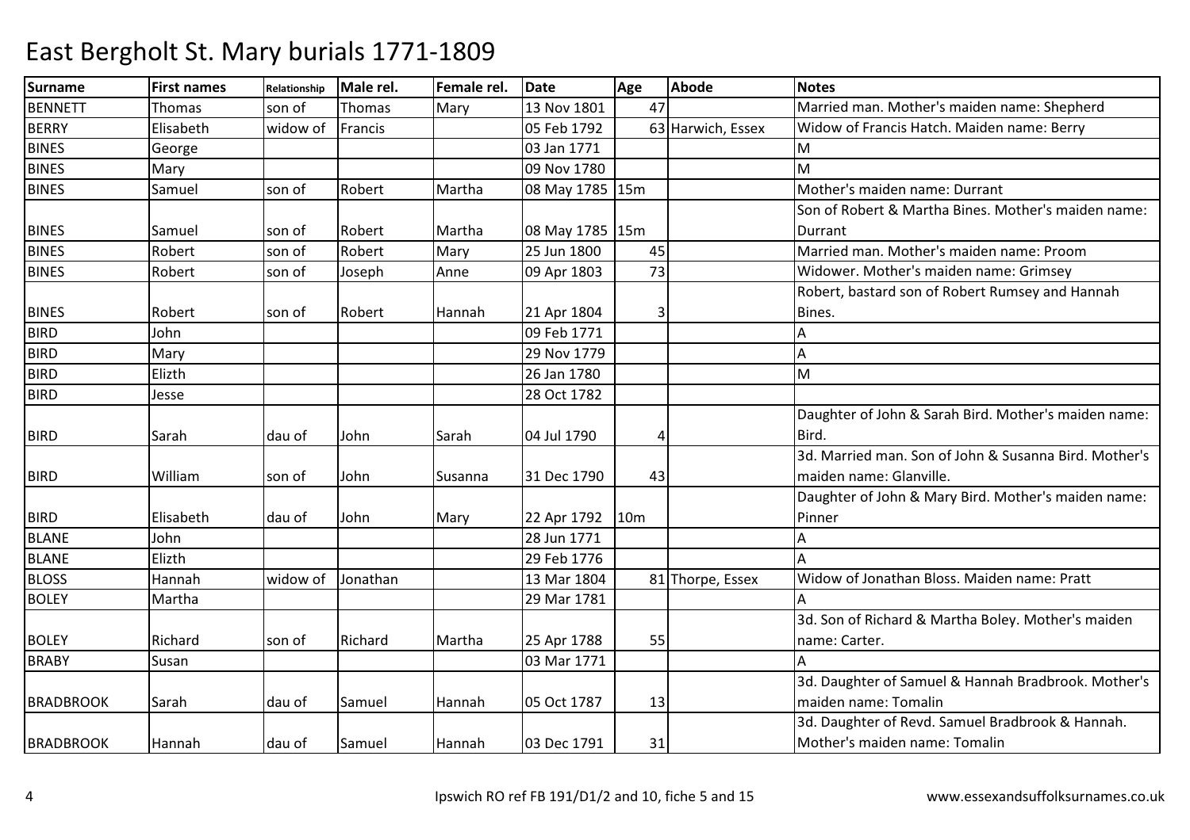# East Bergholt St. Mary burials 1771-1809

| Surname | First names | Relationship | Male rel. | Female rel. | Date | Age | Abode | Notes |
|---|---|---|---|---|---|---|---|---|
| BENNETT | Thomas | son of | Thomas | Mary | 13 Nov 1801 | 47 | | Married man. Mother's maiden name: Shepherd |
| BERRY | Elisabeth | widow of | Francis | | 05 Feb 1792 | 63 | Harwich, Essex | Widow of Francis Hatch. Maiden name: Berry |
| BINES | George | | | | 03 Jan 1771 | | | M |
| BINES | Mary | | | | 09 Nov 1780 | | | M |
| BINES | Samuel | son of | Robert | Martha | 08 May 1785 | 15m | | Mother's maiden name: Durrant |
| BINES | Samuel | son of | Robert | Martha | 08 May 1785 | 15m | | Son of Robert & Martha Bines. Mother's maiden name: Durrant |
| BINES | Robert | son of | Robert | Mary | 25 Jun 1800 | 45 | | Married man. Mother's maiden name: Proom |
| BINES | Robert | son of | Joseph | Anne | 09 Apr 1803 | 73 | | Widower. Mother's maiden name: Grimsey |
| BINES | Robert | son of | Robert | Hannah | 21 Apr 1804 | 3 | | Robert, bastard son of Robert Rumsey and Hannah Bines. |
| BIRD | John | | | | 09 Feb 1771 | | | A |
| BIRD | Mary | | | | 29 Nov 1779 | | | A |
| BIRD | Elizth | | | | 26 Jan 1780 | | | M |
| BIRD | Jesse | | | | 28 Oct 1782 | | | |
| BIRD | Sarah | dau of | John | Sarah | 04 Jul 1790 | 4 | | Daughter of John & Sarah Bird. Mother's maiden name: Bird. |
| BIRD | William | son of | John | Susanna | 31 Dec 1790 | 43 | | 3d. Married man. Son of John & Susanna Bird. Mother's maiden name: Glanville. |
| BIRD | Elisabeth | dau of | John | Mary | 22 Apr 1792 | 10m | | Daughter of John & Mary Bird. Mother's maiden name: Pinner |
| BLANE | John | | | | 28 Jun 1771 | | | A |
| BLANE | Elizth | | | | 29 Feb 1776 | | | A |
| BLOSS | Hannah | widow of | Jonathan | | 13 Mar 1804 | 81 | Thorpe, Essex | Widow of Jonathan Bloss. Maiden name: Pratt |
| BOLEY | Martha | | | | 29 Mar 1781 | | | A |
| BOLEY | Richard | son of | Richard | Martha | 25 Apr 1788 | 55 | | 3d. Son of Richard & Martha Boley. Mother's maiden name: Carter. |
| BRABY | Susan | | | | 03 Mar 1771 | | | A |
| BRADBROOK | Sarah | dau of | Samuel | Hannah | 05 Oct 1787 | 13 | | 3d. Daughter of Samuel & Hannah Bradbrook. Mother's maiden name: Tomalin |
| BRADBROOK | Hannah | dau of | Samuel | Hannah | 03 Dec 1791 | 31 | | 3d. Daughter of Revd. Samuel Bradbrook & Hannah. Mother's maiden name: Tomalin |

Ipswich RO ref FB 191/D1/2 and 10, fiche 5 and 15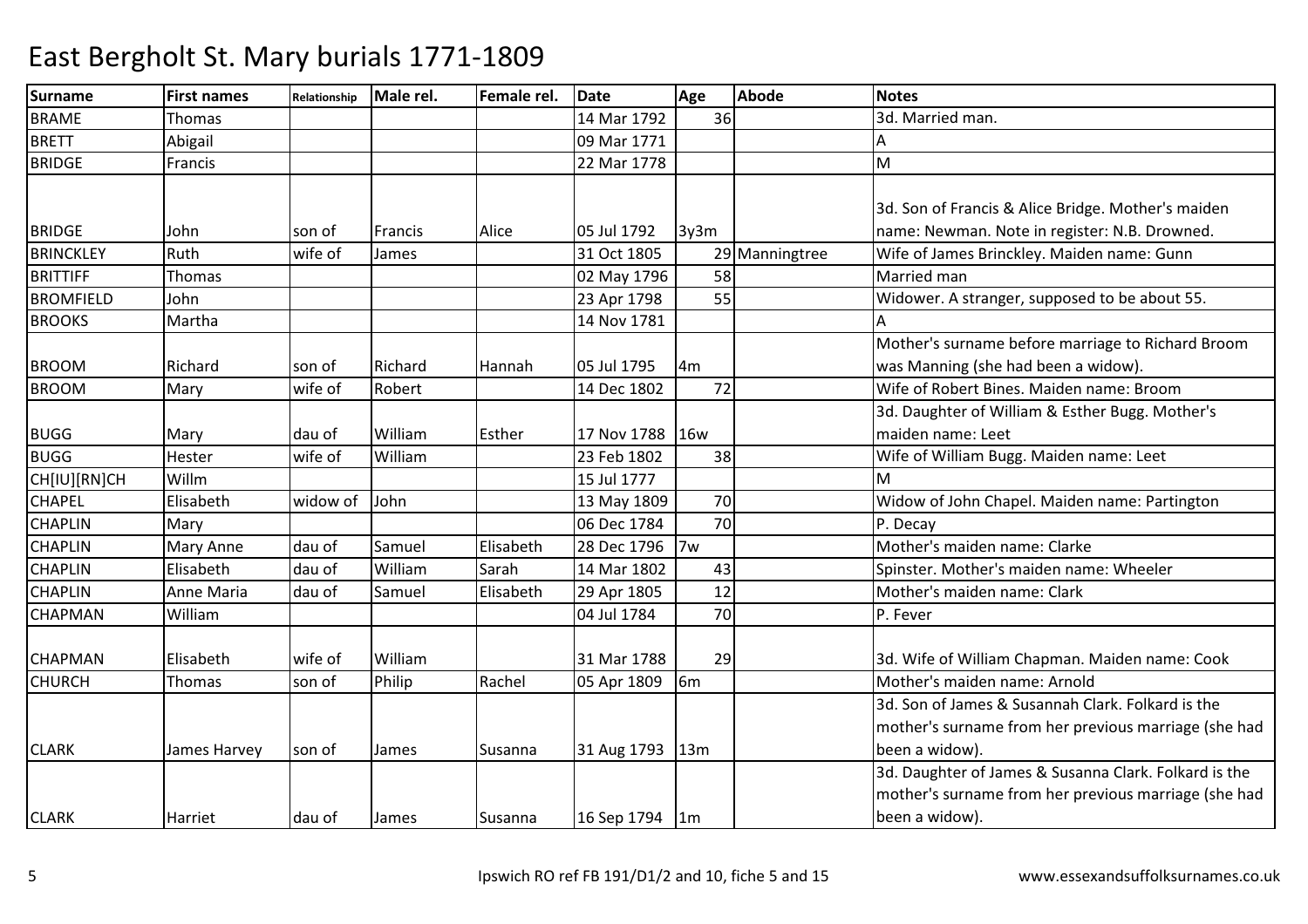# East Bergholt St. Mary burials 1771-1809

| Surname | First names | Relationship | Male rel. | Female rel. | Date | Age | Abode | Notes |
|---|---|---|---|---|---|---|---|---|
| BRAME | Thomas | | | | 14 Mar 1792 | 36 | | 3d. Married man. |
| BRETT | Abigail | | | | 09 Mar 1771 | | | A |
| BRIDGE | Francis | | | | 22 Mar 1778 | | | M |
| BRIDGE | John | son of | Francis | Alice | 05 Jul 1792 | 3y3m | | 3d. Son of Francis & Alice Bridge. Mother's maiden name: Newman. Note in register: N.B. Drowned. |
| BRINCKLEY | Ruth | wife of | James | | 31 Oct 1805 | 29 | Manningtree | Wife of James Brinckley. Maiden name: Gunn |
| BRITTIFF | Thomas | | | | 02 May 1796 | 58 | | Married man |
| BROMFIELD | John | | | | 23 Apr 1798 | 55 | | Widower. A stranger, supposed to be about 55. |
| BROOKS | Martha | | | | 14 Nov 1781 | | | A |
| BROOM | Richard | son of | Richard | Hannah | 05 Jul 1795 | 4m | | Mother's surname before marriage to Richard Broom was Manning (she had been a widow). |
| BROOM | Mary | wife of | Robert | | 14 Dec 1802 | 72 | | Wife of Robert Bines. Maiden name: Broom |
| BUGG | Mary | dau of | William | Esther | 17 Nov 1788 | 16w | | 3d. Daughter of William & Esther Bugg. Mother's maiden name: Leet |
| BUGG | Hester | wife of | William | | 23 Feb 1802 | 38 | | Wife of William Bugg. Maiden name: Leet |
| CH[IU][RN]CH | Willm | | | | 15 Jul 1777 | | | M |
| CHAPEL | Elisabeth | widow of | John | | 13 May 1809 | 70 | | Widow of John Chapel. Maiden name: Partington |
| CHAPLIN | Mary | | | | 06 Dec 1784 | 70 | | P. Decay |
| CHAPLIN | Mary Anne | dau of | Samuel | Elisabeth | 28 Dec 1796 | 7w | | Mother's maiden name: Clarke |
| CHAPLIN | Elisabeth | dau of | William | Sarah | 14 Mar 1802 | 43 | | Spinster. Mother's maiden name: Wheeler |
| CHAPLIN | Anne Maria | dau of | Samuel | Elisabeth | 29 Apr 1805 | 12 | | Mother's maiden name: Clark |
| CHAPMAN | William | | | | 04 Jul 1784 | 70 | | P. Fever |
| CHAPMAN | Elisabeth | wife of | William | | 31 Mar 1788 | 29 | | 3d. Wife of William Chapman. Maiden name: Cook |
| CHURCH | Thomas | son of | Philip | Rachel | 05 Apr 1809 | 6m | | Mother's maiden name: Arnold |
| CLARK | James Harvey | son of | James | Susanna | 31 Aug 1793 | 13m | | 3d. Son of James & Susannah Clark. Folkard is the mother's surname from her previous marriage (she had been a widow). |
| CLARK | Harriet | dau of | James | Susanna | 16 Sep 1794 | 1m | | 3d. Daughter of James & Susanna Clark. Folkard is the mother's surname from her previous marriage (she had been a widow). |

Ipswich RO ref FB 191/D1/2 and 10, fiche 5 and 15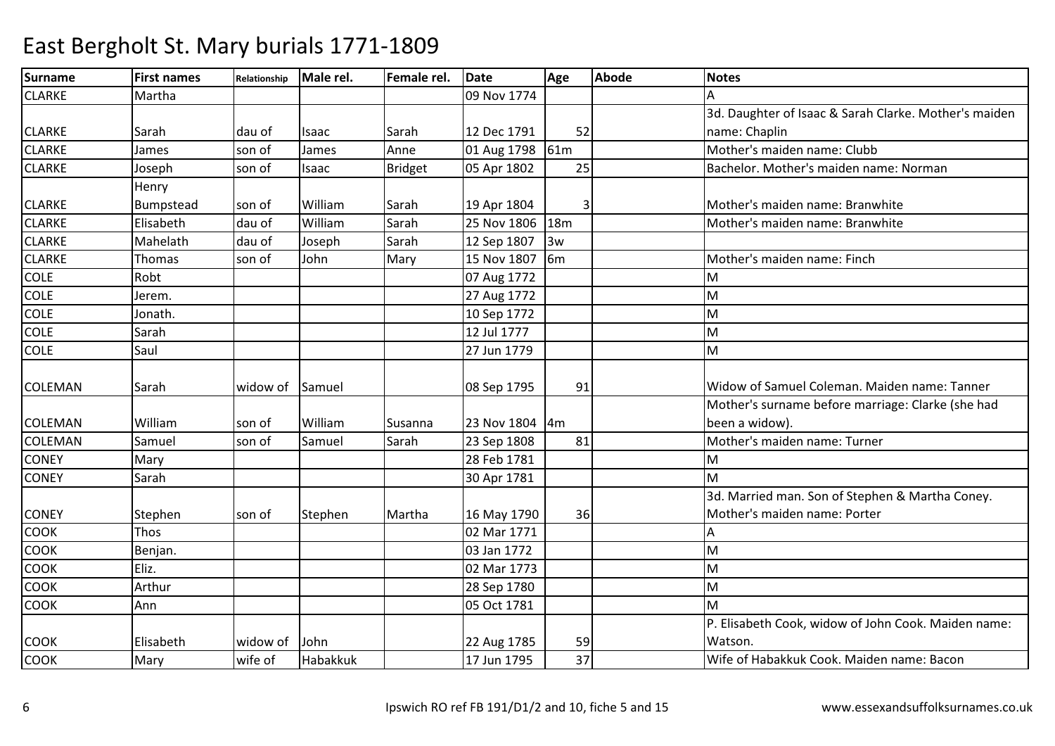# East Bergholt St. Mary burials 1771-1809

| Surname | First names | Relationship | Male rel. | Female rel. | Date | Age | Abode | Notes |
|---|---|---|---|---|---|---|---|---|
| CLARKE | Martha | | | | 09 Nov 1774 | | | A |
| CLARKE | Sarah | dau of | Isaac | Sarah | 12 Dec 1791 | 52 | | 3d. Daughter of Isaac & Sarah Clarke. Mother's maiden name: Chaplin |
| CLARKE | James | son of | James | Anne | 01 Aug 1798 | 61m | | Mother's maiden name: Clubb |
| CLARKE | Joseph | son of | Isaac | Bridget | 05 Apr 1802 | 25 | | Bachelor. Mother's maiden name: Norman |
| CLARKE | Henry Bumpstead | son of | William | Sarah | 19 Apr 1804 | 3 | | Mother's maiden name: Branwhite |
| CLARKE | Elisabeth | dau of | William | Sarah | 25 Nov 1806 | 18m | | Mother's maiden name: Branwhite |
| CLARKE | Mahelath | dau of | Joseph | Sarah | 12 Sep 1807 | 3w | | |
| CLARKE | Thomas | son of | John | Mary | 15 Nov 1807 | 6m | | Mother's maiden name: Finch |
| COLE | Robt | | | | 07 Aug 1772 | | | M |
| COLE | Jerem. | | | | 27 Aug 1772 | | | M |
| COLE | Jonath. | | | | 10 Sep 1772 | | | M |
| COLE | Sarah | | | | 12 Jul 1777 | | | M |
| COLE | Saul | | | | 27 Jun 1779 | | | M |
| COLEMAN | Sarah | widow of | Samuel | | 08 Sep 1795 | 91 | | Widow of Samuel Coleman. Maiden name: Tanner |
| COLEMAN | William | son of | William | Susanna | 23 Nov 1804 | 4m | | Mother's surname before marriage: Clarke (she had been a widow). |
| COLEMAN | Samuel | son of | Samuel | Sarah | 23 Sep 1808 | 81 | | Mother's maiden name: Turner |
| CONEY | Mary | | | | 28 Feb 1781 | | | M |
| CONEY | Sarah | | | | 30 Apr 1781 | | | M |
| CONEY | Stephen | son of | Stephen | Martha | 16 May 1790 | 36 | | 3d. Married man. Son of Stephen & Martha Coney. Mother's maiden name: Porter |
| COOK | Thos | | | | 02 Mar 1771 | | | A |
| COOK | Benjan. | | | | 03 Jan 1772 | | | M |
| COOK | Eliz. | | | | 02 Mar 1773 | | | M |
| COOK | Arthur | | | | 28 Sep 1780 | | | M |
| COOK | Ann | | | | 05 Oct 1781 | | | M |
| COOK | Elisabeth | widow of | John | | 22 Aug 1785 | 59 | | P. Elisabeth Cook, widow of John Cook. Maiden name: Watson. |
| COOK | Mary | wife of | Habakkuk | | 17 Jun 1795 | 37 | | Wife of Habakkuk Cook. Maiden name: Bacon |

Ipswich RO ref FB 191/D1/2 and 10, fiche 5 and 15 www.essexandsuffolksurnames.co.uk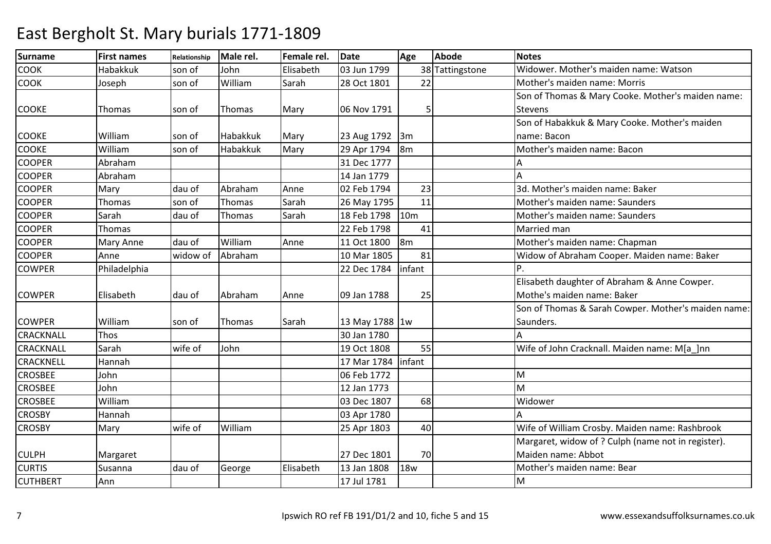# East Bergholt St. Mary burials 1771-1809

| Surname | First names | Relationship | Male rel. | Female rel. | Date | Age | Abode | Notes |
|---|---|---|---|---|---|---|---|---|
| COOK | Habakkuk | son of | John | Elisabeth | 03 Jun 1799 | 38 | Tattingstone | Widower. Mother's maiden name: Watson |
| COOK | Joseph | son of | William | Sarah | 28 Oct 1801 | 22 | | Mother's maiden name: Morris |
| COOKE | Thomas | son of | Thomas | Mary | 06 Nov 1791 | 5 | | Son of Thomas & Mary Cooke. Mother's maiden name: Stevens |
| COOKE | William | son of | Habakkuk | Mary | 23 Aug 1792 | 3m | | Son of Habakkuk & Mary Cooke. Mother's maiden name: Bacon |
| COOKE | William | son of | Habakkuk | Mary | 29 Apr 1794 | 8m | | Mother's maiden name: Bacon |
| COOPER | Abraham | | | | 31 Dec 1777 | | | A |
| COOPER | Abraham | | | | 14 Jan 1779 | | | A |
| COOPER | Mary | dau of | Abraham | Anne | 02 Feb 1794 | 23 | | 3d. Mother's maiden name: Baker |
| COOPER | Thomas | son of | Thomas | Sarah | 26 May 1795 | 11 | | Mother's maiden name: Saunders |
| COOPER | Sarah | dau of | Thomas | Sarah | 18 Feb 1798 | 10m | | Mother's maiden name: Saunders |
| COOPER | Thomas | | | | 22 Feb 1798 | 41 | | Married man |
| COOPER | Mary Anne | dau of | William | Anne | 11 Oct 1800 | 8m | | Mother's maiden name: Chapman |
| COOPER | Anne | widow of | Abraham | | 10 Mar 1805 | 81 | | Widow of Abraham Cooper. Maiden name: Baker |
| COWPER | Philadelphia | | | | 22 Dec 1784 | infant | | P. |
| COWPER | Elisabeth | dau of | Abraham | Anne | 09 Jan 1788 | 25 | | Elisabeth daughter of Abraham & Anne Cowper. Mothe's maiden name: Baker |
| COWPER | William | son of | Thomas | Sarah | 13 May 1788 | 1w | | Son of Thomas & Sarah Cowper. Mother's maiden name: Saunders. |
| CRACKNALL | Thos | | | | 30 Jan 1780 | | | A |
| CRACKNALL | Sarah | wife of | John | | 19 Oct 1808 | 55 | | Wife of John Cracknall. Maiden name: M[a_]nn |
| CRACKNELL | Hannah | | | | 17 Mar 1784 | infant | | |
| CROSBEE | John | | | | 06 Feb 1772 | | | M |
| CROSBEE | John | | | | 12 Jan 1773 | | | M |
| CROSBEE | William | | | | 03 Dec 1807 | 68 | | Widower |
| CROSBY | Hannah | | | | 03 Apr 1780 | | | A |
| CROSBY | Mary | wife of | William | | 25 Apr 1803 | 40 | | Wife of William Crosby. Maiden name: Rashbrook |
| CULPH | Margaret | | | | 27 Dec 1801 | 70 | | Margaret, widow of ? Culph (name not in register). Maiden name: Abbot |
| CURTIS | Susanna | dau of | George | Elisabeth | 13 Jan 1808 | 18w | | Mother's maiden name: Bear |
| CUTHBERT | Ann | | | | 17 Jul 1781 | | | M |

Ipswich RO ref FB 191/D1/2 and 10, fiche 5 and 15 www.essexandsuffolksurnames.co.uk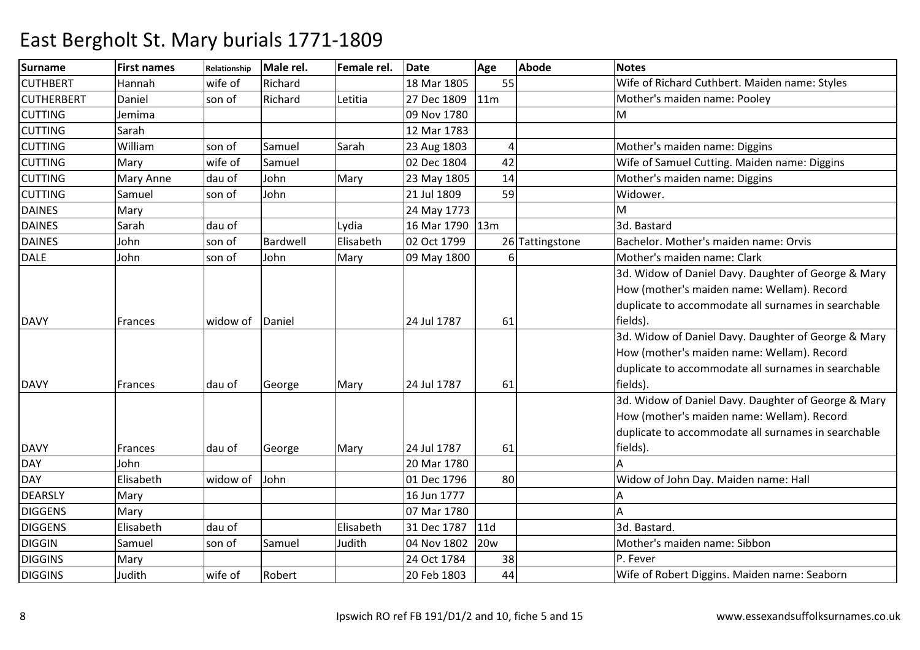# East Bergholt St. Mary burials 1771-1809

| Surname | First names | Relationship | Male rel. | Female rel. | Date | Age | Abode | Notes |
|---|---|---|---|---|---|---|---|---|
| CUTHBERT | Hannah | wife of | Richard | | 18 Mar 1805 | 55 | | Wife of Richard Cuthbert. Maiden name: Styles |
| CUTHERBERT | Daniel | son of | Richard | Letitia | 27 Dec 1809 | 11m | | Mother's maiden name: Pooley |
| CUTTING | Jemima | | | | 09 Nov 1780 | | | M |
| CUTTING | Sarah | | | | 12 Mar 1783 | | | |
| CUTTING | William | son of | Samuel | Sarah | 23 Aug 1803 | 4 | | Mother's maiden name: Diggins |
| CUTTING | Mary | wife of | Samuel | | 02 Dec 1804 | 42 | | Wife of Samuel Cutting. Maiden name: Diggins |
| CUTTING | Mary Anne | dau of | John | Mary | 23 May 1805 | 14 | | Mother's maiden name: Diggins |
| CUTTING | Samuel | son of | John | | 21 Jul 1809 | 59 | | Widower. |
| DAINES | Mary | | | | 24 May 1773 | | | M |
| DAINES | Sarah | dau of | | Lydia | 16 Mar 1790 | 13m | | 3d. Bastard |
| DAINES | John | son of | Bardwell | Elisabeth | 02 Oct 1799 | 26 | Tattingstone | Bachelor. Mother's maiden name: Orvis |
| DALE | John | son of | John | Mary | 09 May 1800 | 6 | | Mother's maiden name: Clark |
| DAVY | Frances | widow of | Daniel | | 24 Jul 1787 | 61 | | 3d. Widow of Daniel Davy. Daughter of George & Mary How (mother's maiden name: Wellam). Record duplicate to accommodate all surnames in searchable fields). |
| DAVY | Frances | dau of | George | Mary | 24 Jul 1787 | 61 | | 3d. Widow of Daniel Davy. Daughter of George & Mary How (mother's maiden name: Wellam). Record duplicate to accommodate all surnames in searchable fields). |
| DAVY | Frances | dau of | George | Mary | 24 Jul 1787 | 61 | | 3d. Widow of Daniel Davy. Daughter of George & Mary How (mother's maiden name: Wellam). Record duplicate to accommodate all surnames in searchable fields). |
| DAY | John | | | | 20 Mar 1780 | | | A |
| DAY | Elisabeth | widow of | John | | 01 Dec 1796 | 80 | | Widow of John Day. Maiden name: Hall |
| DEARSLY | Mary | | | | 16 Jun 1777 | | | A |
| DIGGENS | Mary | | | | 07 Mar 1780 | | | A |
| DIGGENS | Elisabeth | dau of | | Elisabeth | 31 Dec 1787 | 11d | | 3d. Bastard. |
| DIGGIN | Samuel | son of | Samuel | Judith | 04 Nov 1802 | 20w | | Mother's maiden name: Sibbon |
| DIGGINS | Mary | | | | 24 Oct 1784 | 38 | | P. Fever |
| DIGGINS | Judith | wife of | Robert | | 20 Feb 1803 | 44 | | Wife of Robert Diggins. Maiden name: Seaborn |

Ipswich RO ref FB 191/D1/2 and 10, fiche 5 and 15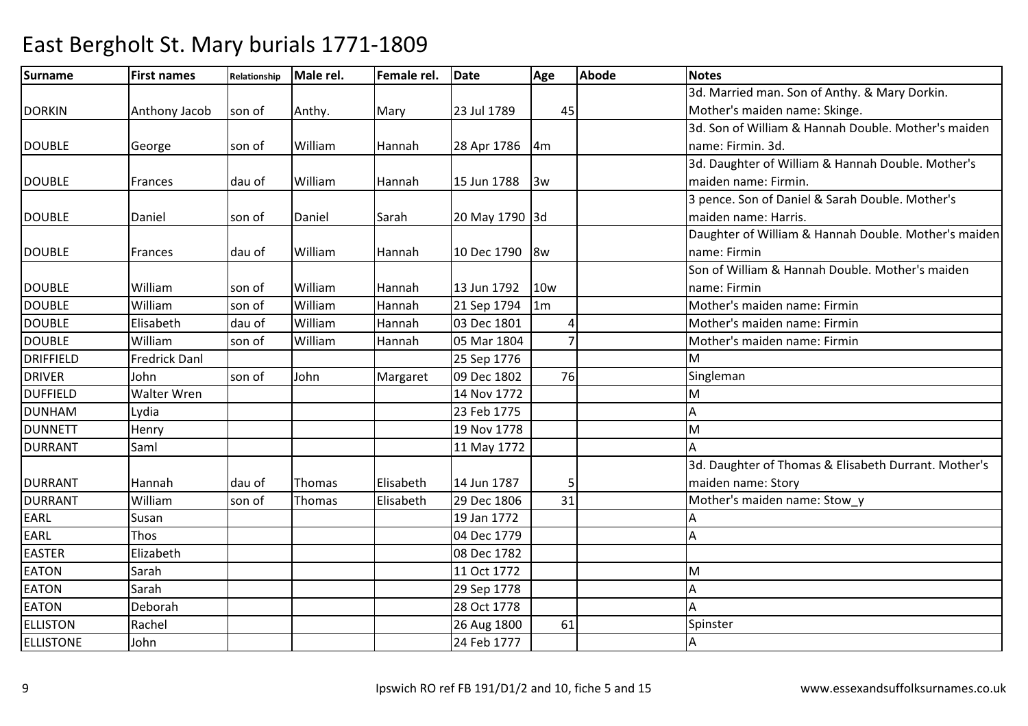# East Bergholt St. Mary burials 1771-1809

| Surname | First names | Relationship | Male rel. | Female rel. | Date | Age | Abode | Notes |
|---|---|---|---|---|---|---|---|---|
| DORKIN | Anthony Jacob | son of | Anthy. | Mary | 23 Jul 1789 | 45 | | 3d. Married man. Son of Anthy. & Mary Dorkin. Mother's maiden name: Skinge. |
| DOUBLE | George | son of | William | Hannah | 28 Apr 1786 | 4m | | 3d. Son of William & Hannah Double. Mother's maiden name: Firmin. 3d. |
| DOUBLE | Frances | dau of | William | Hannah | 15 Jun 1788 | 3w | | 3d. Daughter of William & Hannah Double. Mother's maiden name: Firmin. |
| DOUBLE | Daniel | son of | Daniel | Sarah | 20 May 1790 | 3d | | 3 pence. Son of Daniel & Sarah Double. Mother's maiden name: Harris. |
| DOUBLE | Frances | dau of | William | Hannah | 10 Dec 1790 | 8w | | Daughter of William & Hannah Double. Mother's maiden name: Firmin |
| DOUBLE | William | son of | William | Hannah | 13 Jun 1792 | 10w | | Son of William & Hannah Double. Mother's maiden name: Firmin |
| DOUBLE | William | son of | William | Hannah | 21 Sep 1794 | 1m | | Mother's maiden name: Firmin |
| DOUBLE | Elisabeth | dau of | William | Hannah | 03 Dec 1801 | 4 | | Mother's maiden name: Firmin |
| DOUBLE | William | son of | William | Hannah | 05 Mar 1804 | 7 | | Mother's maiden name: Firmin |
| DRIFFIELD | Fredrick Danl | | | | 25 Sep 1776 | | | M |
| DRIVER | John | son of | John | Margaret | 09 Dec 1802 | 76 | | Singleman |
| DUFFIELD | Walter Wren | | | | 14 Nov 1772 | | | M |
| DUNHAM | Lydia | | | | 23 Feb 1775 | | | A |
| DUNNETT | Henry | | | | 19 Nov 1778 | | | M |
| DURRANT | Saml | | | | 11 May 1772 | | | A |
| DURRANT | Hannah | dau of | Thomas | Elisabeth | 14 Jun 1787 | 5 | | 3d. Daughter of Thomas & Elisabeth Durrant. Mother's maiden name: Story |
| DURRANT | William | son of | Thomas | Elisabeth | 29 Dec 1806 | 31 | | Mother's maiden name: Stow_y |
| EARL | Susan | | | | 19 Jan 1772 | | | A |
| EARL | Thos | | | | 04 Dec 1779 | | | A |
| EASTER | Elizabeth | | | | 08 Dec 1782 | | | |
| EATON | Sarah | | | | 11 Oct 1772 | | | M |
| EATON | Sarah | | | | 29 Sep 1778 | | | A |
| EATON | Deborah | | | | 28 Oct 1778 | | | A |
| ELLISTON | Rachel | | | | 26 Aug 1800 | 61 | | Spinster |
| ELLISTONE | John | | | | 24 Feb 1777 | | | A |

Ipswich RO ref FB 191/D1/2 and 10, fiche 5 and 15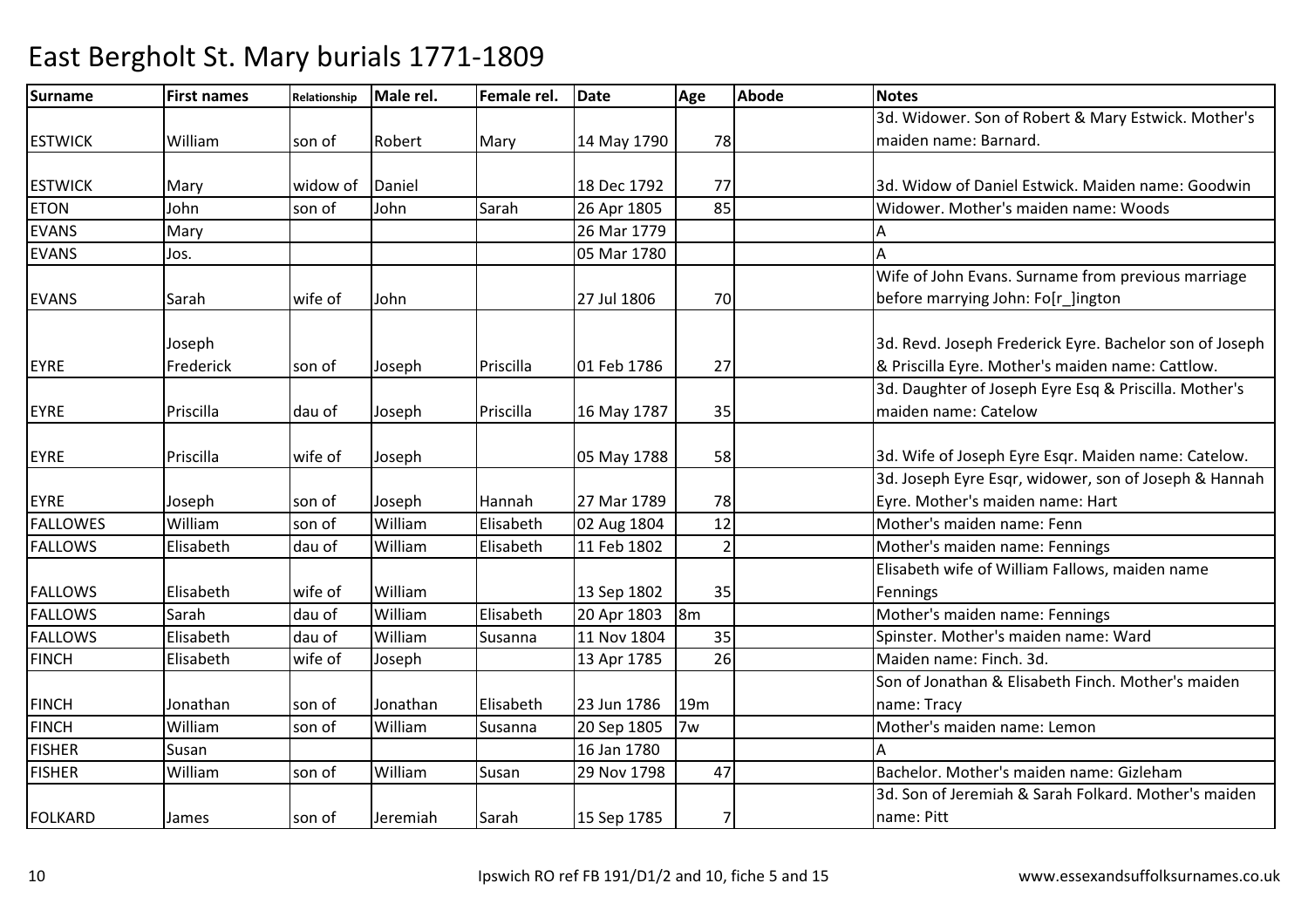# East Bergholt St. Mary burials 1771-1809

| Surname | First names | Relationship | Male rel. | Female rel. | Date | Age | Abode | Notes |
|---|---|---|---|---|---|---|---|---|
| ESTWICK | William | son of | Robert | Mary | 14 May 1790 | 78 | | 3d. Widower. Son of Robert & Mary Estwick. Mother's maiden name: Barnard. |
| ESTWICK | Mary | widow of | Daniel | | 18 Dec 1792 | 77 | | 3d. Widow of Daniel Estwick. Maiden name: Goodwin |
| ETON | John | son of | John | Sarah | 26 Apr 1805 | 85 | | Widower. Mother's maiden name: Woods |
| EVANS | Mary | | | | 26 Mar 1779 | | | A |
| EVANS | Jos. | | | | 05 Mar 1780 | | | A |
| EVANS | Sarah | wife of | John | | 27 Jul 1806 | 70 | | Wife of John Evans. Surname from previous marriage before marrying John: Fo[r_]ington |
| EYRE | Joseph Frederick | son of | Joseph | Priscilla | 01 Feb 1786 | 27 | | 3d. Revd. Joseph Frederick Eyre. Bachelor son of Joseph & Priscilla Eyre. Mother's maiden name: Cattlow. |
| EYRE | Priscilla | dau of | Joseph | Priscilla | 16 May 1787 | 35 | | 3d. Daughter of Joseph Eyre Esq & Priscilla. Mother's maiden name: Catelow |
| EYRE | Priscilla | wife of | Joseph | | 05 May 1788 | 58 | | 3d. Wife of Joseph Eyre Esqr. Maiden name: Catelow. |
| EYRE | Joseph | son of | Joseph | Hannah | 27 Mar 1789 | 78 | | 3d. Joseph Eyre Esqr, widower, son of Joseph & Hannah Eyre. Mother's maiden name: Hart |
| FALLOWES | William | son of | William | Elisabeth | 02 Aug 1804 | 12 | | Mother's maiden name: Fenn |
| FALLOWS | Elisabeth | dau of | William | Elisabeth | 11 Feb 1802 | 2 | | Mother's maiden name: Fennings |
| FALLOWS | Elisabeth | wife of | William | | 13 Sep 1802 | 35 | | Elisabeth wife of William Fallows, maiden name Fennings |
| FALLOWS | Sarah | dau of | William | Elisabeth | 20 Apr 1803 | 8m | | Mother's maiden name: Fennings |
| FALLOWS | Elisabeth | dau of | William | Susanna | 11 Nov 1804 | 35 | | Spinster. Mother's maiden name: Ward |
| FINCH | Elisabeth | wife of | Joseph | | 13 Apr 1785 | 26 | | Maiden name: Finch. 3d. |
| FINCH | Jonathan | son of | Jonathan | Elisabeth | 23 Jun 1786 | 19m | | Son of Jonathan & Elisabeth Finch. Mother's maiden name: Tracy |
| FINCH | William | son of | William | Susanna | 20 Sep 1805 | 7w | | Mother's maiden name: Lemon |
| FISHER | Susan | | | | 16 Jan 1780 | | | A |
| FISHER | William | son of | William | Susan | 29 Nov 1798 | 47 | | Bachelor. Mother's maiden name: Gizleham |
| FOLKARD | James | son of | Jeremiah | Sarah | 15 Sep 1785 | 7 | | 3d. Son of Jeremiah & Sarah Folkard. Mother's maiden name: Pitt |

Ipswich RO ref FB 191/D1/2 and 10, fiche 5 and 15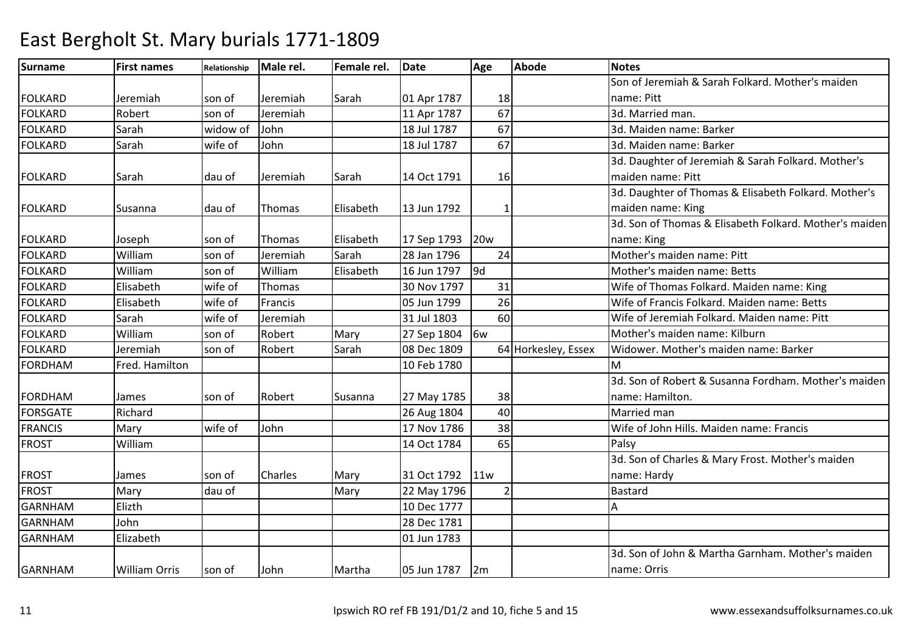# East Bergholt St. Mary burials 1771-1809

| Surname | First names | Relationship | Male rel. | Female rel. | Date | Age | Abode | Notes |
|---|---|---|---|---|---|---|---|---|
| FOLKARD | Jeremiah | son of | Jeremiah | Sarah | 01 Apr 1787 | 18 | | Son of Jeremiah & Sarah Folkard. Mother's maiden name: Pitt |
| FOLKARD | Robert | son of | Jeremiah | | 11 Apr 1787 | 67 | | 3d. Married man. |
| FOLKARD | Sarah | widow of | John | | 18 Jul 1787 | 67 | | 3d. Maiden name: Barker |
| FOLKARD | Sarah | wife of | John | | 18 Jul 1787 | 67 | | 3d. Maiden name: Barker |
| FOLKARD | Sarah | dau of | Jeremiah | Sarah | 14 Oct 1791 | 16 | | 3d. Daughter of Jeremiah & Sarah Folkard. Mother's maiden name: Pitt |
| FOLKARD | Susanna | dau of | Thomas | Elisabeth | 13 Jun 1792 | 1 | | 3d. Daughter of Thomas & Elisabeth Folkard. Mother's maiden name: King |
| FOLKARD | Joseph | son of | Thomas | Elisabeth | 17 Sep 1793 | 20w | | 3d. Son of Thomas & Elisabeth Folkard. Mother's maiden name: King |
| FOLKARD | William | son of | Jeremiah | Sarah | 28 Jan 1796 | 24 | | Mother's maiden name: Pitt |
| FOLKARD | William | son of | William | Elisabeth | 16 Jun 1797 | 9d | | Mother's maiden name: Betts |
| FOLKARD | Elisabeth | wife of | Thomas | | 30 Nov 1797 | 31 | | Wife of Thomas Folkard. Maiden name: King |
| FOLKARD | Elisabeth | wife of | Francis | | 05 Jun 1799 | 26 | | Wife of Francis Folkard. Maiden name: Betts |
| FOLKARD | Sarah | wife of | Jeremiah | | 31 Jul 1803 | 60 | | Wife of Jeremiah Folkard. Maiden name: Pitt |
| FOLKARD | William | son of | Robert | Mary | 27 Sep 1804 | 6w | | Mother's maiden name: Kilburn |
| FOLKARD | Jeremiah | son of | Robert | Sarah | 08 Dec 1809 | 64 | Horkesley, Essex | Widower. Mother's maiden name: Barker |
| FORDHAM | Fred. Hamilton | | | | 10 Feb 1780 | | | M |
| FORDHAM | James | son of | Robert | Susanna | 27 May 1785 | 38 | | 3d. Son of Robert & Susanna Fordham. Mother's maiden name: Hamilton. |
| FORSGATE | Richard | | | | 26 Aug 1804 | 40 | | Married man |
| FRANCIS | Mary | wife of | John | | 17 Nov 1786 | 38 | | Wife of John Hills. Maiden name: Francis |
| FROST | William | | | | 14 Oct 1784 | 65 | | Palsy |
| FROST | James | son of | Charles | Mary | 31 Oct 1792 | 11w | | 3d. Son of Charles & Mary Frost. Mother's maiden name: Hardy |
| FROST | Mary | dau of | | Mary | 22 May 1796 | 2 | | Bastard |
| GARNHAM | Elizth | | | | 10 Dec 1777 | | | A |
| GARNHAM | John | | | | 28 Dec 1781 | | | |
| GARNHAM | Elizabeth | | | | 01 Jun 1783 | | | |
| GARNHAM | William Orris | son of | John | Martha | 05 Jun 1787 | 2m | | 3d. Son of John & Martha Garnham. Mother's maiden name: Orris |

Ipswich RO ref FB 191/D1/2 and 10, fiche 5 and 15

www.essexandsuffolksurnames.co.uk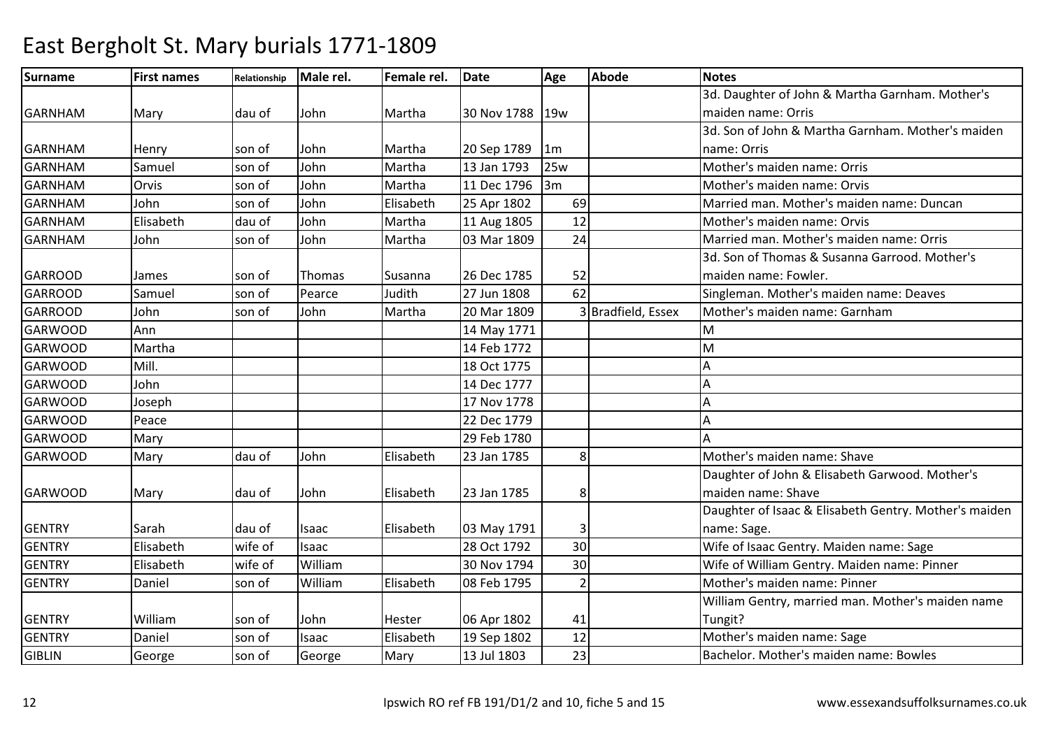# East Bergholt St. Mary burials 1771-1809

| Surname | First names | Relationship | Male rel. | Female rel. | Date | Age | Abode | Notes |
|---|---|---|---|---|---|---|---|---|
| GARNHAM | Mary | dau of | John | Martha | 30 Nov 1788 | 19w | | 3d. Daughter of John & Martha Garnham. Mother's maiden name: Orris |
| GARNHAM | Henry | son of | John | Martha | 20 Sep 1789 | 1m | | 3d. Son of John & Martha Garnham. Mother's maiden name: Orris |
| GARNHAM | Samuel | son of | John | Martha | 13 Jan 1793 | 25w | | Mother's maiden name: Orris |
| GARNHAM | Orvis | son of | John | Martha | 11 Dec 1796 | 3m | | Mother's maiden name: Orvis |
| GARNHAM | John | son of | John | Elisabeth | 25 Apr 1802 | 69 | | Married man. Mother's maiden name: Duncan |
| GARNHAM | Elisabeth | dau of | John | Martha | 11 Aug 1805 | 12 | | Mother's maiden name: Orvis |
| GARNHAM | John | son of | John | Martha | 03 Mar 1809 | 24 | | Married man. Mother's maiden name: Orris |
| GARROOD | James | son of | Thomas | Susanna | 26 Dec 1785 | 52 | | 3d. Son of Thomas & Susanna Garrood. Mother's maiden name: Fowler. |
| GARROOD | Samuel | son of | Pearce | Judith | 27 Jun 1808 | 62 | | Singleman. Mother's maiden name: Deaves |
| GARROOD | John | son of | John | Martha | 20 Mar 1809 | 3 | Bradfield, Essex | Mother's maiden name: Garnham |
| GARWOOD | Ann | | | | 14 May 1771 | | | M |
| GARWOOD | Martha | | | | 14 Feb 1772 | | | M |
| GARWOOD | Mill. | | | | 18 Oct 1775 | | | A |
| GARWOOD | John | | | | 14 Dec 1777 | | | A |
| GARWOOD | Joseph | | | | 17 Nov 1778 | | | A |
| GARWOOD | Peace | | | | 22 Dec 1779 | | | A |
| GARWOOD | Mary | | | | 29 Feb 1780 | | | A |
| GARWOOD | Mary | dau of | John | Elisabeth | 23 Jan 1785 | 8 | | Mother's maiden name: Shave |
| GARWOOD | Mary | dau of | John | Elisabeth | 23 Jan 1785 | 8 | | Daughter of John & Elisabeth Garwood. Mother's maiden name: Shave |
| GENTRY | Sarah | dau of | Isaac | Elisabeth | 03 May 1791 | 3 | | Daughter of Isaac & Elisabeth Gentry. Mother's maiden name: Sage. |
| GENTRY | Elisabeth | wife of | Isaac | | 28 Oct 1792 | 30 | | Wife of Isaac Gentry. Maiden name: Sage |
| GENTRY | Elisabeth | wife of | William | | 30 Nov 1794 | 30 | | Wife of William Gentry. Maiden name: Pinner |
| GENTRY | Daniel | son of | William | Elisabeth | 08 Feb 1795 | 2 | | Mother's maiden name: Pinner |
| GENTRY | William | son of | John | Hester | 06 Apr 1802 | 41 | | William Gentry, married man. Mother's maiden name Tungit? |
| GENTRY | Daniel | son of | Isaac | Elisabeth | 19 Sep 1802 | 12 | | Mother's maiden name: Sage |
| GIBLIN | George | son of | George | Mary | 13 Jul 1803 | 23 | | Bachelor. Mother's maiden name: Bowles |

Ipswich RO ref FB 191/D1/2 and 10, fiche 5 and 15 www.essexandsuffolksurnames.co.uk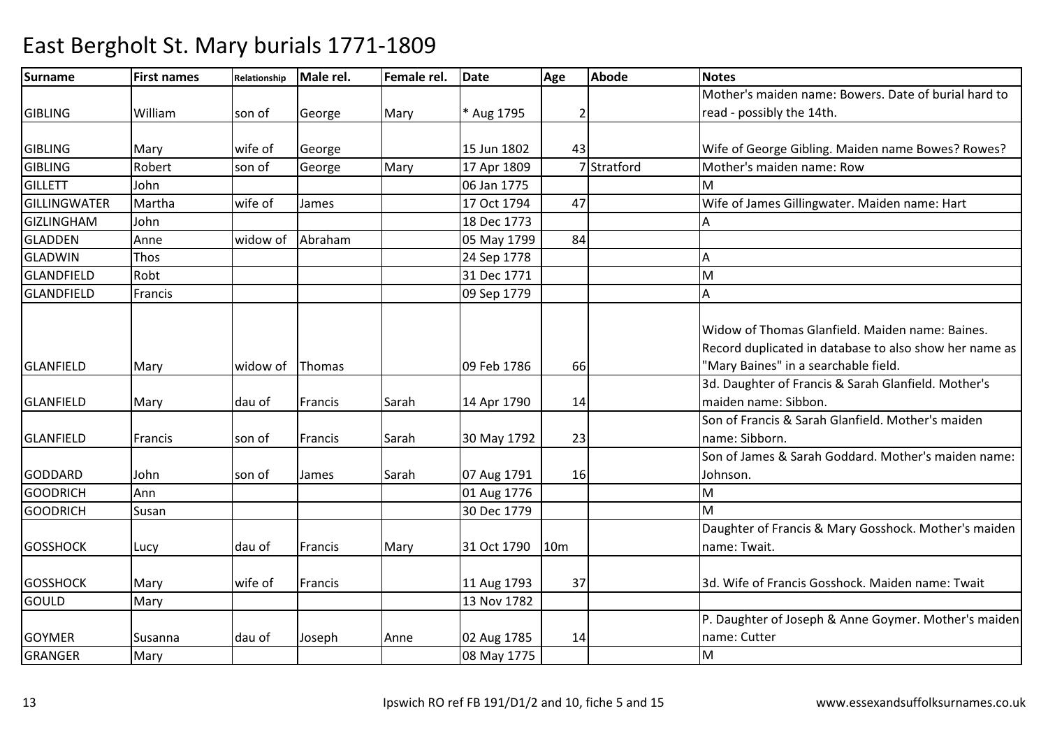# East Bergholt St. Mary burials 1771-1809

| Surname | First names | Relationship | Male rel. | Female rel. | Date | Age | Abode | Notes |
|---|---|---|---|---|---|---|---|---|
| GIBLING | William | son of | George | Mary | * Aug 1795 | 2 | | Mother's maiden name: Bowers. Date of burial hard to read - possibly the 14th. |
| GIBLING | Mary | wife of | George | | 15 Jun 1802 | 43 | | Wife of George Gibling. Maiden name Bowes? Rowes? |
| GIBLING | Robert | son of | George | Mary | 17 Apr 1809 | 7 | Stratford | Mother's maiden name: Row |
| GILLETT | John | | | | 06 Jan 1775 | | | M |
| GILLINGWATER | Martha | wife of | James | | 17 Oct 1794 | 47 | | Wife of James Gillingwater. Maiden name: Hart |
| GIZLINGHAM | John | | | | 18 Dec 1773 | | | A |
| GLADDEN | Anne | widow of | Abraham | | 05 May 1799 | 84 | | |
| GLADWIN | Thos | | | | 24 Sep 1778 | | | A |
| GLANDFIELD | Robt | | | | 31 Dec 1771 | | | M |
| GLANDFIELD | Francis | | | | 09 Sep 1779 | | | A |
| GLANFIELD | Mary | widow of | Thomas | | 09 Feb 1786 | 66 | | Widow of Thomas Glanfield. Maiden name: Baines. Record duplicated in database to also show her name as "Mary Baines" in a searchable field. |
| GLANFIELD | Mary | dau of | Francis | Sarah | 14 Apr 1790 | 14 | | 3d. Daughter of Francis & Sarah Glanfield. Mother's maiden name: Sibbon. |
| GLANFIELD | Francis | son of | Francis | Sarah | 30 May 1792 | 23 | | Son of Francis & Sarah Glanfield. Mother's maiden name: Sibborn. |
| GODDARD | John | son of | James | Sarah | 07 Aug 1791 | 16 | | Son of James & Sarah Goddard. Mother's maiden name: Johnson. |
| GOODRICH | Ann | | | | 01 Aug 1776 | | | M |
| GOODRICH | Susan | | | | 30 Dec 1779 | | | M |
| GOSSHOCK | Lucy | dau of | Francis | Mary | 31 Oct 1790 | 10m | | Daughter of Francis & Mary Gosshock. Mother's maiden name: Twait. |
| GOSSHOCK | Mary | wife of | Francis | | 11 Aug 1793 | 37 | | 3d. Wife of Francis Gosshock. Maiden name: Twait |
| GOULD | Mary | | | | 13 Nov 1782 | | | |
| GOYMER | Susanna | dau of | Joseph | Anne | 02 Aug 1785 | 14 | | P. Daughter of Joseph & Anne Goymer. Mother's maiden name: Cutter |
| GRANGER | Mary | | | | 08 May 1775 | | | M |

Ipswich RO ref FB 191/D1/2 and 10, fiche 5 and 15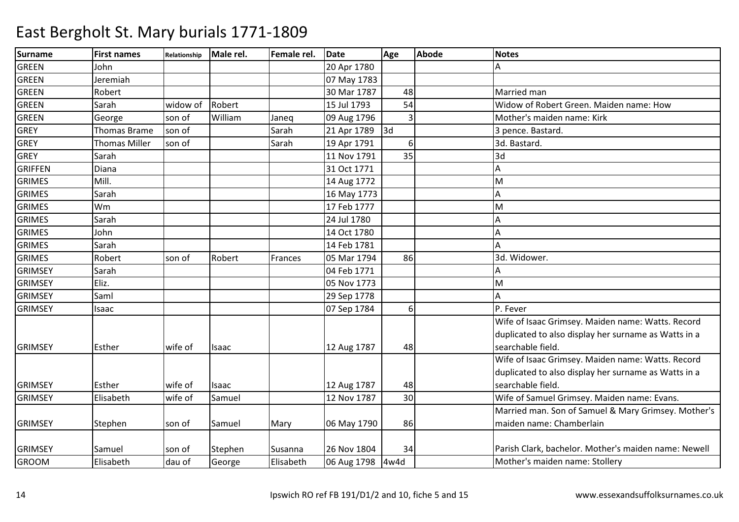# East Bergholt St. Mary burials 1771-1809

| Surname | First names | Relationship | Male rel. | Female rel. | Date | Age | Abode | Notes |
|---|---|---|---|---|---|---|---|---|
| GREEN | John | | | | 20 Apr 1780 | | | A |
| GREEN | Jeremiah | | | | 07 May 1783 | | | |
| GREEN | Robert | | | | 30 Mar 1787 | 48 | | Married man |
| GREEN | Sarah | widow of | Robert | | 15 Jul 1793 | 54 | | Widow of Robert Green. Maiden name: How |
| GREEN | George | son of | William | Janeq | 09 Aug 1796 | 3 | | Mother's maiden name: Kirk |
| GREY | Thomas Brame | son of | | Sarah | 21 Apr 1789 | 3d | | 3 pence. Bastard. |
| GREY | Thomas Miller | son of | | Sarah | 19 Apr 1791 | 6 | | 3d. Bastard. |
| GREY | Sarah | | | | 11 Nov 1791 | 35 | | 3d |
| GRIFFEN | Diana | | | | 31 Oct 1771 | | | A |
| GRIMES | Mill. | | | | 14 Aug 1772 | | | M |
| GRIMES | Sarah | | | | 16 May 1773 | | | A |
| GRIMES | Wm | | | | 17 Feb 1777 | | | M |
| GRIMES | Sarah | | | | 24 Jul 1780 | | | A |
| GRIMES | John | | | | 14 Oct 1780 | | | A |
| GRIMES | Sarah | | | | 14 Feb 1781 | | | A |
| GRIMES | Robert | son of | Robert | Frances | 05 Mar 1794 | 86 | | 3d. Widower. |
| GRIMSEY | Sarah | | | | 04 Feb 1771 | | | A |
| GRIMSEY | Eliz. | | | | 05 Nov 1773 | | | M |
| GRIMSEY | Saml | | | | 29 Sep 1778 | | | A |
| GRIMSEY | Isaac | | | | 07 Sep 1784 | 6 | | P. Fever |
| GRIMSEY | Esther | wife of | Isaac | | 12 Aug 1787 | 48 | | Wife of Isaac Grimsey. Maiden name: Watts. Record duplicated to also display her surname as Watts in a searchable field. |
| GRIMSEY | Esther | wife of | Isaac | | 12 Aug 1787 | 48 | | Wife of Isaac Grimsey. Maiden name: Watts. Record duplicated to also display her surname as Watts in a searchable field. |
| GRIMSEY | Elisabeth | wife of | Samuel | | 12 Nov 1787 | 30 | | Wife of Samuel Grimsey. Maiden name: Evans. |
| GRIMSEY | Stephen | son of | Samuel | Mary | 06 May 1790 | 86 | | Married man. Son of Samuel & Mary Grimsey. Mother's maiden name: Chamberlain |
| GRIMSEY | Samuel | son of | Stephen | Susanna | 26 Nov 1804 | 34 | | Parish Clark, bachelor. Mother's maiden name: Newell |
| GROOM | Elisabeth | dau of | George | Elisabeth | 06 Aug 1798 | 4w4d | | Mother's maiden name: Stollery |

Ipswich RO ref FB 191/D1/2 and 10, fiche 5 and 15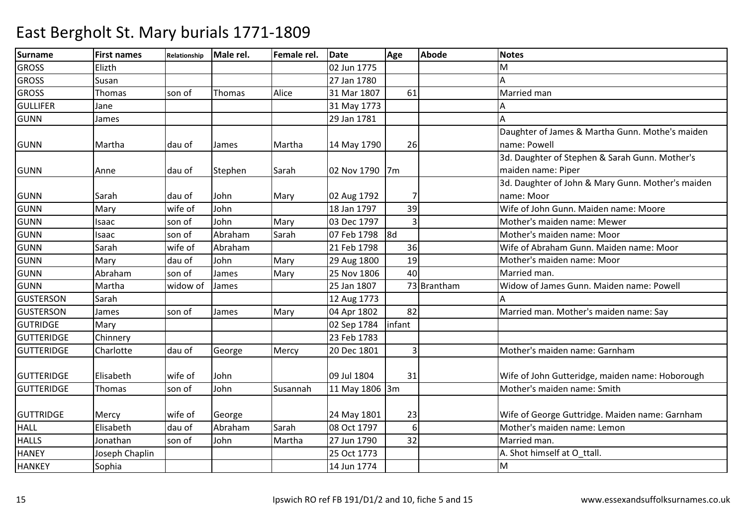# East Bergholt St. Mary burials 1771-1809

| Surname | First names | Relationship | Male rel. | Female rel. | Date | Age | Abode | Notes |
|---|---|---|---|---|---|---|---|---|
| GROSS | Elizth | | | | 02 Jun 1775 | | | M |
| GROSS | Susan | | | | 27 Jan 1780 | | | A |
| GROSS | Thomas | son of | Thomas | Alice | 31 Mar 1807 | 61 | | Married man |
| GULLIFER | Jane | | | | 31 May 1773 | | | A |
| GUNN | James | | | | 29 Jan 1781 | | | A |
| GUNN | Martha | dau of | James | Martha | 14 May 1790 | 26 | | Daughter of James & Martha Gunn. Mothe's maiden name: Powell |
| GUNN | Anne | dau of | Stephen | Sarah | 02 Nov 1790 | 7m | | 3d. Daughter of Stephen & Sarah Gunn. Mother's maiden name: Piper |
| GUNN | Sarah | dau of | John | Mary | 02 Aug 1792 | 7 | | 3d. Daughter of John & Mary Gunn. Mother's maiden name: Moor |
| GUNN | Mary | wife of | John | | 18 Jan 1797 | 39 | | Wife of John Gunn. Maiden name: Moore |
| GUNN | Isaac | son of | John | Mary | 03 Dec 1797 | 3 | | Mother's maiden name: Mewer |
| GUNN | Isaac | son of | Abraham | Sarah | 07 Feb 1798 | 8d | | Mother's maiden name: Moor |
| GUNN | Sarah | wife of | Abraham | | 21 Feb 1798 | 36 | | Wife of Abraham Gunn. Maiden name: Moor |
| GUNN | Mary | dau of | John | Mary | 29 Aug 1800 | 19 | | Mother's maiden name: Moor |
| GUNN | Abraham | son of | James | Mary | 25 Nov 1806 | 40 | | Married man. |
| GUNN | Martha | widow of | James | | 25 Jan 1807 | 73 | Brantham | Widow of James Gunn. Maiden name: Powell |
| GUSTERSON | Sarah | | | | 12 Aug 1773 | | | A |
| GUSTERSON | James | son of | James | Mary | 04 Apr 1802 | 82 | | Married man. Mother's maiden name: Say |
| GUTRIDGE | Mary | | | | 02 Sep 1784 | infant | | |
| GUTTERIDGE | Chinnery | | | | 23 Feb 1783 | | | |
| GUTTERIDGE | Charlotte | dau of | George | Mercy | 20 Dec 1801 | 3 | | Mother's maiden name: Garnham |
| GUTTERIDGE | Elisabeth | wife of | John | | 09 Jul 1804 | 31 | | Wife of John Gutteridge, maiden name: Hoborough |
| GUTTERIDGE | Thomas | son of | John | Susannah | 11 May 1806 | 3m | | Mother's maiden name: Smith |
| GUTTRIDGE | Mercy | wife of | George | | 24 May 1801 | 23 | | Wife of George Guttridge. Maiden name: Garnham |
| HALL | Elisabeth | dau of | Abraham | Sarah | 08 Oct 1797 | 6 | | Mother's maiden name: Lemon |
| HALLS | Jonathan | son of | John | Martha | 27 Jun 1790 | 32 | | Married man. |
| HANEY | Joseph Chaplin | | | | 25 Oct 1773 | | | A. Shot himself at O_ttall. |
| HANKEY | Sophia | | | | 14 Jun 1774 | | | M |

Ipswich RO ref FB 191/D1/2 and 10, fiche 5 and 15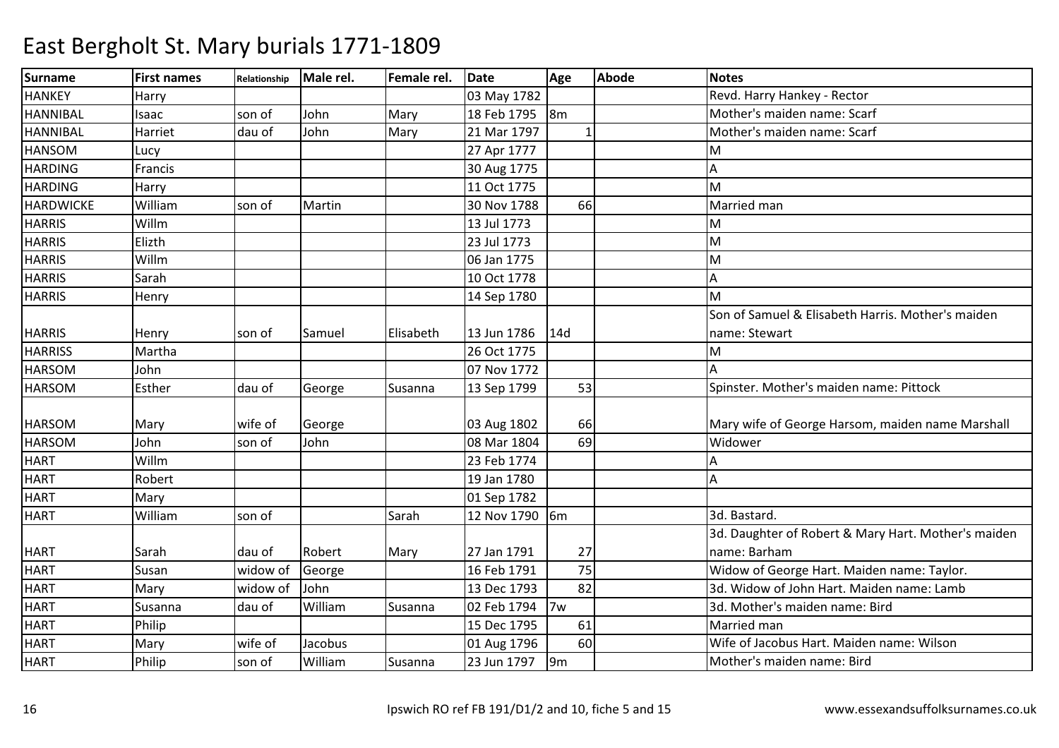# East Bergholt St. Mary burials 1771-1809

| Surname | First names | Relationship | Male rel. | Female rel. | Date | Age | Abode | Notes |
|---|---|---|---|---|---|---|---|---|
| HANKEY | Harry | | | | 03 May 1782 | | | Revd. Harry Hankey - Rector |
| HANNIBAL | Isaac | son of | John | Mary | 18 Feb 1795 | 8m | | Mother's maiden name: Scarf |
| HANNIBAL | Harriet | dau of | John | Mary | 21 Mar 1797 | 1 | | Mother's maiden name: Scarf |
| HANSOM | Lucy | | | | 27 Apr 1777 | | | M |
| HARDING | Francis | | | | 30 Aug 1775 | | | A |
| HARDING | Harry | | | | 11 Oct 1775 | | | M |
| HARDWICKE | William | son of | Martin | | 30 Nov 1788 | 66 | | Married man |
| HARRIS | Willm | | | | 13 Jul 1773 | | | M |
| HARRIS | Elizth | | | | 23 Jul 1773 | | | M |
| HARRIS | Willm | | | | 06 Jan 1775 | | | M |
| HARRIS | Sarah | | | | 10 Oct 1778 | | | A |
| HARRIS | Henry | | | | 14 Sep 1780 | | | M |
| HARRIS | Henry | son of | Samuel | Elisabeth | 13 Jun 1786 | 14d | | Son of Samuel & Elisabeth Harris. Mother's maiden name: Stewart |
| HARRISS | Martha | | | | 26 Oct 1775 | | | M |
| HARSOM | John | | | | 07 Nov 1772 | | | A |
| HARSOM | Esther | dau of | George | Susanna | 13 Sep 1799 | 53 | | Spinster. Mother's maiden name: Pittock |
| HARSOM | Mary | wife of | George | | 03 Aug 1802 | 66 | | Mary wife of George Harsom, maiden name Marshall |
| HARSOM | John | son of | John | | 08 Mar 1804 | 69 | | Widower |
| HART | Willm | | | | 23 Feb 1774 | | | A |
| HART | Robert | | | | 19 Jan 1780 | | | A |
| HART | Mary | | | | 01 Sep 1782 | | | |
| HART | William | son of | | Sarah | 12 Nov 1790 | 6m | | 3d. Bastard. |
| HART | Sarah | dau of | Robert | Mary | 27 Jan 1791 | 27 | | 3d. Daughter of Robert & Mary Hart. Mother's maiden name: Barham |
| HART | Susan | widow of | George | | 16 Feb 1791 | 75 | | Widow of George Hart. Maiden name: Taylor. |
| HART | Mary | widow of | John | | 13 Dec 1793 | 82 | | 3d. Widow of John Hart. Maiden name: Lamb |
| HART | Susanna | dau of | William | Susanna | 02 Feb 1794 | 7w | | 3d. Mother's maiden name: Bird |
| HART | Philip | | | | 15 Dec 1795 | 61 | | Married man |
| HART | Mary | wife of | Jacobus | | 01 Aug 1796 | 60 | | Wife of Jacobus Hart. Maiden name: Wilson |
| HART | Philip | son of | William | Susanna | 23 Jun 1797 | 9m | | Mother's maiden name: Bird |

Ipswich RO ref FB 191/D1/2 and 10, fiche 5 and 15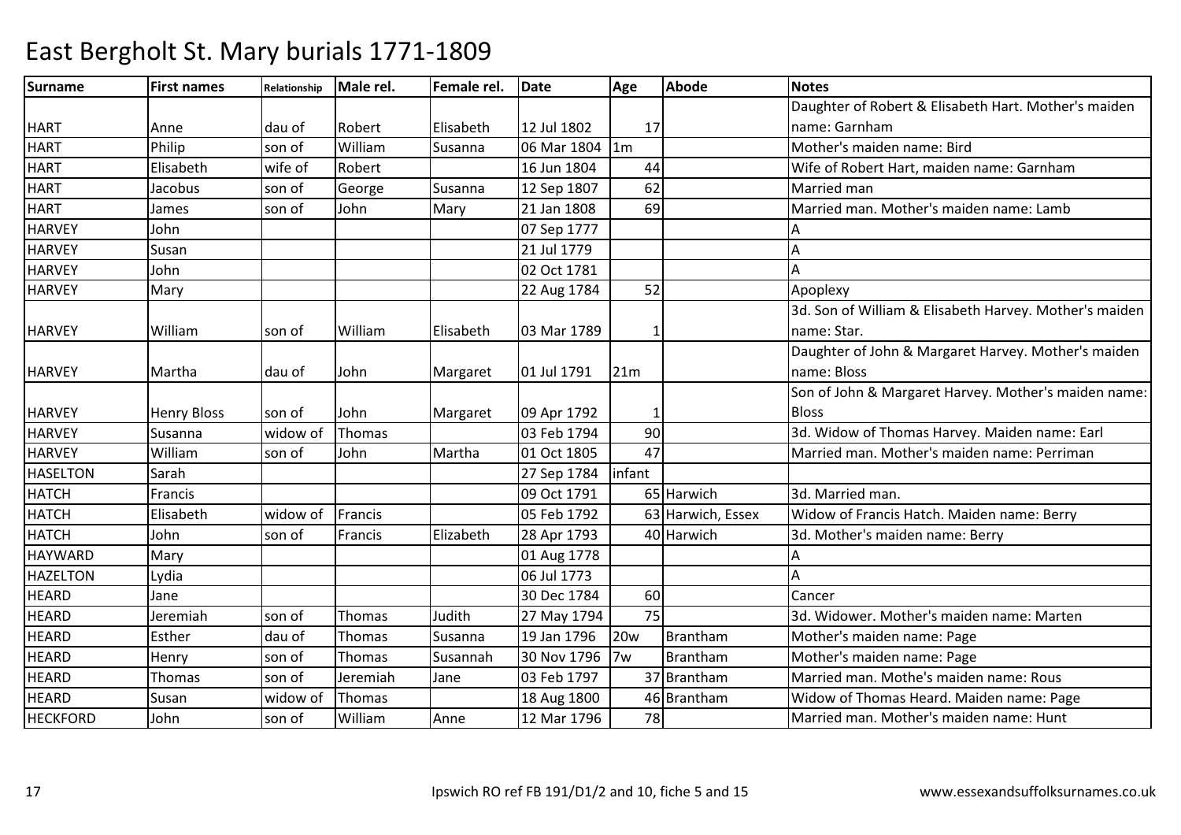# East Bergholt St. Mary burials 1771-1809

| Surname | First names | Relationship | Male rel. | Female rel. | Date | Age | Abode | Notes |
|---|---|---|---|---|---|---|---|---|
| HART | Anne | dau of | Robert | Elisabeth | 12 Jul 1802 | 17 | | Daughter of Robert & Elisabeth Hart. Mother's maiden name: Garnham |
| HART | Philip | son of | William | Susanna | 06 Mar 1804 | 1m | | Mother's maiden name: Bird |
| HART | Elisabeth | wife of | Robert | | 16 Jun 1804 | 44 | | Wife of Robert Hart, maiden name: Garnham |
| HART | Jacobus | son of | George | Susanna | 12 Sep 1807 | 62 | | Married man |
| HART | James | son of | John | Mary | 21 Jan 1808 | 69 | | Married man. Mother's maiden name: Lamb |
| HARVEY | John | | | | 07 Sep 1777 | | | A |
| HARVEY | Susan | | | | 21 Jul 1779 | | | A |
| HARVEY | John | | | | 02 Oct 1781 | | | A |
| HARVEY | Mary | | | | 22 Aug 1784 | 52 | | Apoplexy |
| HARVEY | William | son of | William | Elisabeth | 03 Mar 1789 | 1 | | 3d. Son of William & Elisabeth Harvey. Mother's maiden name: Star. |
| HARVEY | Martha | dau of | John | Margaret | 01 Jul 1791 | 21m | | Daughter of John & Margaret Harvey. Mother's maiden name: Bloss |
| HARVEY | Henry Bloss | son of | John | Margaret | 09 Apr 1792 | 1 | | Son of John & Margaret Harvey. Mother's maiden name: Bloss |
| HARVEY | Susanna | widow of | Thomas | | 03 Feb 1794 | 90 | | 3d. Widow of Thomas Harvey. Maiden name: Earl |
| HARVEY | William | son of | John | Martha | 01 Oct 1805 | 47 | | Married man. Mother's maiden name: Perriman |
| HASELTON | Sarah | | | | 27 Sep 1784 | infant | | |
| HATCH | Francis | | | | 09 Oct 1791 | 65 | Harwich | 3d. Married man. |
| HATCH | Elisabeth | widow of | Francis | | 05 Feb 1792 | 63 | Harwich, Essex | Widow of Francis Hatch. Maiden name: Berry |
| HATCH | John | son of | Francis | Elizabeth | 28 Apr 1793 | 40 | Harwich | 3d. Mother's maiden name: Berry |
| HAYWARD | Mary | | | | 01 Aug 1778 | | | A |
| HAZELTON | Lydia | | | | 06 Jul 1773 | | | A |
| HEARD | Jane | | | | 30 Dec 1784 | 60 | | Cancer |
| HEARD | Jeremiah | son of | Thomas | Judith | 27 May 1794 | 75 | | 3d. Widower. Mother's maiden name: Marten |
| HEARD | Esther | dau of | Thomas | Susanna | 19 Jan 1796 | 20w | Brantham | Mother's maiden name: Page |
| HEARD | Henry | son of | Thomas | Susannah | 30 Nov 1796 | 7w | Brantham | Mother's maiden name: Page |
| HEARD | Thomas | son of | Jeremiah | Jane | 03 Feb 1797 | 37 | Brantham | Married man. Mothe's maiden name: Rous |
| HEARD | Susan | widow of | Thomas | | 18 Aug 1800 | 46 | Brantham | Widow of Thomas Heard. Maiden name: Page |
| HECKFORD | John | son of | William | Anne | 12 Mar 1796 | 78 | | Married man. Mother's maiden name: Hunt |

Ipswich RO ref FB 191/D1/2 and 10, fiche 5 and 15

www.essexandsuffolksurnames.co.uk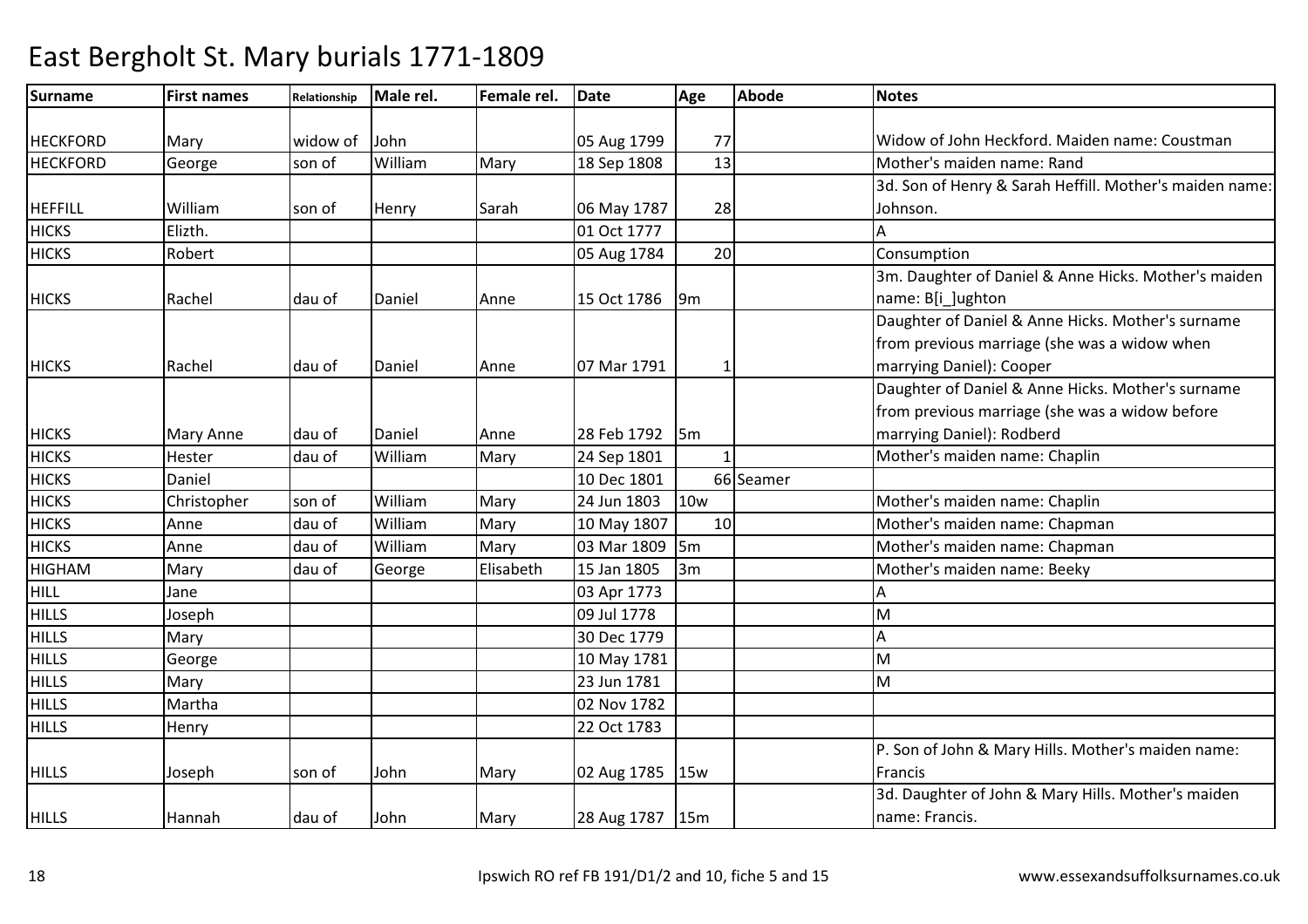# East Bergholt St. Mary burials 1771-1809

| Surname | First names | Relationship | Male rel. | Female rel. | Date | Age | Abode | Notes |
|---|---|---|---|---|---|---|---|---|
| HECKFORD | Mary | widow of | John | | 05 Aug 1799 | 77 | | Widow of John Heckford. Maiden name: Coustman |
| HECKFORD | George | son of | William | Mary | 18 Sep 1808 | 13 | | Mother's maiden name: Rand |
| HEFFILL | William | son of | Henry | Sarah | 06 May 1787 | 28 | | 3d. Son of Henry & Sarah Heffill. Mother's maiden name: Johnson. |
| HICKS | Elizth. | | | | 01 Oct 1777 | | | A |
| HICKS | Robert | | | | 05 Aug 1784 | 20 | | Consumption |
| HICKS | Rachel | dau of | Daniel | Anne | 15 Oct 1786 | 9m | | 3m. Daughter of Daniel & Anne Hicks. Mother's maiden name: B[i_]ughton |
| HICKS | Rachel | dau of | Daniel | Anne | 07 Mar 1791 | 1 | | Daughter of Daniel & Anne Hicks. Mother's surname from previous marriage (she was a widow when marrying Daniel): Cooper |
| HICKS | Mary Anne | dau of | Daniel | Anne | 28 Feb 1792 | 5m | | Daughter of Daniel & Anne Hicks. Mother's surname from previous marriage (she was a widow before marrying Daniel): Rodberd |
| HICKS | Hester | dau of | William | Mary | 24 Sep 1801 | 1 | | Mother's maiden name: Chaplin |
| HICKS | Daniel | | | | 10 Dec 1801 | 66 | Seamer | |
| HICKS | Christopher | son of | William | Mary | 24 Jun 1803 | 10w | | Mother's maiden name: Chaplin |
| HICKS | Anne | dau of | William | Mary | 10 May 1807 | 10 | | Mother's maiden name: Chapman |
| HICKS | Anne | dau of | William | Mary | 03 Mar 1809 | 5m | | Mother's maiden name: Chapman |
| HIGHAM | Mary | dau of | George | Elisabeth | 15 Jan 1805 | 3m | | Mother's maiden name: Beeky |
| HILL | Jane | | | | 03 Apr 1773 | | | A |
| HILLS | Joseph | | | | 09 Jul 1778 | | | M |
| HILLS | Mary | | | | 30 Dec 1779 | | | A |
| HILLS | George | | | | 10 May 1781 | | | M |
| HILLS | Mary | | | | 23 Jun 1781 | | | M |
| HILLS | Martha | | | | 02 Nov 1782 | | | |
| HILLS | Henry | | | | 22 Oct 1783 | | | |
| HILLS | Joseph | son of | John | Mary | 02 Aug 1785 | 15w | | P. Son of John & Mary Hills. Mother's maiden name: Francis |
| HILLS | Hannah | dau of | John | Mary | 28 Aug 1787 | 15m | | 3d. Daughter of John & Mary Hills. Mother's maiden name: Francis. |

Ipswich RO ref FB 191/D1/2 and 10, fiche 5 and 15 www.essexandsuffolksurnames.co.uk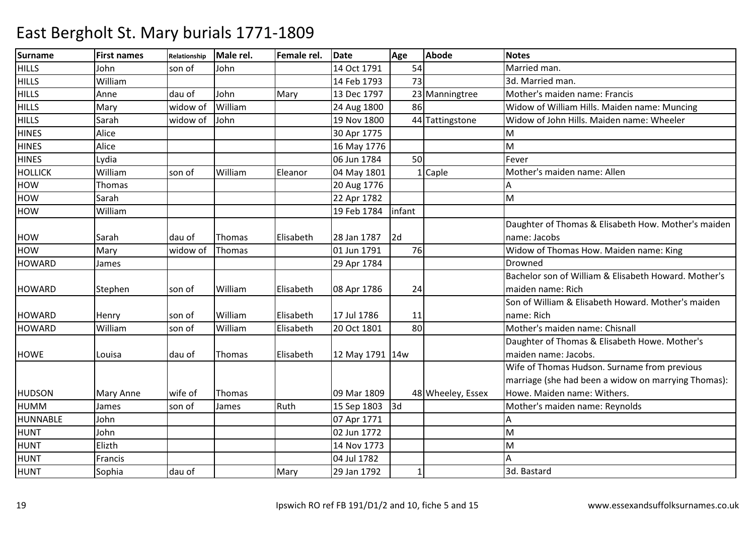# East Bergholt St. Mary burials 1771-1809

| Surname | First names | Relationship | Male rel. | Female rel. | Date | Age | Abode | Notes |
|---|---|---|---|---|---|---|---|---|
| HILLS | John | son of | John | | 14 Oct 1791 | 54 | | Married man. |
| HILLS | William | | | | 14 Feb 1793 | 73 | | 3d. Married man. |
| HILLS | Anne | dau of | John | Mary | 13 Dec 1797 | 23 | Manningtree | Mother's maiden name: Francis |
| HILLS | Mary | widow of | William | | 24 Aug 1800 | 86 | | Widow of William Hills. Maiden name: Muncing |
| HILLS | Sarah | widow of | John | | 19 Nov 1800 | 44 | Tattingstone | Widow of John Hills. Maiden name: Wheeler |
| HINES | Alice | | | | 30 Apr 1775 | | | M |
| HINES | Alice | | | | 16 May 1776 | | | M |
| HINES | Lydia | | | | 06 Jun 1784 | 50 | | Fever |
| HOLLICK | William | son of | William | Eleanor | 04 May 1801 | 1 | Caple | Mother's maiden name: Allen |
| HOW | Thomas | | | | 20 Aug 1776 | | | A |
| HOW | Sarah | | | | 22 Apr 1782 | | | M |
| HOW | William | | | | 19 Feb 1784 | infant | | |
| HOW | Sarah | dau of | Thomas | Elisabeth | 28 Jan 1787 | 2d | | Daughter of Thomas & Elisabeth How. Mother's maiden name: Jacobs |
| HOW | Mary | widow of | Thomas | | 01 Jun 1791 | 76 | | Widow of Thomas How. Maiden name: King |
| HOWARD | James | | | | 29 Apr 1784 | | | Drowned |
| HOWARD | Stephen | son of | William | Elisabeth | 08 Apr 1786 | 24 | | Bachelor son of William & Elisabeth Howard. Mother's maiden name: Rich |
| HOWARD | Henry | son of | William | Elisabeth | 17 Jul 1786 | 11 | | Son of William & Elisabeth Howard. Mother's maiden name: Rich |
| HOWARD | William | son of | William | Elisabeth | 20 Oct 1801 | 80 | | Mother's maiden name: Chisnall |
| HOWE | Louisa | dau of | Thomas | Elisabeth | 12 May 1791 | 14w | | Daughter of Thomas & Elisabeth Howe. Mother's maiden name: Jacobs. |
| HUDSON | Mary Anne | wife of | Thomas | | 09 Mar 1809 | 48 | Wheeley, Essex | Wife of Thomas Hudson. Surname from previous marriage (she had been a widow on marrying Thomas): Howe. Maiden name: Withers. |
| HUMM | James | son of | James | Ruth | 15 Sep 1803 | 3d | | Mother's maiden name: Reynolds |
| HUNNABLE | John | | | | 07 Apr 1771 | | | A |
| HUNT | John | | | | 02 Jun 1772 | | | M |
| HUNT | Elizth | | | | 14 Nov 1773 | | | M |
| HUNT | Francis | | | | 04 Jul 1782 | | | A |
| HUNT | Sophia | dau of | | Mary | 29 Jan 1792 | 1 | | 3d. Bastard |

Ipswich RO ref FB 191/D1/2 and 10, fiche 5 and 15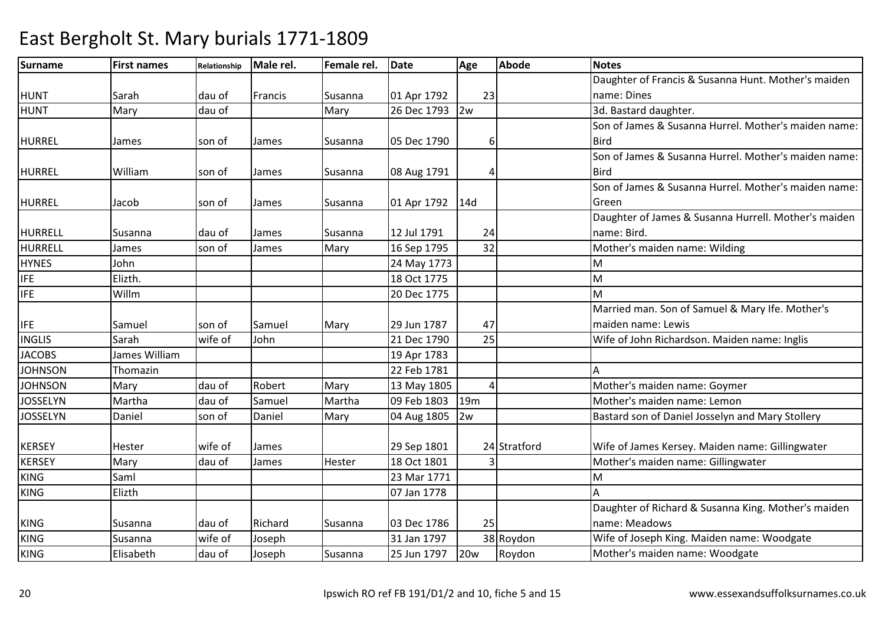# East Bergholt St. Mary burials 1771-1809

| Surname | First names | Relationship | Male rel. | Female rel. | Date | Age | Abode | Notes |
|---|---|---|---|---|---|---|---|---|
| HUNT | Sarah | dau of | Francis | Susanna | 01 Apr 1792 | 23 | | Daughter of Francis & Susanna Hunt. Mother's maiden name: Dines |
| HUNT | Mary | dau of | | Mary | 26 Dec 1793 | 2w | | 3d. Bastard daughter. |
| HURREL | James | son of | James | Susanna | 05 Dec 1790 | 6 | | Son of James & Susanna Hurrel. Mother's maiden name: Bird |
| HURREL | William | son of | James | Susanna | 08 Aug 1791 | 4 | | Son of James & Susanna Hurrel. Mother's maiden name: Bird |
| HURREL | Jacob | son of | James | Susanna | 01 Apr 1792 | 14d | | Son of James & Susanna Hurrel. Mother's maiden name: Green |
| HURRELL | Susanna | dau of | James | Susanna | 12 Jul 1791 | 24 | | Daughter of James & Susanna Hurrell. Mother's maiden name: Bird. |
| HURRELL | James | son of | James | Mary | 16 Sep 1795 | 32 | | Mother's maiden name: Wilding |
| HYNES | John | | | | 24 May 1773 | | | M |
| IFE | Elizth. | | | | 18 Oct 1775 | | | M |
| IFE | Willm | | | | 20 Dec 1775 | | | M |
| IFE | Samuel | son of | Samuel | Mary | 29 Jun 1787 | 47 | | Married man. Son of Samuel & Mary Ife. Mother's maiden name: Lewis |
| INGLIS | Sarah | wife of | John | | 21 Dec 1790 | 25 | | Wife of John Richardson. Maiden name: Inglis |
| JACOBS | James William | | | | 19 Apr 1783 | | | |
| JOHNSON | Thomazin | | | | 22 Feb 1781 | | | A |
| JOHNSON | Mary | dau of | Robert | Mary | 13 May 1805 | 4 | | Mother's maiden name: Goymer |
| JOSSELYN | Martha | dau of | Samuel | Martha | 09 Feb 1803 | 19m | | Mother's maiden name: Lemon |
| JOSSELYN | Daniel | son of | Daniel | Mary | 04 Aug 1805 | 2w | | Bastard son of Daniel Josselyn and Mary Stollery |
| KERSEY | Hester | wife of | James | | 29 Sep 1801 | 24 | Stratford | Wife of James Kersey. Maiden name: Gillingwater |
| KERSEY | Mary | dau of | James | Hester | 18 Oct 1801 | 3 | | Mother's maiden name: Gillingwater |
| KING | Saml | | | | 23 Mar 1771 | | | M |
| KING | Elizth | | | | 07 Jan 1778 | | | A |
| KING | Susanna | dau of | Richard | Susanna | 03 Dec 1786 | 25 | | Daughter of Richard & Susanna King. Mother's maiden name: Meadows |
| KING | Susanna | wife of | Joseph | | 31 Jan 1797 | 38 | Roydon | Wife of Joseph King. Maiden name: Woodgate |
| KING | Elisabeth | dau of | Joseph | Susanna | 25 Jun 1797 | 20w | Roydon | Mother's maiden name: Woodgate |

Ipswich RO ref FB 191/D1/2 and 10, fiche 5 and 15 www.essexandsuffolksurnames.co.uk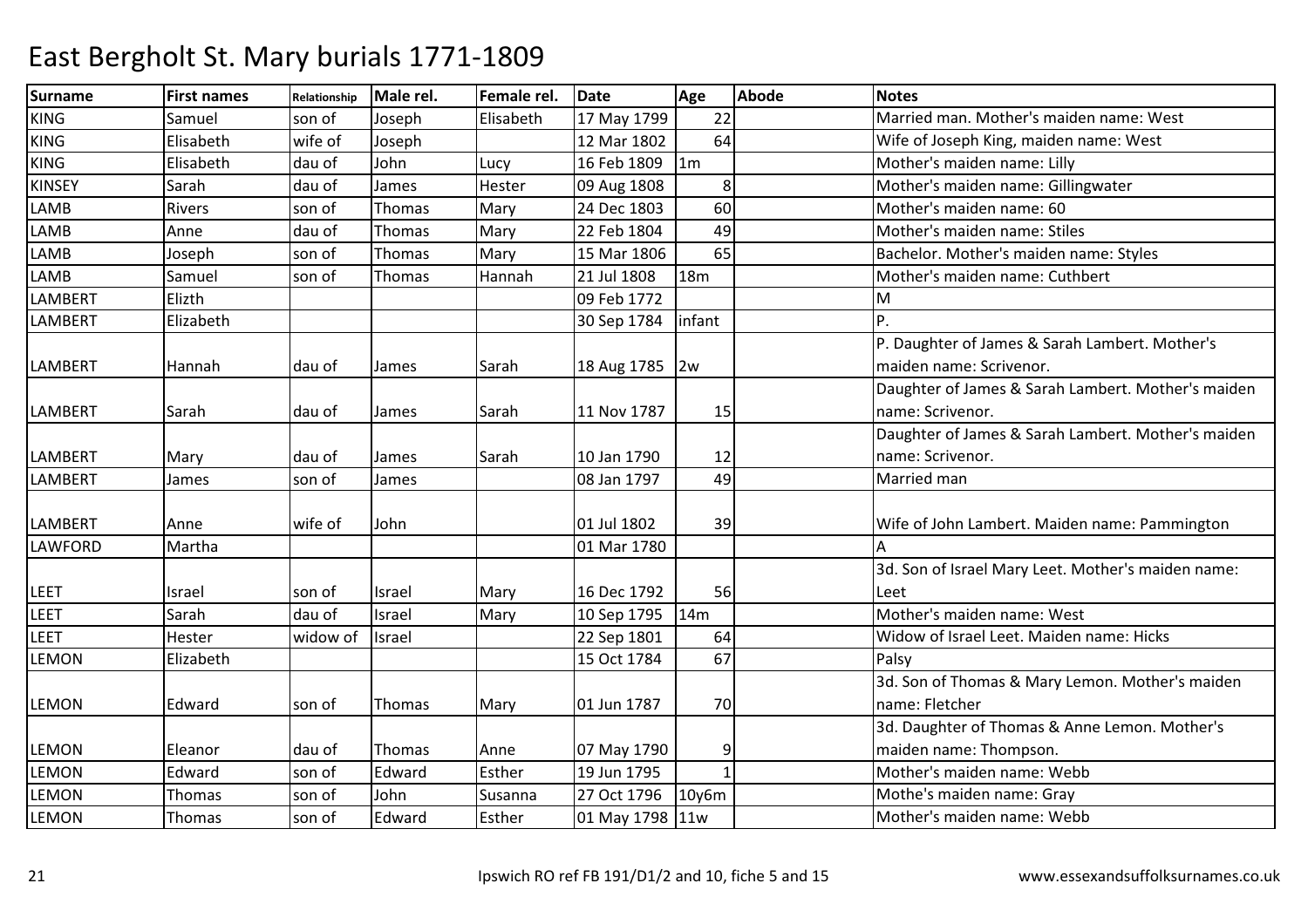# East Bergholt St. Mary burials 1771-1809

| Surname | First names | Relationship | Male rel. | Female rel. | Date | Age | Abode | Notes |
|---|---|---|---|---|---|---|---|---|
| KING | Samuel | son of | Joseph | Elisabeth | 17 May 1799 | 22 | | Married man. Mother's maiden name: West |
| KING | Elisabeth | wife of | Joseph | | 12 Mar 1802 | 64 | | Wife of Joseph King, maiden name: West |
| KING | Elisabeth | dau of | John | Lucy | 16 Feb 1809 | 1m | | Mother's maiden name: Lilly |
| KINSEY | Sarah | dau of | James | Hester | 09 Aug 1808 | 8 | | Mother's maiden name: Gillingwater |
| LAMB | Rivers | son of | Thomas | Mary | 24 Dec 1803 | 60 | | Mother's maiden name: 60 |
| LAMB | Anne | dau of | Thomas | Mary | 22 Feb 1804 | 49 | | Mother's maiden name: Stiles |
| LAMB | Joseph | son of | Thomas | Mary | 15 Mar 1806 | 65 | | Bachelor. Mother's maiden name: Styles |
| LAMB | Samuel | son of | Thomas | Hannah | 21 Jul 1808 | 18m | | Mother's maiden name: Cuthbert |
| LAMBERT | Elizth | | | | 09 Feb 1772 | | | M |
| LAMBERT | Elizabeth | | | | 30 Sep 1784 | infant | | P. |
| LAMBERT | Hannah | dau of | James | Sarah | 18 Aug 1785 | 2w | | P. Daughter of James & Sarah Lambert. Mother's maiden name: Scrivenor. |
| LAMBERT | Sarah | dau of | James | Sarah | 11 Nov 1787 | 15 | | Daughter of James & Sarah Lambert. Mother's maiden name: Scrivenor. |
| LAMBERT | Mary | dau of | James | Sarah | 10 Jan 1790 | 12 | | Daughter of James & Sarah Lambert. Mother's maiden name: Scrivenor. |
| LAMBERT | James | son of | James | | 08 Jan 1797 | 49 | | Married man |
| LAMBERT | Anne | wife of | John | | 01 Jul 1802 | 39 | | Wife of John Lambert. Maiden name: Pammington |
| LAWFORD | Martha | | | | 01 Mar 1780 | | | A |
| LEET | Israel | son of | Israel | Mary | 16 Dec 1792 | 56 | | 3d. Son of Israel Mary Leet. Mother's maiden name: Leet |
| LEET | Sarah | dau of | Israel | Mary | 10 Sep 1795 | 14m | | Mother's maiden name: West |
| LEET | Hester | widow of | Israel | | 22 Sep 1801 | 64 | | Widow of Israel Leet. Maiden name: Hicks |
| LEMON | Elizabeth | | | | 15 Oct 1784 | 67 | | Palsy |
| LEMON | Edward | son of | Thomas | Mary | 01 Jun 1787 | 70 | | 3d. Son of Thomas & Mary Lemon. Mother's maiden name: Fletcher |
| LEMON | Eleanor | dau of | Thomas | Anne | 07 May 1790 | 9 | | 3d. Daughter of Thomas & Anne Lemon. Mother's maiden name: Thompson. |
| LEMON | Edward | son of | Edward | Esther | 19 Jun 1795 | 1 | | Mother's maiden name: Webb |
| LEMON | Thomas | son of | John | Susanna | 27 Oct 1796 | 10y6m | | Mothe's maiden name: Gray |
| LEMON | Thomas | son of | Edward | Esther | 01 May 1798 | 11w | | Mother's maiden name: Webb |

Ipswich RO ref FB 191/D1/2 and 10, fiche 5 and 15 www.essexandsuffolksurnames.co.uk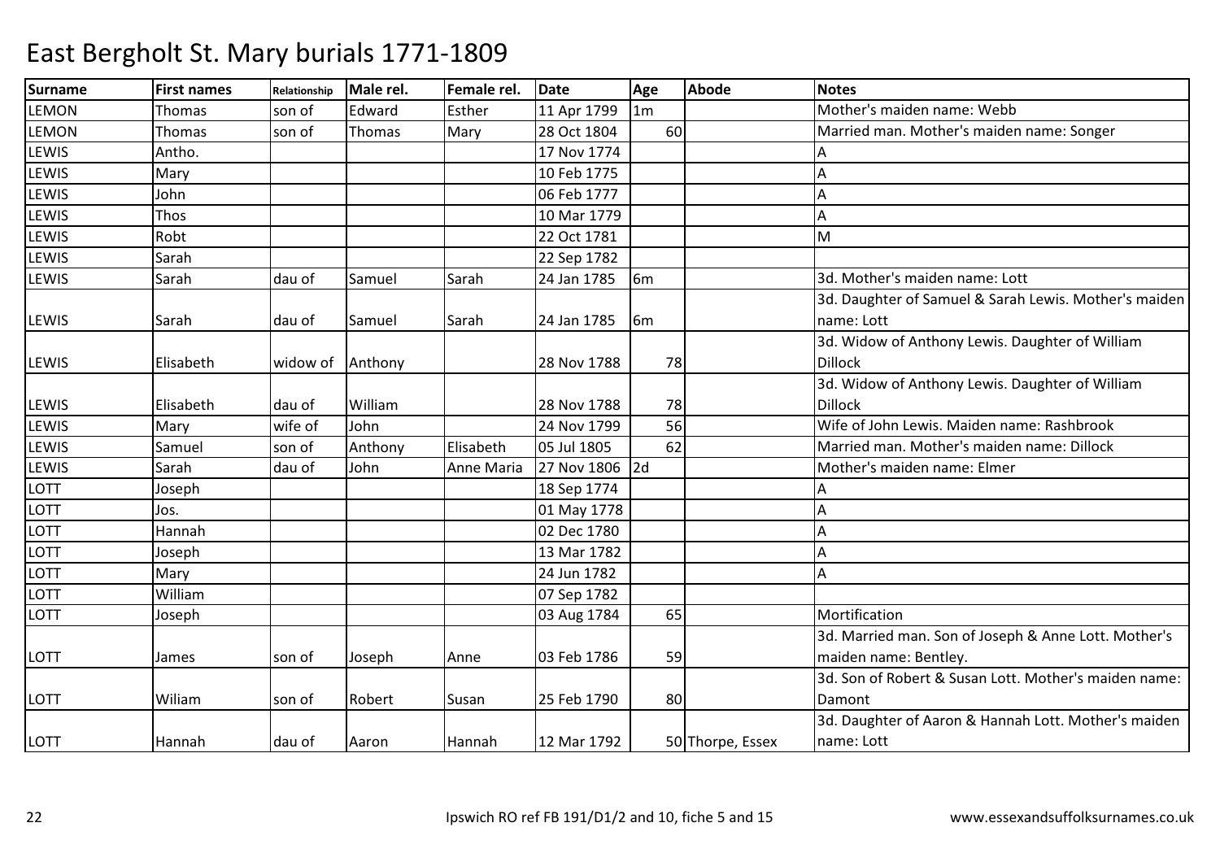# East Bergholt St. Mary burials 1771-1809

| Surname | First names | Relationship | Male rel. | Female rel. | Date | Age | Abode | Notes |
|---|---|---|---|---|---|---|---|---|
| LEMON | Thomas | son of | Edward | Esther | 11 Apr 1799 | 1m | | Mother's maiden name: Webb |
| LEMON | Thomas | son of | Thomas | Mary | 28 Oct 1804 | 60 | | Married man. Mother's maiden name: Songer |
| LEWIS | Antho. | | | | 17 Nov 1774 | | | A |
| LEWIS | Mary | | | | 10 Feb 1775 | | | A |
| LEWIS | John | | | | 06 Feb 1777 | | | A |
| LEWIS | Thos | | | | 10 Mar 1779 | | | A |
| LEWIS | Robt | | | | 22 Oct 1781 | | | M |
| LEWIS | Sarah | | | | 22 Sep 1782 | | | |
| LEWIS | Sarah | dau of | Samuel | Sarah | 24 Jan 1785 | 6m | | 3d. Mother's maiden name: Lott |
| LEWIS | Sarah | dau of | Samuel | Sarah | 24 Jan 1785 | 6m | | 3d. Daughter of Samuel & Sarah Lewis. Mother's maiden name: Lott |
| LEWIS | Elisabeth | widow of | Anthony | | 28 Nov 1788 | 78 | | 3d. Widow of Anthony Lewis. Daughter of William Dillock |
| LEWIS | Elisabeth | dau of | William | | 28 Nov 1788 | 78 | | 3d. Widow of Anthony Lewis. Daughter of William Dillock |
| LEWIS | Mary | wife of | John | | 24 Nov 1799 | 56 | | Wife of John Lewis. Maiden name: Rashbrook |
| LEWIS | Samuel | son of | Anthony | Elisabeth | 05 Jul 1805 | 62 | | Married man. Mother's maiden name: Dillock |
| LEWIS | Sarah | dau of | John | Anne Maria | 27 Nov 1806 | 2d | | Mother's maiden name: Elmer |
| LOTT | Joseph | | | | 18 Sep 1774 | | | A |
| LOTT | Jos. | | | | 01 May 1778 | | | A |
| LOTT | Hannah | | | | 02 Dec 1780 | | | A |
| LOTT | Joseph | | | | 13 Mar 1782 | | | A |
| LOTT | Mary | | | | 24 Jun 1782 | | | A |
| LOTT | William | | | | 07 Sep 1782 | | | |
| LOTT | Joseph | | | | 03 Aug 1784 | 65 | | Mortification |
| LOTT | James | son of | Joseph | Anne | 03 Feb 1786 | 59 | | 3d. Married man. Son of Joseph & Anne Lott. Mother's maiden name: Bentley. |
| LOTT | Wiliam | son of | Robert | Susan | 25 Feb 1790 | 80 | | 3d. Son of Robert & Susan Lott. Mother's maiden name: Damont |
| LOTT | Hannah | dau of | Aaron | Hannah | 12 Mar 1792 | 50 | Thorpe, Essex | 3d. Daughter of Aaron & Hannah Lott. Mother's maiden name: Lott |

Ipswich RO ref FB 191/D1/2 and 10, fiche 5 and 15 www.essexandsuffolksurnames.co.uk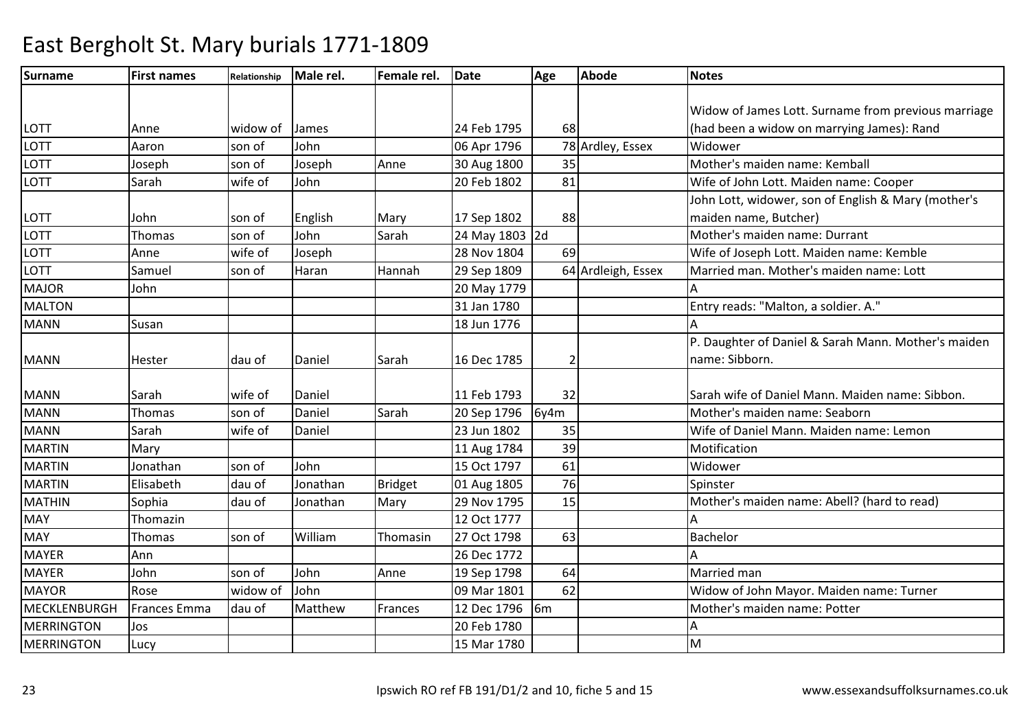# East Bergholt St. Mary burials 1771-1809

| Surname | First names | Relationship | Male rel. | Female rel. | Date | Age | Abode | Notes |
|---|---|---|---|---|---|---|---|---|
| LOTT | Anne | widow of | James | | 24 Feb 1795 | 68 | | Widow of James Lott. Surname from previous marriage (had been a widow on marrying James): Rand |
| LOTT | Aaron | son of | John | | 06 Apr 1796 | 78 | Ardley, Essex | Widower |
| LOTT | Joseph | son of | Joseph | Anne | 30 Aug 1800 | 35 | | Mother's maiden name: Kemball |
| LOTT | Sarah | wife of | John | | 20 Feb 1802 | 81 | | Wife of John Lott. Maiden name: Cooper |
| LOTT | John | son of | English | Mary | 17 Sep 1802 | 88 | | John Lott, widower, son of English & Mary (mother's maiden name, Butcher) |
| LOTT | Thomas | son of | John | Sarah | 24 May 1803 | 2d | | Mother's maiden name: Durrant |
| LOTT | Anne | wife of | Joseph | | 28 Nov 1804 | 69 | | Wife of Joseph Lott. Maiden name: Kemble |
| LOTT | Samuel | son of | Haran | Hannah | 29 Sep 1809 | 64 | Ardleigh, Essex | Married man. Mother's maiden name: Lott |
| MAJOR | John | | | | 20 May 1779 | | | A |
| MALTON | | | | | 31 Jan 1780 | | | Entry reads: "Malton, a soldier. A." |
| MANN | Susan | | | | 18 Jun 1776 | | | A |
| MANN | Hester | dau of | Daniel | Sarah | 16 Dec 1785 | 2 | | P. Daughter of Daniel & Sarah Mann. Mother's maiden name: Sibborn. |
| MANN | Sarah | wife of | Daniel | | 11 Feb 1793 | 32 | | Sarah wife of Daniel Mann. Maiden name: Sibbon. |
| MANN | Thomas | son of | Daniel | Sarah | 20 Sep 1796 | 6y4m | | Mother's maiden name: Seaborn |
| MANN | Sarah | wife of | Daniel | | 23 Jun 1802 | 35 | | Wife of Daniel Mann. Maiden name: Lemon |
| MARTIN | Mary | | | | 11 Aug 1784 | 39 | | Motification |
| MARTIN | Jonathan | son of | John | | 15 Oct 1797 | 61 | | Widower |
| MARTIN | Elisabeth | dau of | Jonathan | Bridget | 01 Aug 1805 | 76 | | Spinster |
| MATHIN | Sophia | dau of | Jonathan | Mary | 29 Nov 1795 | 15 | | Mother's maiden name: Abell? (hard to read) |
| MAY | Thomazin | | | | 12 Oct 1777 | | | A |
| MAY | Thomas | son of | William | Thomasin | 27 Oct 1798 | 63 | | Bachelor |
| MAYER | Ann | | | | 26 Dec 1772 | | | A |
| MAYER | John | son of | John | Anne | 19 Sep 1798 | 64 | | Married man |
| MAYOR | Rose | widow of | John | | 09 Mar 1801 | 62 | | Widow of John Mayor. Maiden name: Turner |
| MECKLENBURGH | Frances Emma | dau of | Matthew | Frances | 12 Dec 1796 | 6m | | Mother's maiden name: Potter |
| MERRINGTON | Jos | | | | 20 Feb 1780 | | | A |
| MERRINGTON | Lucy | | | | 15 Mar 1780 | | | M |

Ipswich RO ref FB 191/D1/2 and 10, fiche 5 and 15 www.essexandsuffolksurnames.co.uk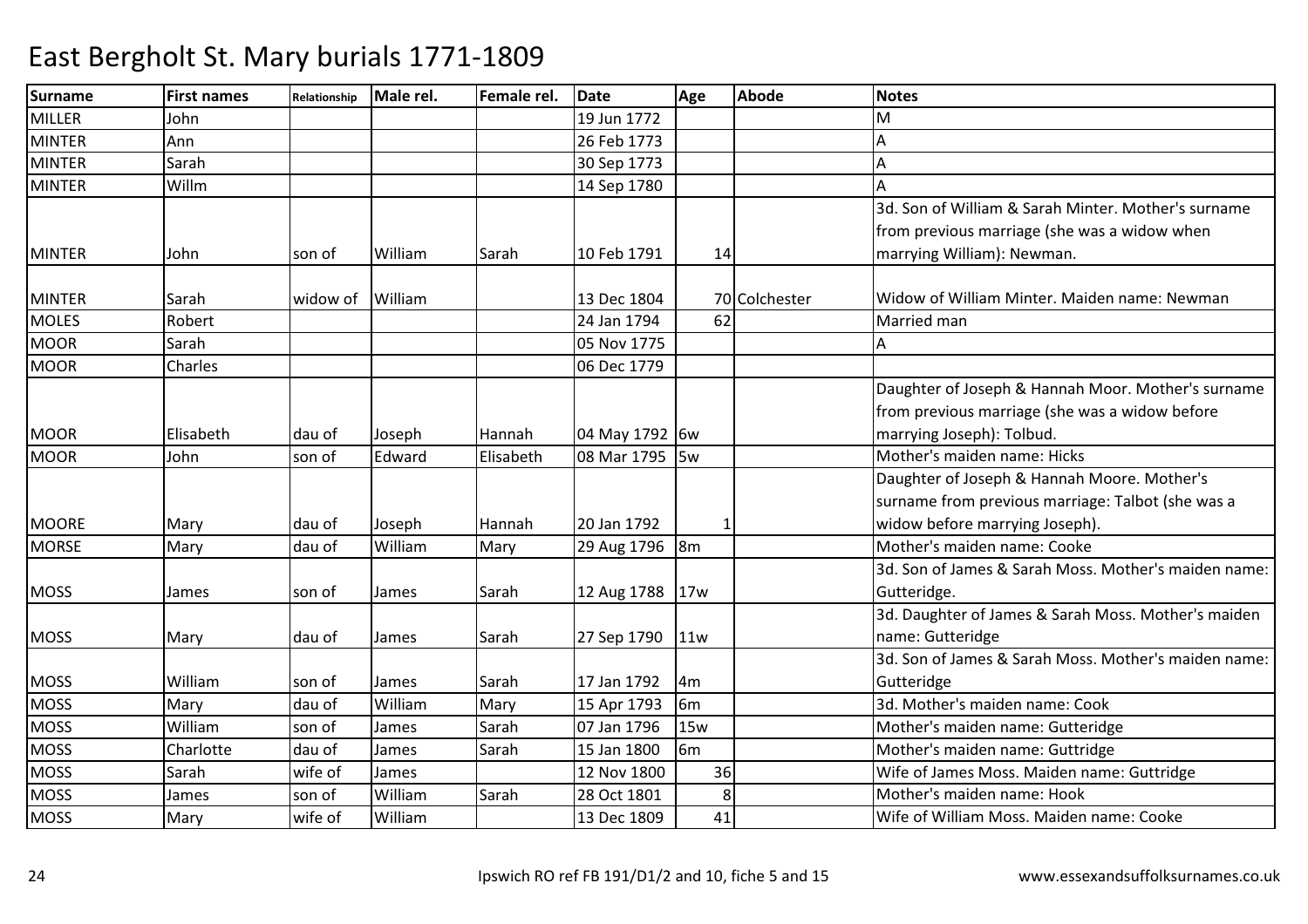# East Bergholt St. Mary burials 1771-1809

| Surname | First names | Relationship | Male rel. | Female rel. | Date | Age | Abode | Notes |
|---|---|---|---|---|---|---|---|---|
| MILLER | John | | | | 19 Jun 1772 | | | M |
| MINTER | Ann | | | | 26 Feb 1773 | | | A |
| MINTER | Sarah | | | | 30 Sep 1773 | | | A |
| MINTER | Willm | | | | 14 Sep 1780 | | | A |
| MINTER | John | son of | William | Sarah | 10 Feb 1791 | 14 | | 3d. Son of William & Sarah Minter. Mother's surname from previous marriage (she was a widow when marrying William): Newman. |
| MINTER | Sarah | widow of | William | | 13 Dec 1804 | 70 | Colchester | Widow of William Minter. Maiden name: Newman |
| MOLES | Robert | | | | 24 Jan 1794 | 62 | | Married man |
| MOOR | Sarah | | | | 05 Nov 1775 | | | A |
| MOOR | Charles | | | | 06 Dec 1779 | | | |
| MOOR | Elisabeth | dau of | Joseph | Hannah | 04 May 1792 | 6w | | Daughter of Joseph & Hannah Moor. Mother's surname from previous marriage (she was a widow before marrying Joseph): Tolbud. |
| MOOR | John | son of | Edward | Elisabeth | 08 Mar 1795 | 5w | | Mother's maiden name: Hicks |
| MOORE | Mary | dau of | Joseph | Hannah | 20 Jan 1792 | 1 | | Daughter of Joseph & Hannah Moore. Mother's surname from previous marriage: Talbot (she was a widow before marrying Joseph). |
| MORSE | Mary | dau of | William | Mary | 29 Aug 1796 | 8m | | Mother's maiden name: Cooke |
| MOSS | James | son of | James | Sarah | 12 Aug 1788 | 17w | | 3d. Son of James & Sarah Moss. Mother's maiden name: Gutteridge. |
| MOSS | Mary | dau of | James | Sarah | 27 Sep 1790 | 11w | | 3d. Daughter of James & Sarah Moss. Mother's maiden name: Gutteridge |
| MOSS | William | son of | James | Sarah | 17 Jan 1792 | 4m | | 3d. Son of James & Sarah Moss. Mother's maiden name: Gutteridge |
| MOSS | Mary | dau of | William | Mary | 15 Apr 1793 | 6m | | 3d. Mother's maiden name: Cook |
| MOSS | William | son of | James | Sarah | 07 Jan 1796 | 15w | | Mother's maiden name: Gutteridge |
| MOSS | Charlotte | dau of | James | Sarah | 15 Jan 1800 | 6m | | Mother's maiden name: Guttridge |
| MOSS | Sarah | wife of | James | | 12 Nov 1800 | 36 | | Wife of James Moss. Maiden name: Guttridge |
| MOSS | James | son of | William | Sarah | 28 Oct 1801 | 8 | | Mother's maiden name: Hook |
| MOSS | Mary | wife of | William | | 13 Dec 1809 | 41 | | Wife of William Moss. Maiden name: Cooke |

Ipswich RO ref FB 191/D1/2 and 10, fiche 5 and 15

www.essexandsuffolksurnames.co.uk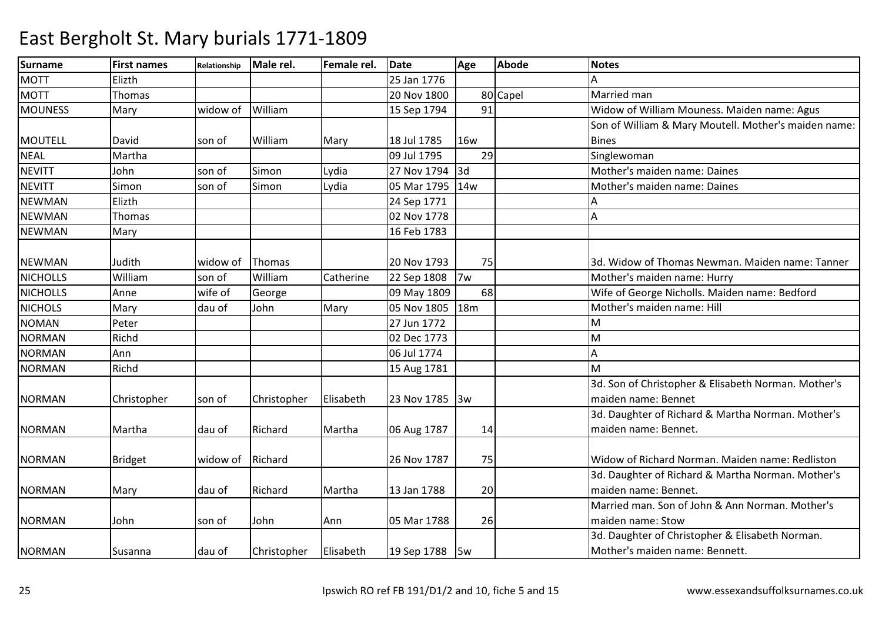# East Bergholt St. Mary burials 1771-1809

| Surname | First names | Relationship | Male rel. | Female rel. | Date | Age | Abode | Notes |
|---|---|---|---|---|---|---|---|---|
| MOTT | Elizth | | | | 25 Jan 1776 | | | A |
| MOTT | Thomas | | | | 20 Nov 1800 | 80 | Capel | Married man |
| MOUNESS | Mary | widow of | William | | 15 Sep 1794 | 91 | | Widow of William Mouness. Maiden name: Agus |
| MOUTELL | David | son of | William | Mary | 18 Jul 1785 | 16w | | Son of William & Mary Moutell. Mother's maiden name: Bines |
| NEAL | Martha | | | | 09 Jul 1795 | 29 | | Singlewoman |
| NEVITT | John | son of | Simon | Lydia | 27 Nov 1794 | 3d | | Mother's maiden name: Daines |
| NEVITT | Simon | son of | Simon | Lydia | 05 Mar 1795 | 14w | | Mother's maiden name: Daines |
| NEWMAN | Elizth | | | | 24 Sep 1771 | | | A |
| NEWMAN | Thomas | | | | 02 Nov 1778 | | | A |
| NEWMAN | Mary | | | | 16 Feb 1783 | | | |
| NEWMAN | Judith | widow of | Thomas | | 20 Nov 1793 | 75 | | 3d. Widow of Thomas Newman. Maiden name: Tanner |
| NICHOLLS | William | son of | William | Catherine | 22 Sep 1808 | 7w | | Mother's maiden name: Hurry |
| NICHOLLS | Anne | wife of | George | | 09 May 1809 | 68 | | Wife of George Nicholls. Maiden name: Bedford |
| NICHOLS | Mary | dau of | John | Mary | 05 Nov 1805 | 18m | | Mother's maiden name: Hill |
| NOMAN | Peter | | | | 27 Jun 1772 | | | M |
| NORMAN | Richd | | | | 02 Dec 1773 | | | M |
| NORMAN | Ann | | | | 06 Jul 1774 | | | A |
| NORMAN | Richd | | | | 15 Aug 1781 | | | M |
| NORMAN | Christopher | son of | Christopher | Elisabeth | 23 Nov 1785 | 3w | | 3d. Son of Christopher & Elisabeth Norman. Mother's maiden name: Bennet |
| NORMAN | Martha | dau of | Richard | Martha | 06 Aug 1787 | 14 | | 3d. Daughter of Richard & Martha Norman. Mother's maiden name: Bennet. |
| NORMAN | Bridget | widow of | Richard | | 26 Nov 1787 | 75 | | Widow of Richard Norman. Maiden name: Redliston |
| NORMAN | Mary | dau of | Richard | Martha | 13 Jan 1788 | 20 | | 3d. Daughter of Richard & Martha Norman. Mother's maiden name: Bennet. |
| NORMAN | John | son of | John | Ann | 05 Mar 1788 | 26 | | Married man. Son of John & Ann Norman. Mother's maiden name: Stow |
| NORMAN | Susanna | dau of | Christopher | Elisabeth | 19 Sep 1788 | 5w | | 3d. Daughter of Christopher & Elisabeth Norman. Mother's maiden name: Bennett. |

Ipswich RO ref FB 191/D1/2 and 10, fiche 5 and 15 www.essexandsuffolksurnames.co.uk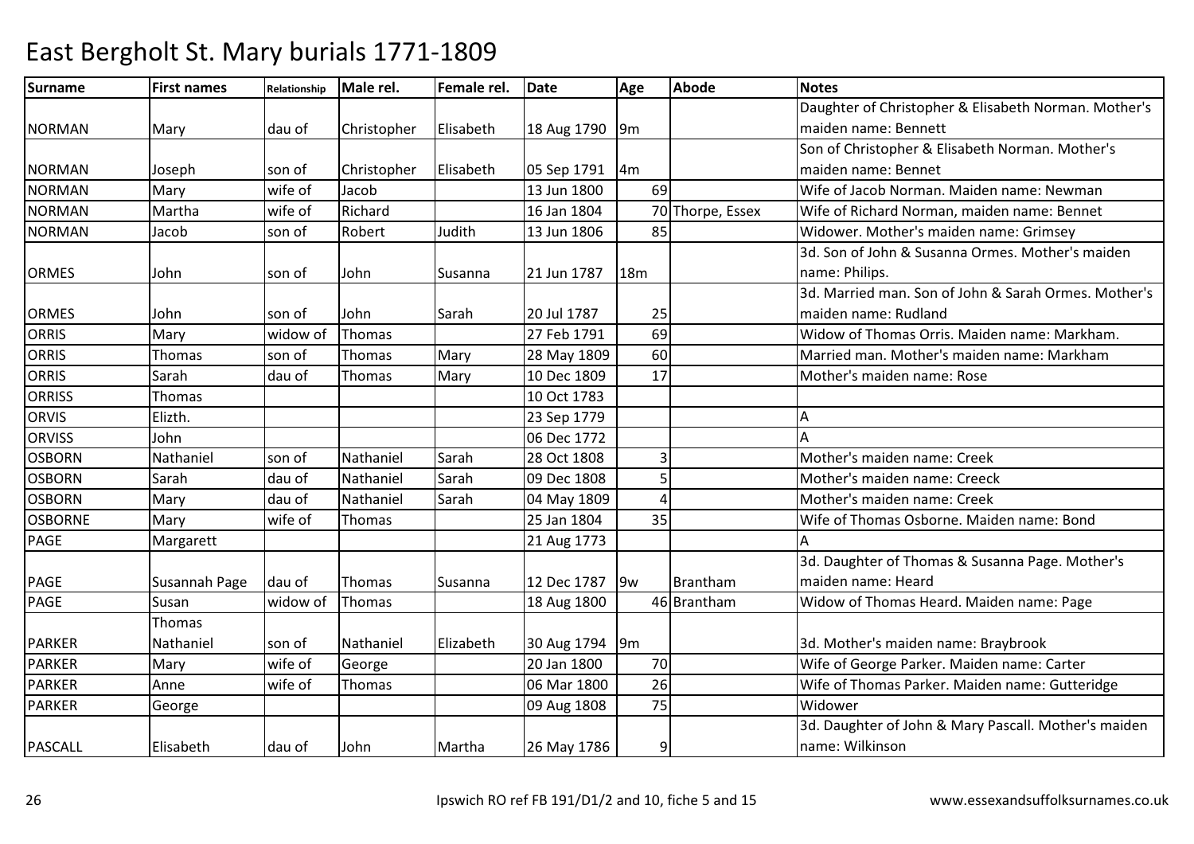# East Bergholt St. Mary burials 1771-1809

| Surname | First names | Relationship | Male rel. | Female rel. | Date | Age | Abode | Notes |
|---|---|---|---|---|---|---|---|---|
| NORMAN | Mary | dau of | Christopher | Elisabeth | 18 Aug 1790 | 9m | | Daughter of Christopher & Elisabeth Norman. Mother's maiden name: Bennett |
| NORMAN | Joseph | son of | Christopher | Elisabeth | 05 Sep 1791 | 4m | | Son of Christopher & Elisabeth Norman. Mother's maiden name: Bennet |
| NORMAN | Mary | wife of | Jacob | | 13 Jun 1800 | 69 | | Wife of Jacob Norman. Maiden name: Newman |
| NORMAN | Martha | wife of | Richard | | 16 Jan 1804 | 70 | Thorpe, Essex | Wife of Richard Norman, maiden name: Bennet |
| NORMAN | Jacob | son of | Robert | Judith | 13 Jun 1806 | 85 | | Widower. Mother's maiden name: Grimsey |
| ORMES | John | son of | John | Susanna | 21 Jun 1787 | 18m | | 3d. Son of John & Susanna Ormes. Mother's maiden name: Philips. |
| ORMES | John | son of | John | Sarah | 20 Jul 1787 | 25 | | 3d. Married man. Son of John & Sarah Ormes. Mother's maiden name: Rudland |
| ORRIS | Mary | widow of | Thomas | | 27 Feb 1791 | 69 | | Widow of Thomas Orris. Maiden name: Markham. |
| ORRIS | Thomas | son of | Thomas | Mary | 28 May 1809 | 60 | | Married man. Mother's maiden name: Markham |
| ORRIS | Sarah | dau of | Thomas | Mary | 10 Dec 1809 | 17 | | Mother's maiden name: Rose |
| ORRISS | Thomas | | | | 10 Oct 1783 | | | |
| ORVIS | Elizth. | | | | 23 Sep 1779 | | | A |
| ORVISS | John | | | | 06 Dec 1772 | | | A |
| OSBORN | Nathaniel | son of | Nathaniel | Sarah | 28 Oct 1808 | 3 | | Mother's maiden name: Creek |
| OSBORN | Sarah | dau of | Nathaniel | Sarah | 09 Dec 1808 | 5 | | Mother's maiden name: Creeck |
| OSBORN | Mary | dau of | Nathaniel | Sarah | 04 May 1809 | 4 | | Mother's maiden name: Creek |
| OSBORNE | Mary | wife of | Thomas | | 25 Jan 1804 | 35 | | Wife of Thomas Osborne. Maiden name: Bond |
| PAGE | Margarett | | | | 21 Aug 1773 | | | A |
| PAGE | Susannah Page | dau of | Thomas | Susanna | 12 Dec 1787 | 9w | Brantham | 3d. Daughter of Thomas & Susanna Page. Mother's maiden name: Heard |
| PAGE | Susan | widow of | Thomas | | 18 Aug 1800 | 46 | Brantham | Widow of Thomas Heard. Maiden name: Page |
| PARKER | Thomas Nathaniel | son of | Nathaniel | Elizabeth | 30 Aug 1794 | 9m | | 3d. Mother's maiden name: Braybrook |
| PARKER | Mary | wife of | George | | 20 Jan 1800 | 70 | | Wife of George Parker. Maiden name: Carter |
| PARKER | Anne | wife of | Thomas | | 06 Mar 1800 | 26 | | Wife of Thomas Parker. Maiden name: Gutteridge |
| PARKER | George | | | | 09 Aug 1808 | 75 | | Widower |
| PASCALL | Elisabeth | dau of | John | Martha | 26 May 1786 | 9 | | 3d. Daughter of John & Mary Pascall. Mother's maiden name: Wilkinson |

Ipswich RO ref FB 191/D1/2 and 10, fiche 5 and 15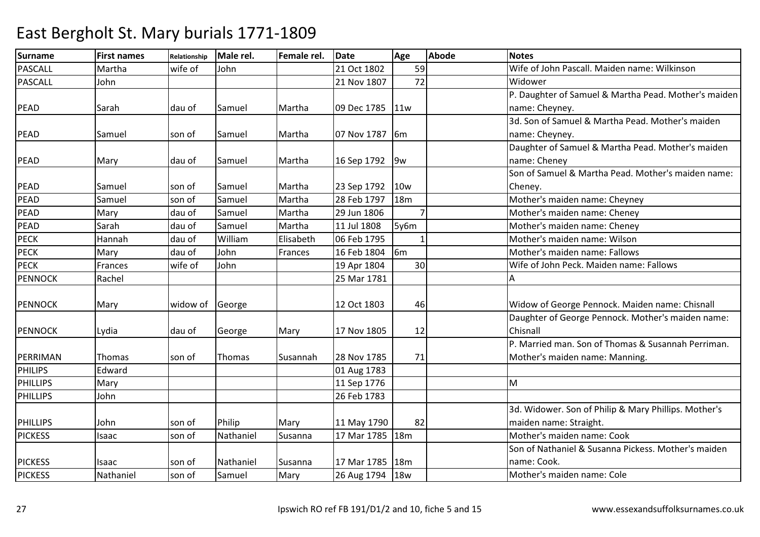# East Bergholt St. Mary burials 1771-1809

| Surname | First names | Relationship | Male rel. | Female rel. | Date | Age | Abode | Notes |
|---|---|---|---|---|---|---|---|---|
| PASCALL | Martha | wife of | John | | 21 Oct 1802 | 59 | | Wife of John Pascall. Maiden name: Wilkinson |
| PASCALL | John | | | | 21 Nov 1807 | 72 | | Widower |
| PEAD | Sarah | dau of | Samuel | Martha | 09 Dec 1785 | 11w | | P. Daughter of Samuel & Martha Pead. Mother's maiden name: Cheyney. |
| PEAD | Samuel | son of | Samuel | Martha | 07 Nov 1787 | 6m | | 3d. Son of Samuel & Martha Pead. Mother's maiden name: Cheyney. |
| PEAD | Mary | dau of | Samuel | Martha | 16 Sep 1792 | 9w | | Daughter of Samuel & Martha Pead. Mother's maiden name: Cheney |
| PEAD | Samuel | son of | Samuel | Martha | 23 Sep 1792 | 10w | | Son of Samuel & Martha Pead. Mother's maiden name: Cheney. |
| PEAD | Samuel | son of | Samuel | Martha | 28 Feb 1797 | 18m | | Mother's maiden name: Cheyney |
| PEAD | Mary | dau of | Samuel | Martha | 29 Jun 1806 | 7 | | Mother's maiden name: Cheney |
| PEAD | Sarah | dau of | Samuel | Martha | 11 Jul 1808 | 5y6m | | Mother's maiden name: Cheney |
| PECK | Hannah | dau of | William | Elisabeth | 06 Feb 1795 | 1 | | Mother's maiden name: Wilson |
| PECK | Mary | dau of | John | Frances | 16 Feb 1804 | 6m | | Mother's maiden name: Fallows |
| PECK | Frances | wife of | John | | 19 Apr 1804 | 30 | | Wife of John Peck. Maiden name: Fallows |
| PENNOCK | Rachel | | | | 25 Mar 1781 | | | A |
| PENNOCK | Mary | widow of | George | | 12 Oct 1803 | 46 | | Widow of George Pennock. Maiden name: Chisnall |
| PENNOCK | Lydia | dau of | George | Mary | 17 Nov 1805 | 12 | | Daughter of George Pennock. Mother's maiden name: Chisnall |
| PERRIMAN | Thomas | son of | Thomas | Susannah | 28 Nov 1785 | 71 | | P. Married man. Son of Thomas & Susannah Perriman. Mother's maiden name: Manning. |
| PHILIPS | Edward | | | | 01 Aug 1783 | | | |
| PHILLIPS | Mary | | | | 11 Sep 1776 | | | M |
| PHILLIPS | John | | | | 26 Feb 1783 | | | |
| PHILLIPS | John | son of | Philip | Mary | 11 May 1790 | 82 | | 3d. Widower. Son of Philip & Mary Phillips. Mother's maiden name: Straight. |
| PICKESS | Isaac | son of | Nathaniel | Susanna | 17 Mar 1785 | 18m | | Mother's maiden name: Cook |
| PICKESS | Isaac | son of | Nathaniel | Susanna | 17 Mar 1785 | 18m | | Son of Nathaniel & Susanna Pickess. Mother's maiden name: Cook. |
| PICKESS | Nathaniel | son of | Samuel | Mary | 26 Aug 1794 | 18w | | Mother's maiden name: Cole |

Ipswich RO ref FB 191/D1/2 and 10, fiche 5 and 15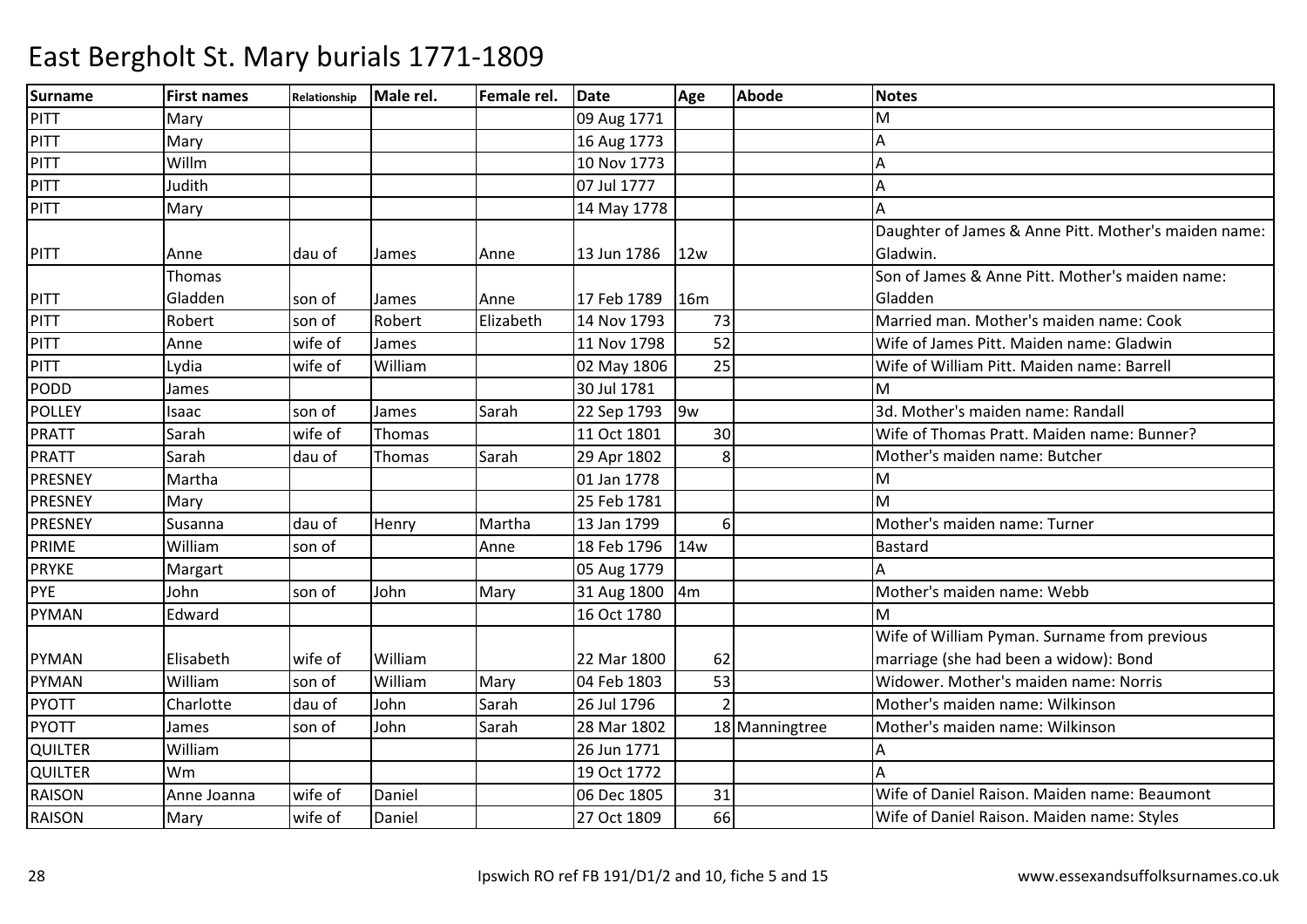# East Bergholt St. Mary burials 1771-1809

| Surname | First names | Relationship | Male rel. | Female rel. | Date | Age | Abode | Notes |
|---|---|---|---|---|---|---|---|---|
| PITT | Mary | | | | 09 Aug 1771 | | | M |
| PITT | Mary | | | | 16 Aug 1773 | | | A |
| PITT | Willm | | | | 10 Nov 1773 | | | A |
| PITT | Judith | | | | 07 Jul 1777 | | | A |
| PITT | Mary | | | | 14 May 1778 | | | A |
| PITT | Anne | dau of | James | Anne | 13 Jun 1786 | 12w | | Daughter of James & Anne Pitt. Mother's maiden name: Gladwin. |
| PITT | Thomas Gladden | son of | James | Anne | 17 Feb 1789 | 16m | | Son of James & Anne Pitt. Mother's maiden name: Gladden |
| PITT | Robert | son of | Robert | Elizabeth | 14 Nov 1793 | 73 | | Married man. Mother's maiden name: Cook |
| PITT | Anne | wife of | James | | 11 Nov 1798 | 52 | | Wife of James Pitt. Maiden name: Gladwin |
| PITT | Lydia | wife of | William | | 02 May 1806 | 25 | | Wife of William Pitt. Maiden name: Barrell |
| PODD | James | | | | 30 Jul 1781 | | | M |
| POLLEY | Isaac | son of | James | Sarah | 22 Sep 1793 | 9w | | 3d. Mother's maiden name: Randall |
| PRATT | Sarah | wife of | Thomas | | 11 Oct 1801 | 30 | | Wife of Thomas Pratt. Maiden name: Bunner? |
| PRATT | Sarah | dau of | Thomas | Sarah | 29 Apr 1802 | 8 | | Mother's maiden name: Butcher |
| PRESNEY | Martha | | | | 01 Jan 1778 | | | M |
| PRESNEY | Mary | | | | 25 Feb 1781 | | | M |
| PRESNEY | Susanna | dau of | Henry | Martha | 13 Jan 1799 | 6 | | Mother's maiden name: Turner |
| PRIME | William | son of | | Anne | 18 Feb 1796 | 14w | | Bastard |
| PRYKE | Margart | | | | 05 Aug 1779 | | | A |
| PYE | John | son of | John | Mary | 31 Aug 1800 | 4m | | Mother's maiden name: Webb |
| PYMAN | Edward | | | | 16 Oct 1780 | | | M |
| PYMAN | Elisabeth | wife of | William | | 22 Mar 1800 | 62 | | Wife of William Pyman. Surname from previous marriage (she had been a widow): Bond |
| PYMAN | William | son of | William | Mary | 04 Feb 1803 | 53 | | Widower. Mother's maiden name: Norris |
| PYOTT | Charlotte | dau of | John | Sarah | 26 Jul 1796 | 2 | | Mother's maiden name: Wilkinson |
| PYOTT | James | son of | John | Sarah | 28 Mar 1802 | 18 | Manningtree | Mother's maiden name: Wilkinson |
| QUILTER | William | | | | 26 Jun 1771 | | | A |
| QUILTER | Wm | | | | 19 Oct 1772 | | | A |
| RAISON | Anne Joanna | wife of | Daniel | | 06 Dec 1805 | 31 | | Wife of Daniel Raison. Maiden name: Beaumont |
| RAISON | Mary | wife of | Daniel | | 27 Oct 1809 | 66 | | Wife of Daniel Raison. Maiden name: Styles |

Ipswich RO ref FB 191/D1/2 and 10, fiche 5 and 15 www.essexandsuffolksurnames.co.uk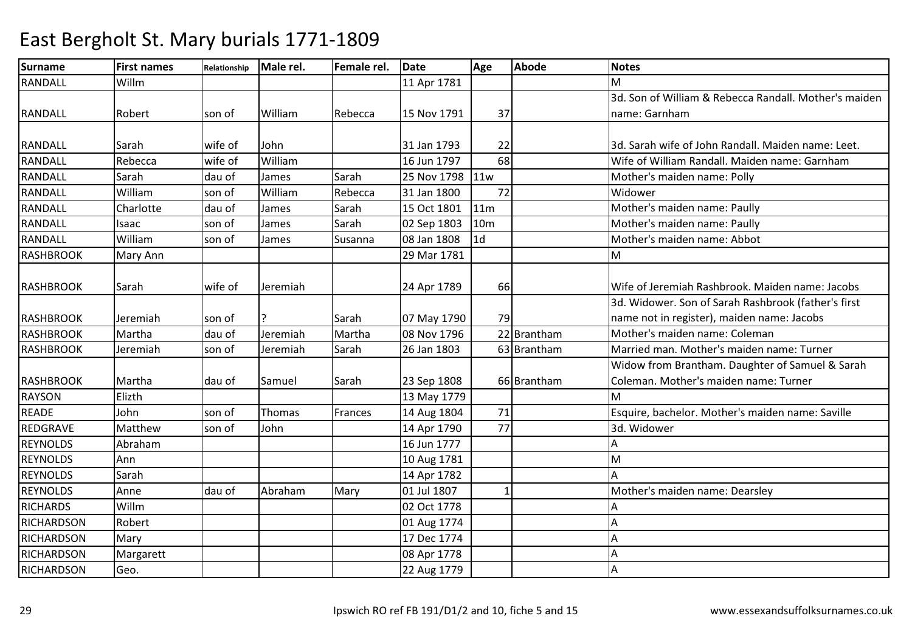# East Bergholt St. Mary burials 1771-1809

| Surname | First names | Relationship | Male rel. | Female rel. | Date | Age | Abode | Notes |
|---|---|---|---|---|---|---|---|---|
| RANDALL | Willm | | | | 11 Apr 1781 | | | M |
| RANDALL | Robert | son of | William | Rebecca | 15 Nov 1791 | 37 | | 3d. Son of William & Rebecca Randall. Mother's maiden name: Garnham |
| RANDALL | Sarah | wife of | John | | 31 Jan 1793 | 22 | | 3d. Sarah wife of John Randall. Maiden name: Leet. |
| RANDALL | Rebecca | wife of | William | | 16 Jun 1797 | 68 | | Wife of William Randall. Maiden name: Garnham |
| RANDALL | Sarah | dau of | James | Sarah | 25 Nov 1798 | 11w | | Mother's maiden name: Polly |
| RANDALL | William | son of | William | Rebecca | 31 Jan 1800 | 72 | | Widower |
| RANDALL | Charlotte | dau of | James | Sarah | 15 Oct 1801 | 11m | | Mother's maiden name: Paully |
| RANDALL | Isaac | son of | James | Sarah | 02 Sep 1803 | 10m | | Mother's maiden name: Paully |
| RANDALL | William | son of | James | Susanna | 08 Jan 1808 | 1d | | Mother's maiden name: Abbot |
| RASHBROOK | Mary Ann | | | | 29 Mar 1781 | | | M |
| RASHBROOK | Sarah | wife of | Jeremiah | | 24 Apr 1789 | 66 | | Wife of Jeremiah Rashbrook. Maiden name: Jacobs |
| RASHBROOK | Jeremiah | son of | ? | Sarah | 07 May 1790 | 79 | | 3d. Widower. Son of Sarah Rashbrook (father's first name not in register), maiden name: Jacobs |
| RASHBROOK | Martha | dau of | Jeremiah | Martha | 08 Nov 1796 | 22 | Brantham | Mother's maiden name: Coleman |
| RASHBROOK | Jeremiah | son of | Jeremiah | Sarah | 26 Jan 1803 | 63 | Brantham | Married man. Mother's maiden name: Turner |
| RASHBROOK | Martha | dau of | Samuel | Sarah | 23 Sep 1808 | 66 | Brantham | Widow from Brantham. Daughter of Samuel & Sarah Coleman. Mother's maiden name: Turner |
| RAYSON | Elizth | | | | 13 May 1779 | | | M |
| READE | John | son of | Thomas | Frances | 14 Aug 1804 | 71 | | Esquire, bachelor. Mother's maiden name: Saville |
| REDGRAVE | Matthew | son of | John | | 14 Apr 1790 | 77 | | 3d. Widower |
| REYNOLDS | Abraham | | | | 16 Jun 1777 | | | A |
| REYNOLDS | Ann | | | | 10 Aug 1781 | | | M |
| REYNOLDS | Sarah | | | | 14 Apr 1782 | | | A |
| REYNOLDS | Anne | dau of | Abraham | Mary | 01 Jul 1807 | 1 | | Mother's maiden name: Dearsley |
| RICHARDS | Willm | | | | 02 Oct 1778 | | | A |
| RICHARDSON | Robert | | | | 01 Aug 1774 | | | A |
| RICHARDSON | Mary | | | | 17 Dec 1774 | | | A |
| RICHARDSON | Margarett | | | | 08 Apr 1778 | | | A |
| RICHARDSON | Geo. | | | | 22 Aug 1779 | | | A |

Ipswich RO ref FB 191/D1/2 and 10, fiche 5 and 15 www.essexandsuffolksurnames.co.uk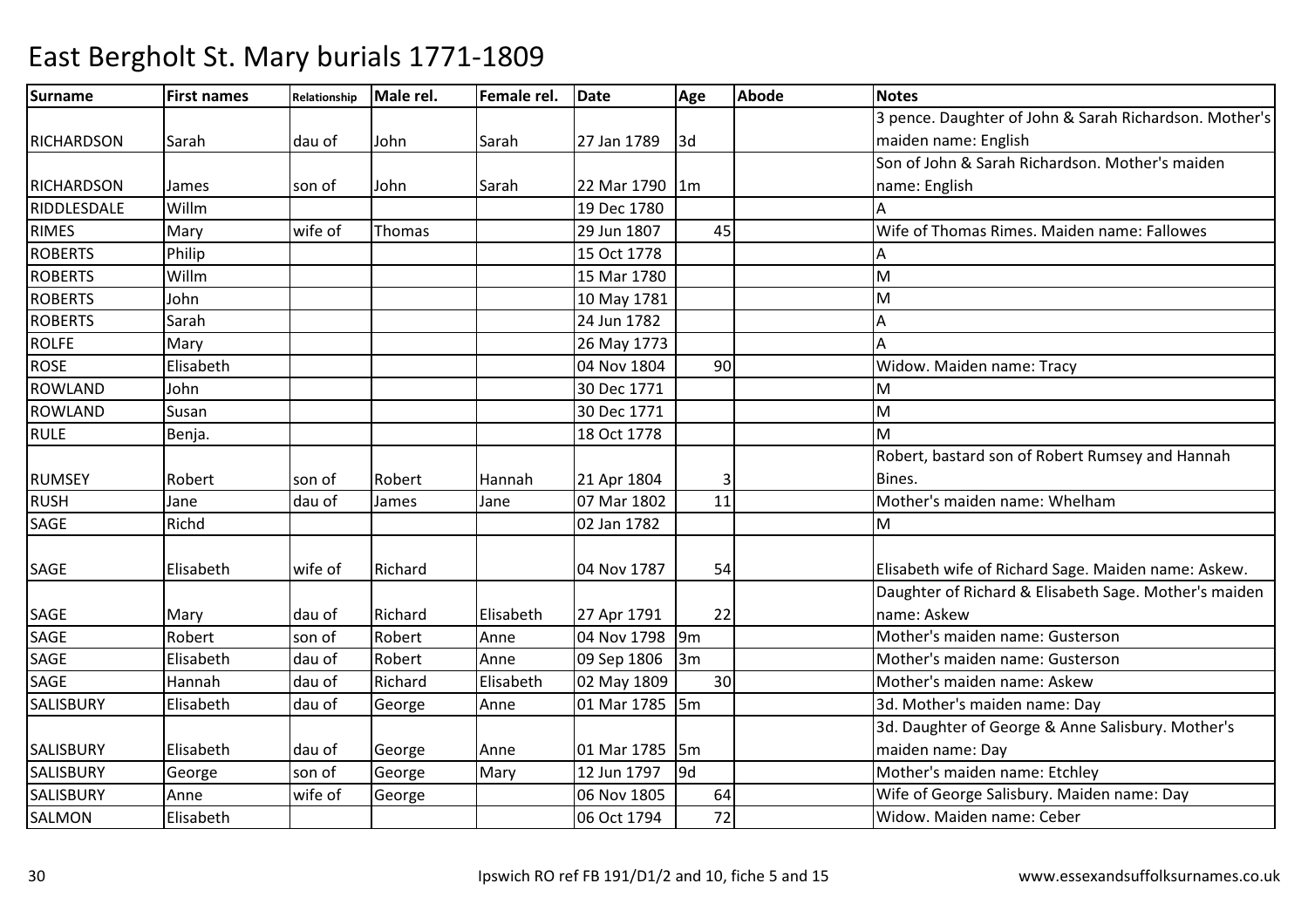# East Bergholt St. Mary burials 1771-1809

| Surname | First names | Relationship | Male rel. | Female rel. | Date | Age | Abode | Notes |
|---|---|---|---|---|---|---|---|---|
| RICHARDSON | Sarah | dau of | John | Sarah | 27 Jan 1789 | 3d | | 3 pence. Daughter of John & Sarah Richardson. Mother's maiden name: English |
| RICHARDSON | James | son of | John | Sarah | 22 Mar 1790 | 1m | | Son of John & Sarah Richardson. Mother's maiden name: English |
| RIDDLESDALE | Willm | | | | 19 Dec 1780 | | | A |
| RIMES | Mary | wife of | Thomas | | 29 Jun 1807 | 45 | | Wife of Thomas Rimes. Maiden name: Fallowes |
| ROBERTS | Philip | | | | 15 Oct 1778 | | | A |
| ROBERTS | Willm | | | | 15 Mar 1780 | | | M |
| ROBERTS | John | | | | 10 May 1781 | | | M |
| ROBERTS | Sarah | | | | 24 Jun 1782 | | | A |
| ROLFE | Mary | | | | 26 May 1773 | | | A |
| ROSE | Elisabeth | | | | 04 Nov 1804 | 90 | | Widow. Maiden name: Tracy |
| ROWLAND | John | | | | 30 Dec 1771 | | | M |
| ROWLAND | Susan | | | | 30 Dec 1771 | | | M |
| RULE | Benja. | | | | 18 Oct 1778 | | | M |
| RUMSEY | Robert | son of | Robert | Hannah | 21 Apr 1804 | 3 | | Robert, bastard son of Robert Rumsey and Hannah Bines. |
| RUSH | Jane | dau of | James | Jane | 07 Mar 1802 | 11 | | Mother's maiden name: Whelham |
| SAGE | Richd | | | | 02 Jan 1782 | | | M |
| SAGE | Elisabeth | wife of | Richard | | 04 Nov 1787 | 54 | | Elisabeth wife of Richard Sage. Maiden name: Askew. |
| SAGE | Mary | dau of | Richard | Elisabeth | 27 Apr 1791 | 22 | | Daughter of Richard & Elisabeth Sage. Mother's maiden name: Askew |
| SAGE | Robert | son of | Robert | Anne | 04 Nov 1798 | 9m | | Mother's maiden name: Gusterson |
| SAGE | Elisabeth | dau of | Robert | Anne | 09 Sep 1806 | 3m | | Mother's maiden name: Gusterson |
| SAGE | Hannah | dau of | Richard | Elisabeth | 02 May 1809 | 30 | | Mother's maiden name: Askew |
| SALISBURY | Elisabeth | dau of | George | Anne | 01 Mar 1785 | 5m | | 3d. Mother's maiden name: Day |
| SALISBURY | Elisabeth | dau of | George | Anne | 01 Mar 1785 | 5m | | 3d. Daughter of George & Anne Salisbury. Mother's maiden name: Day |
| SALISBURY | George | son of | George | Mary | 12 Jun 1797 | 9d | | Mother's maiden name: Etchley |
| SALISBURY | Anne | wife of | George | | 06 Nov 1805 | 64 | | Wife of George Salisbury. Maiden name: Day |
| SALMON | Elisabeth | | | | 06 Oct 1794 | 72 | | Widow. Maiden name: Ceber |

Ipswich RO ref FB 191/D1/2 and 10, fiche 5 and 15 www.essexandsuffolksurnames.co.uk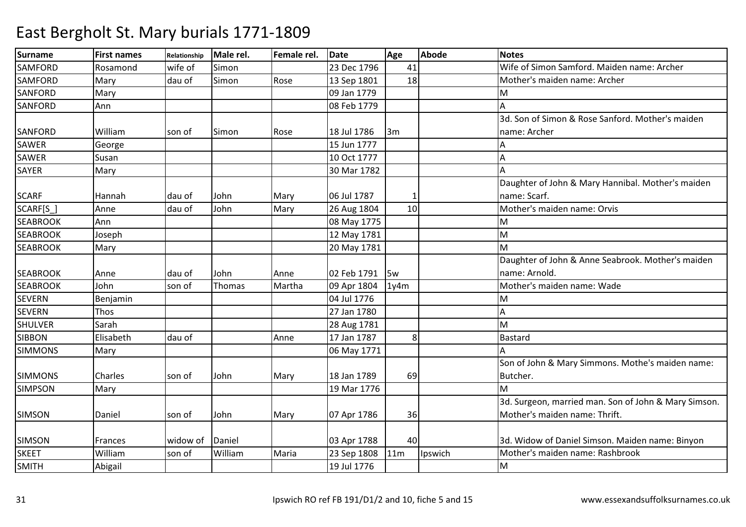# East Bergholt St. Mary burials 1771-1809

| Surname | First names | Relationship | Male rel. | Female rel. | Date | Age | Abode | Notes |
|---|---|---|---|---|---|---|---|---|
| SAMFORD | Rosamond | wife of | Simon | | 23 Dec 1796 | 41 | | Wife of Simon Samford. Maiden name: Archer |
| SAMFORD | Mary | dau of | Simon | Rose | 13 Sep 1801 | 18 | | Mother's maiden name: Archer |
| SANFORD | Mary | | | | 09 Jan 1779 | | | M |
| SANFORD | Ann | | | | 08 Feb 1779 | | | A |
| SANFORD | William | son of | Simon | Rose | 18 Jul 1786 | 3m | | 3d. Son of Simon & Rose Sanford. Mother's maiden name: Archer |
| SAWER | George | | | | 15 Jun 1777 | | | A |
| SAWER | Susan | | | | 10 Oct 1777 | | | A |
| SAYER | Mary | | | | 30 Mar 1782 | | | A |
| SCARF | Hannah | dau of | John | Mary | 06 Jul 1787 | 1 | | Daughter of John & Mary Hannibal. Mother's maiden name: Scarf. |
| SCARF[S_] | Anne | dau of | John | Mary | 26 Aug 1804 | 10 | | Mother's maiden name: Orvis |
| SEABROOK | Ann | | | | 08 May 1775 | | | M |
| SEABROOK | Joseph | | | | 12 May 1781 | | | M |
| SEABROOK | Mary | | | | 20 May 1781 | | | M |
| SEABROOK | Anne | dau of | John | Anne | 02 Feb 1791 | 5w | | Daughter of John & Anne Seabrook. Mother's maiden name: Arnold. |
| SEABROOK | John | son of | Thomas | Martha | 09 Apr 1804 | 1y4m | | Mother's maiden name: Wade |
| SEVERN | Benjamin | | | | 04 Jul 1776 | | | M |
| SEVERN | Thos | | | | 27 Jan 1780 | | | A |
| SHULVER | Sarah | | | | 28 Aug 1781 | | | M |
| SIBBON | Elisabeth | dau of | | Anne | 17 Jan 1787 | 8 | | Bastard |
| SIMMONS | Mary | | | | 06 May 1771 | | | A |
| SIMMONS | Charles | son of | John | Mary | 18 Jan 1789 | 69 | | Son of John & Mary Simmons. Mothe's maiden name: Butcher. |
| SIMPSON | Mary | | | | 19 Mar 1776 | | | M |
| SIMSON | Daniel | son of | John | Mary | 07 Apr 1786 | 36 | | 3d. Surgeon, married man. Son of John & Mary Simson. Mother's maiden name: Thrift. |
| SIMSON | Frances | widow of | Daniel | | 03 Apr 1788 | 40 | | 3d. Widow of Daniel Simson. Maiden name: Binyon |
| SKEET | William | son of | William | Maria | 23 Sep 1808 | 11m | Ipswich | Mother's maiden name: Rashbrook |
| SMITH | Abigail | | | | 19 Jul 1776 | | | M |

Ipswich RO ref FB 191/D1/2 and 10, fiche 5 and 15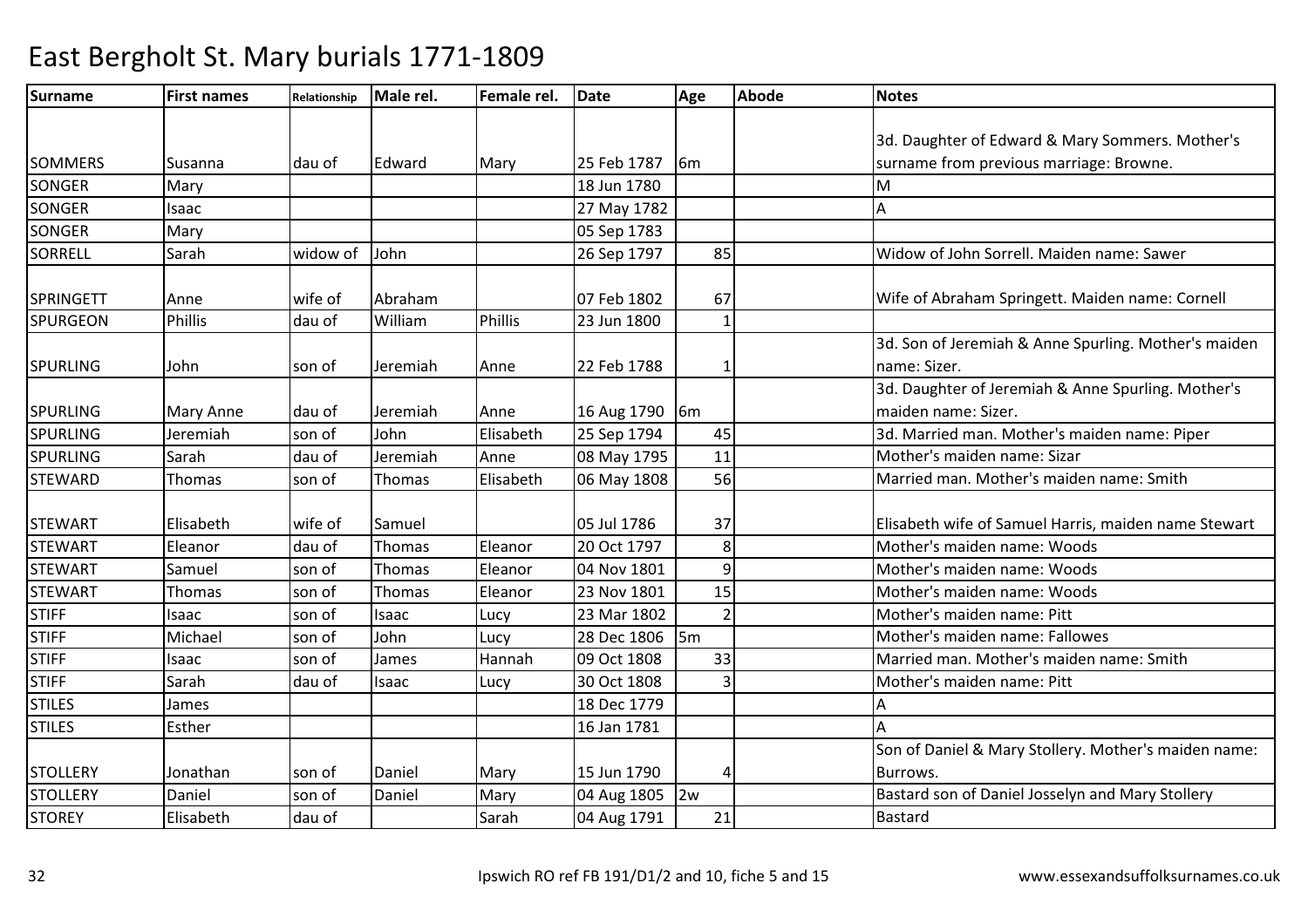# East Bergholt St. Mary burials 1771-1809

| Surname | First names | Relationship | Male rel. | Female rel. | Date | Age | Abode | Notes |
|---|---|---|---|---|---|---|---|---|
| SOMMERS | Susanna | dau of | Edward | Mary | 25 Feb 1787 | 6m | | 3d. Daughter of Edward & Mary Sommers. Mother's surname from previous marriage: Browne. |
| SONGER | Mary | | | | 18 Jun 1780 | | | M |
| SONGER | Isaac | | | | 27 May 1782 | | | A |
| SONGER | Mary | | | | 05 Sep 1783 | | | |
| SORRELL | Sarah | widow of | John | | 26 Sep 1797 | 85 | | Widow of John Sorrell. Maiden name: Sawer |
| SPRINGETT | Anne | wife of | Abraham | | 07 Feb 1802 | 67 | | Wife of Abraham Springett. Maiden name: Cornell |
| SPURGEON | Phillis | dau of | William | Phillis | 23 Jun 1800 | 1 | | |
| SPURLING | John | son of | Jeremiah | Anne | 22 Feb 1788 | 1 | | 3d. Son of Jeremiah & Anne Spurling. Mother's maiden name: Sizer. |
| SPURLING | Mary Anne | dau of | Jeremiah | Anne | 16 Aug 1790 | 6m | | 3d. Daughter of Jeremiah & Anne Spurling. Mother's maiden name: Sizer. |
| SPURLING | Jeremiah | son of | John | Elisabeth | 25 Sep 1794 | 45 | | 3d. Married man. Mother's maiden name: Piper |
| SPURLING | Sarah | dau of | Jeremiah | Anne | 08 May 1795 | 11 | | Mother's maiden name: Sizar |
| STEWARD | Thomas | son of | Thomas | Elisabeth | 06 May 1808 | 56 | | Married man. Mother's maiden name: Smith |
| STEWART | Elisabeth | wife of | Samuel | | 05 Jul 1786 | 37 | | Elisabeth wife of Samuel Harris, maiden name Stewart |
| STEWART | Eleanor | dau of | Thomas | Eleanor | 20 Oct 1797 | 8 | | Mother's maiden name: Woods |
| STEWART | Samuel | son of | Thomas | Eleanor | 04 Nov 1801 | 9 | | Mother's maiden name: Woods |
| STEWART | Thomas | son of | Thomas | Eleanor | 23 Nov 1801 | 15 | | Mother's maiden name: Woods |
| STIFF | Isaac | son of | Isaac | Lucy | 23 Mar 1802 | 2 | | Mother's maiden name: Pitt |
| STIFF | Michael | son of | John | Lucy | 28 Dec 1806 | 5m | | Mother's maiden name: Fallowes |
| STIFF | Isaac | son of | James | Hannah | 09 Oct 1808 | 33 | | Married man. Mother's maiden name: Smith |
| STIFF | Sarah | dau of | Isaac | Lucy | 30 Oct 1808 | 3 | | Mother's maiden name: Pitt |
| STILES | James | | | | 18 Dec 1779 | | | A |
| STILES | Esther | | | | 16 Jan 1781 | | | A |
| STOLLERY | Jonathan | son of | Daniel | Mary | 15 Jun 1790 | 4 | | Son of Daniel & Mary Stollery. Mother's maiden name: Burrows. |
| STOLLERY | Daniel | son of | Daniel | Mary | 04 Aug 1805 | 2w | | Bastard son of Daniel Josselyn and Mary Stollery |
| STOREY | Elisabeth | dau of | | Sarah | 04 Aug 1791 | 21 | | Bastard |

Ipswich RO ref FB 191/D1/2 and 10, fiche 5 and 15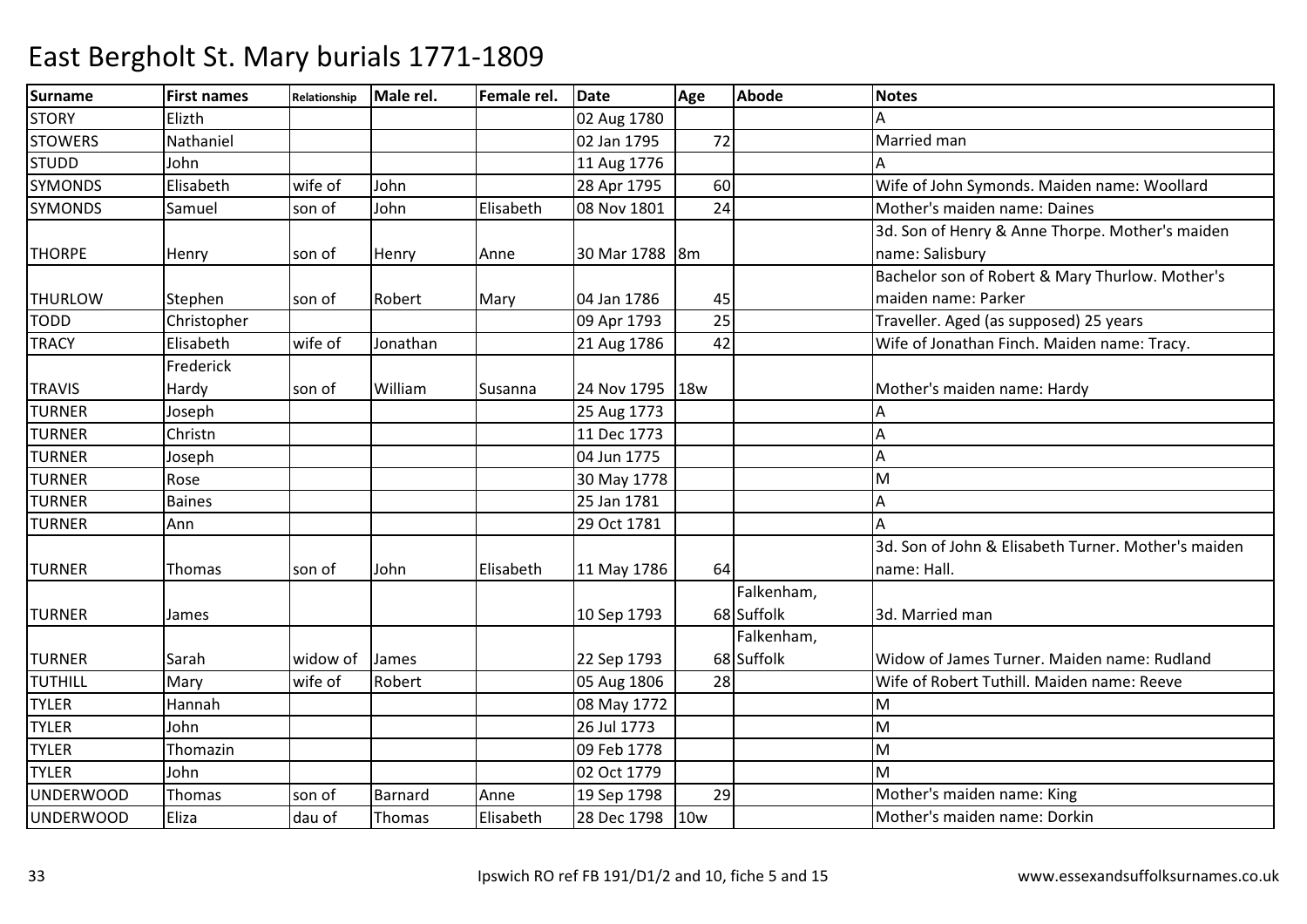# East Bergholt St. Mary burials 1771-1809

| Surname | First names | Relationship | Male rel. | Female rel. | Date | Age | Abode | Notes |
|---|---|---|---|---|---|---|---|---|
| STORY | Elizth | | | | 02 Aug 1780 | | | A |
| STOWERS | Nathaniel | | | | 02 Jan 1795 | 72 | | Married man |
| STUDD | John | | | | 11 Aug 1776 | | | A |
| SYMONDS | Elisabeth | wife of | John | | 28 Apr 1795 | 60 | | Wife of John Symonds. Maiden name: Woollard |
| SYMONDS | Samuel | son of | John | Elisabeth | 08 Nov 1801 | 24 | | Mother's maiden name: Daines |
| THORPE | Henry | son of | Henry | Anne | 30 Mar 1788 | 8m | | 3d. Son of Henry & Anne Thorpe. Mother's maiden name: Salisbury |
| THURLOW | Stephen | son of | Robert | Mary | 04 Jan 1786 | 45 | | Bachelor son of Robert & Mary Thurlow. Mother's maiden name: Parker |
| TODD | Christopher | | | | 09 Apr 1793 | 25 | | Traveller. Aged (as supposed) 25 years |
| TRACY | Elisabeth | wife of | Jonathan | | 21 Aug 1786 | 42 | | Wife of Jonathan Finch. Maiden name: Tracy. |
| TRAVIS | Frederick Hardy | son of | William | Susanna | 24 Nov 1795 | 18w | | Mother's maiden name: Hardy |
| TURNER | Joseph | | | | 25 Aug 1773 | | | A |
| TURNER | Christn | | | | 11 Dec 1773 | | | A |
| TURNER | Joseph | | | | 04 Jun 1775 | | | A |
| TURNER | Rose | | | | 30 May 1778 | | | M |
| TURNER | Baines | | | | 25 Jan 1781 | | | A |
| TURNER | Ann | | | | 29 Oct 1781 | | | A |
| TURNER | Thomas | son of | John | Elisabeth | 11 May 1786 | 64 | | 3d. Son of John & Elisabeth Turner. Mother's maiden name: Hall. |
| TURNER | James | | | | 10 Sep 1793 | 68 | Falkenham, Suffolk | 3d. Married man |
| TURNER | Sarah | widow of | James | | 22 Sep 1793 | 68 | Falkenham, Suffolk | Widow of James Turner. Maiden name: Rudland |
| TUTHILL | Mary | wife of | Robert | | 05 Aug 1806 | 28 | | Wife of Robert Tuthill. Maiden name: Reeve |
| TYLER | Hannah | | | | 08 May 1772 | | | M |
| TYLER | John | | | | 26 Jul 1773 | | | M |
| TYLER | Thomazin | | | | 09 Feb 1778 | | | M |
| TYLER | John | | | | 02 Oct 1779 | | | M |
| UNDERWOOD | Thomas | son of | Barnard | Anne | 19 Sep 1798 | 29 | | Mother's maiden name: King |
| UNDERWOOD | Eliza | dau of | Thomas | Elisabeth | 28 Dec 1798 | 10w | | Mother's maiden name: Dorkin |

Ipswich RO ref FB 191/D1/2 and 10, fiche 5 and 15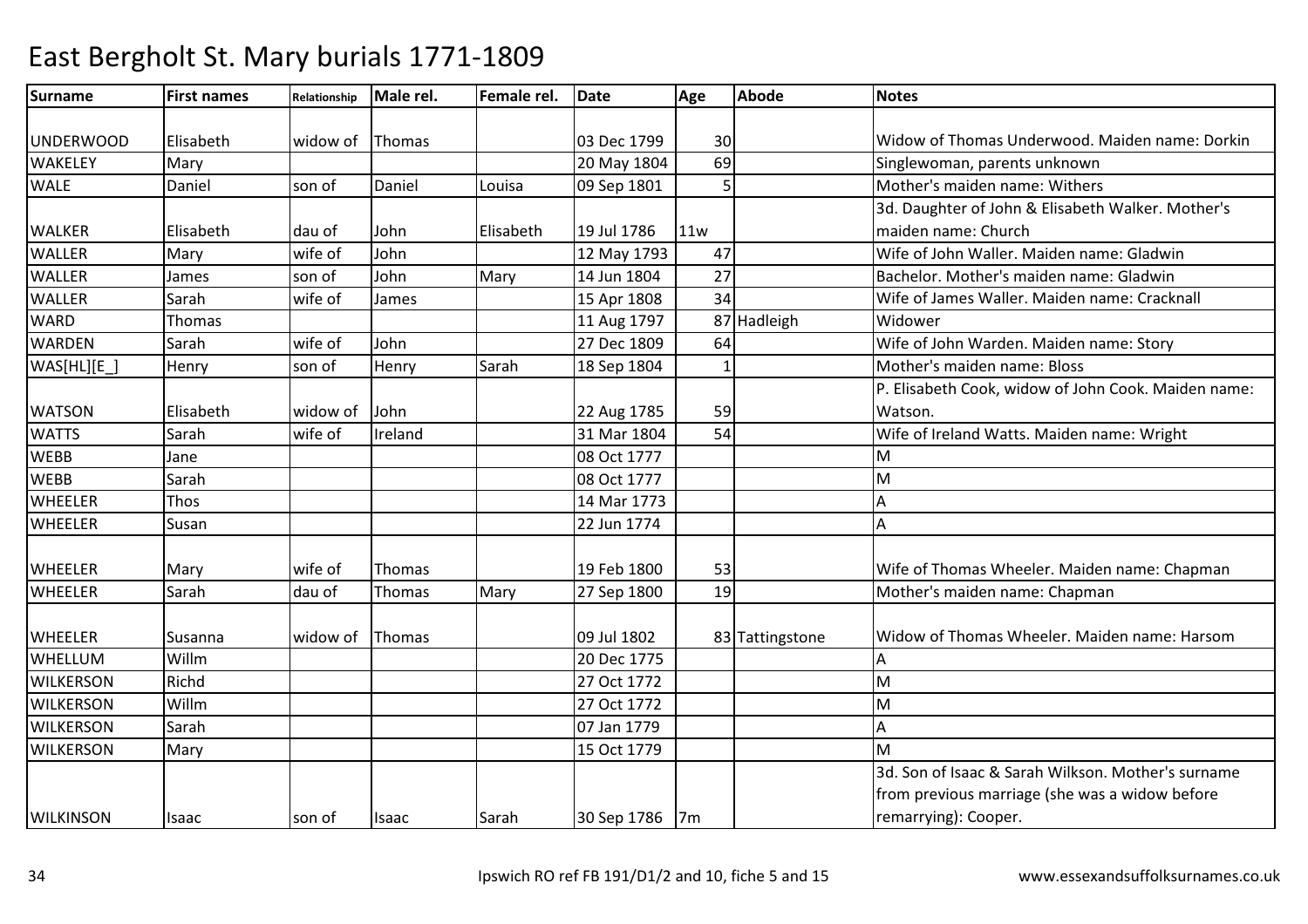# East Bergholt St. Mary burials 1771-1809

| Surname | First names | Relationship | Male rel. | Female rel. | Date | Age | Abode | Notes |
|---|---|---|---|---|---|---|---|---|
| UNDERWOOD | Elisabeth | widow of | Thomas | | 03 Dec 1799 | 30 | | Widow of Thomas Underwood. Maiden name: Dorkin |
| WAKELEY | Mary | | | | 20 May 1804 | 69 | | Singlewoman, parents unknown |
| WALE | Daniel | son of | Daniel | Louisa | 09 Sep 1801 | 5 | | Mother's maiden name: Withers |
| WALKER | Elisabeth | dau of | John | Elisabeth | 19 Jul 1786 | 11w | | 3d. Daughter of John & Elisabeth Walker. Mother's maiden name: Church |
| WALLER | Mary | wife of | John | | 12 May 1793 | 47 | | Wife of John Waller. Maiden name: Gladwin |
| WALLER | James | son of | John | Mary | 14 Jun 1804 | 27 | | Bachelor. Mother's maiden name: Gladwin |
| WALLER | Sarah | wife of | James | | 15 Apr 1808 | 34 | | Wife of James Waller. Maiden name: Cracknall |
| WARD | Thomas | | | | 11 Aug 1797 | 87 | Hadleigh | Widower |
| WARDEN | Sarah | wife of | John | | 27 Dec 1809 | 64 | | Wife of John Warden. Maiden name: Story |
| WAS[HL][E_] | Henry | son of | Henry | Sarah | 18 Sep 1804 | 1 | | Mother's maiden name: Bloss |
| WATSON | Elisabeth | widow of | John | | 22 Aug 1785 | 59 | | P. Elisabeth Cook, widow of John Cook. Maiden name: Watson. |
| WATTS | Sarah | wife of | Ireland | | 31 Mar 1804 | 54 | | Wife of Ireland Watts. Maiden name: Wright |
| WEBB | Jane | | | | 08 Oct 1777 | | | M |
| WEBB | Sarah | | | | 08 Oct 1777 | | | M |
| WHEELER | Thos | | | | 14 Mar 1773 | | | A |
| WHEELER | Susan | | | | 22 Jun 1774 | | | A |
| WHEELER | Mary | wife of | Thomas | | 19 Feb 1800 | 53 | | Wife of Thomas Wheeler. Maiden name: Chapman |
| WHEELER | Sarah | dau of | Thomas | Mary | 27 Sep 1800 | 19 | | Mother's maiden name: Chapman |
| WHEELER | Susanna | widow of | Thomas | | 09 Jul 1802 | 83 | Tattingstone | Widow of Thomas Wheeler. Maiden name: Harsom |
| WHELLUM | Willm | | | | 20 Dec 1775 | | | A |
| WILKERSON | Richd | | | | 27 Oct 1772 | | | M |
| WILKERSON | Willm | | | | 27 Oct 1772 | | | M |
| WILKERSON | Sarah | | | | 07 Jan 1779 | | | A |
| WILKERSON | Mary | | | | 15 Oct 1779 | | | M |
| WILKINSON | Isaac | son of | Isaac | Sarah | 30 Sep 1786 | 7m | | 3d. Son of Isaac & Sarah Wilkson. Mother's surname from previous marriage (she was a widow before remarrying): Cooper. |

Ipswich RO ref FB 191/D1/2 and 10, fiche 5 and 15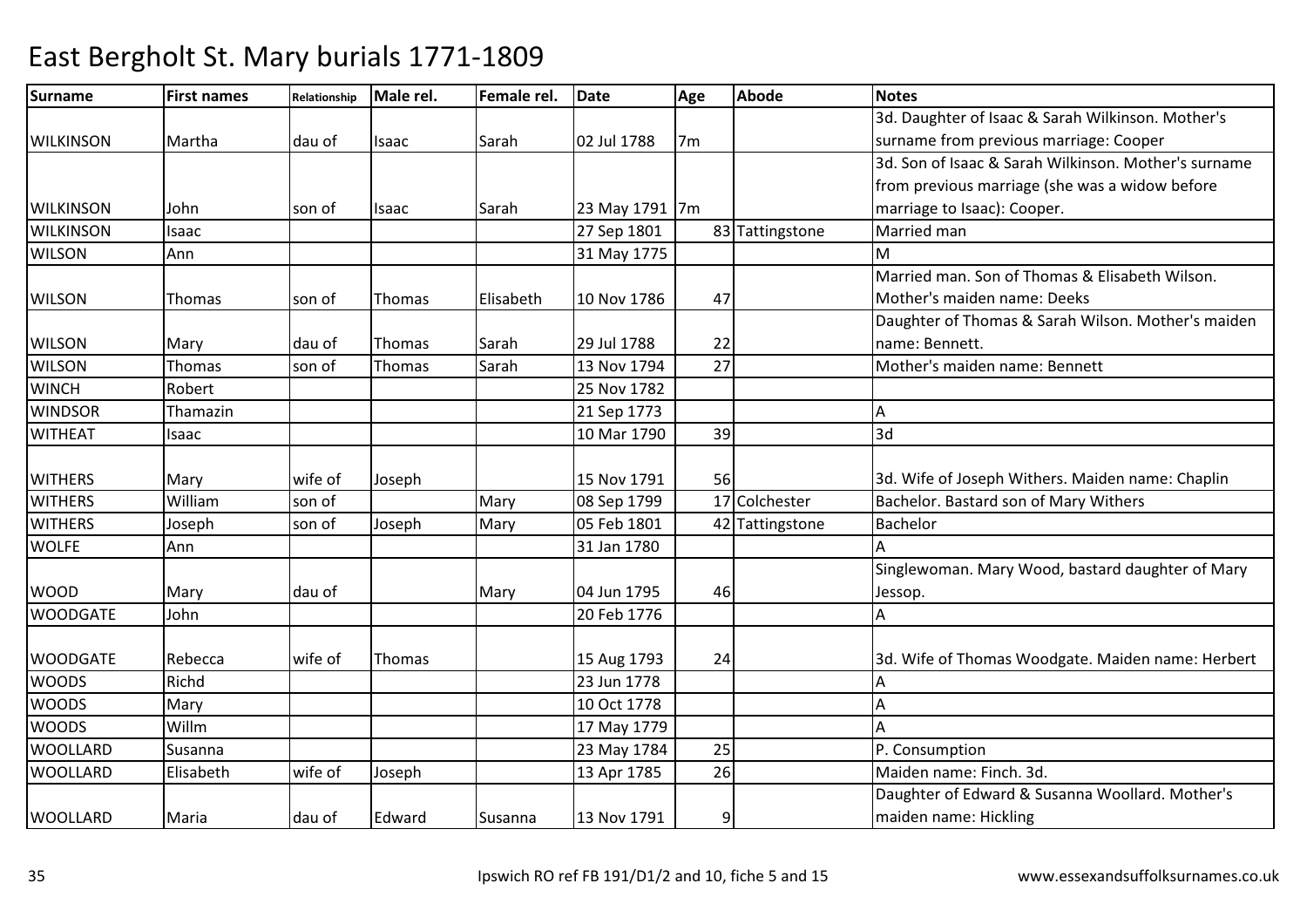# East Bergholt St. Mary burials 1771-1809

| Surname | First names | Relationship | Male rel. | Female rel. | Date | Age | Abode | Notes |
|---|---|---|---|---|---|---|---|---|
| WILKINSON | Martha | dau of | Isaac | Sarah | 02 Jul 1788 | 7m | | 3d. Daughter of Isaac & Sarah Wilkinson. Mother's surname from previous marriage: Cooper |
| WILKINSON | John | son of | Isaac | Sarah | 23 May 1791 | 7m | | 3d. Son of Isaac & Sarah Wilkinson. Mother's surname from previous marriage (she was a widow before marriage to Isaac): Cooper. |
| WILKINSON | Isaac | | | | 27 Sep 1801 | 83 | Tattingstone | Married man |
| WILSON | Ann | | | | 31 May 1775 | | | M |
| WILSON | Thomas | son of | Thomas | Elisabeth | 10 Nov 1786 | 47 | | Married man. Son of Thomas & Elisabeth Wilson. Mother's maiden name: Deeks |
| WILSON | Mary | dau of | Thomas | Sarah | 29 Jul 1788 | 22 | | Daughter of Thomas & Sarah Wilson. Mother's maiden name: Bennett. |
| WILSON | Thomas | son of | Thomas | Sarah | 13 Nov 1794 | 27 | | Mother's maiden name: Bennett |
| WINCH | Robert | | | | 25 Nov 1782 | | | |
| WINDSOR | Thamazin | | | | 21 Sep 1773 | | | A |
| WITHEAT | Isaac | | | | 10 Mar 1790 | 39 | | 3d |
| WITHERS | Mary | wife of | Joseph | | 15 Nov 1791 | 56 | | 3d. Wife of Joseph Withers. Maiden name: Chaplin |
| WITHERS | William | son of | | Mary | 08 Sep 1799 | 17 | Colchester | Bachelor. Bastard son of Mary Withers |
| WITHERS | Joseph | son of | Joseph | Mary | 05 Feb 1801 | 42 | Tattingstone | Bachelor |
| WOLFE | Ann | | | | 31 Jan 1780 | | | A |
| WOOD | Mary | dau of | | Mary | 04 Jun 1795 | 46 | | Singlewoman. Mary Wood, bastard daughter of Mary Jessop. |
| WOODGATE | John | | | | 20 Feb 1776 | | | A |
| WOODGATE | Rebecca | wife of | Thomas | | 15 Aug 1793 | 24 | | 3d. Wife of Thomas Woodgate. Maiden name: Herbert |
| WOODS | Richd | | | | 23 Jun 1778 | | | A |
| WOODS | Mary | | | | 10 Oct 1778 | | | A |
| WOODS | Willm | | | | 17 May 1779 | | | A |
| WOOLLARD | Susanna | | | | 23 May 1784 | 25 | | P. Consumption |
| WOOLLARD | Elisabeth | wife of | Joseph | | 13 Apr 1785 | 26 | | Maiden name: Finch. 3d. |
| WOOLLARD | Maria | dau of | Edward | Susanna | 13 Nov 1791 | 9 | | Daughter of Edward & Susanna Woollard. Mother's maiden name: Hickling |

Ipswich RO ref FB 191/D1/2 and 10, fiche 5 and 15

www.essexandsuffolksurnames.co.uk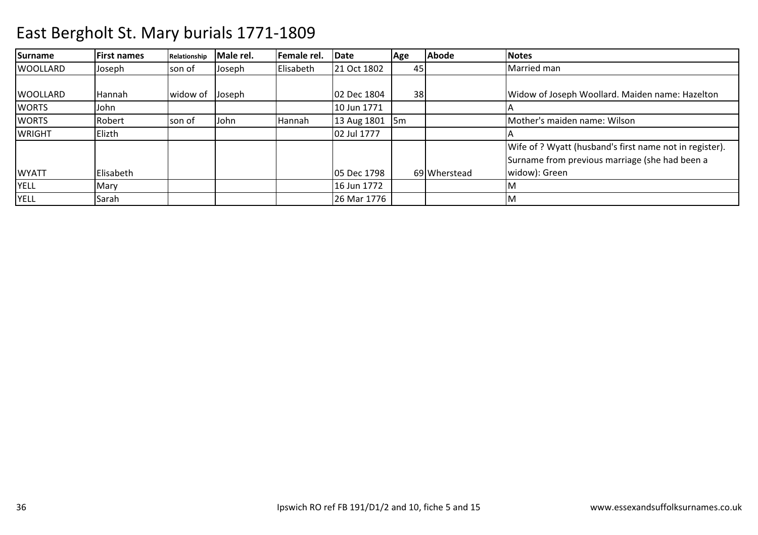# East Bergholt St. Mary burials 1771-1809

| Surname | First names | Relationship | Male rel. | Female rel. | Date | Age | Abode | Notes |
|---|---|---|---|---|---|---|---|---|
| WOOLLARD | Joseph | son of | Joseph | Elisabeth | 21 Oct 1802 | 45 | | Married man |
| WOOLLARD | Hannah | widow of | Joseph | | 02 Dec 1804 | 38 | | Widow of Joseph Woollard. Maiden name: Hazelton |
| WORTS | John | | | | 10 Jun 1771 | | | A |
| WORTS | Robert | son of | John | Hannah | 13 Aug 1801 | 5m | | Mother's maiden name: Wilson |
| WRIGHT | Elizth | | | | 02 Jul 1777 | | | A |
| WYATT | Elisabeth | | | | 05 Dec 1798 | 69 | Wherstead | Wife of ? Wyatt (husband's first name not in register). Surname from previous marriage (she had been a widow): Green |
| YELL | Mary | | | | 16 Jun 1772 | | | M |
| YELL | Sarah | | | | 26 Mar 1776 | | | M |

Ipswich RO ref FB 191/D1/2 and 10, fiche 5 and 15

www.essexandsuffolksurnames.co.uk